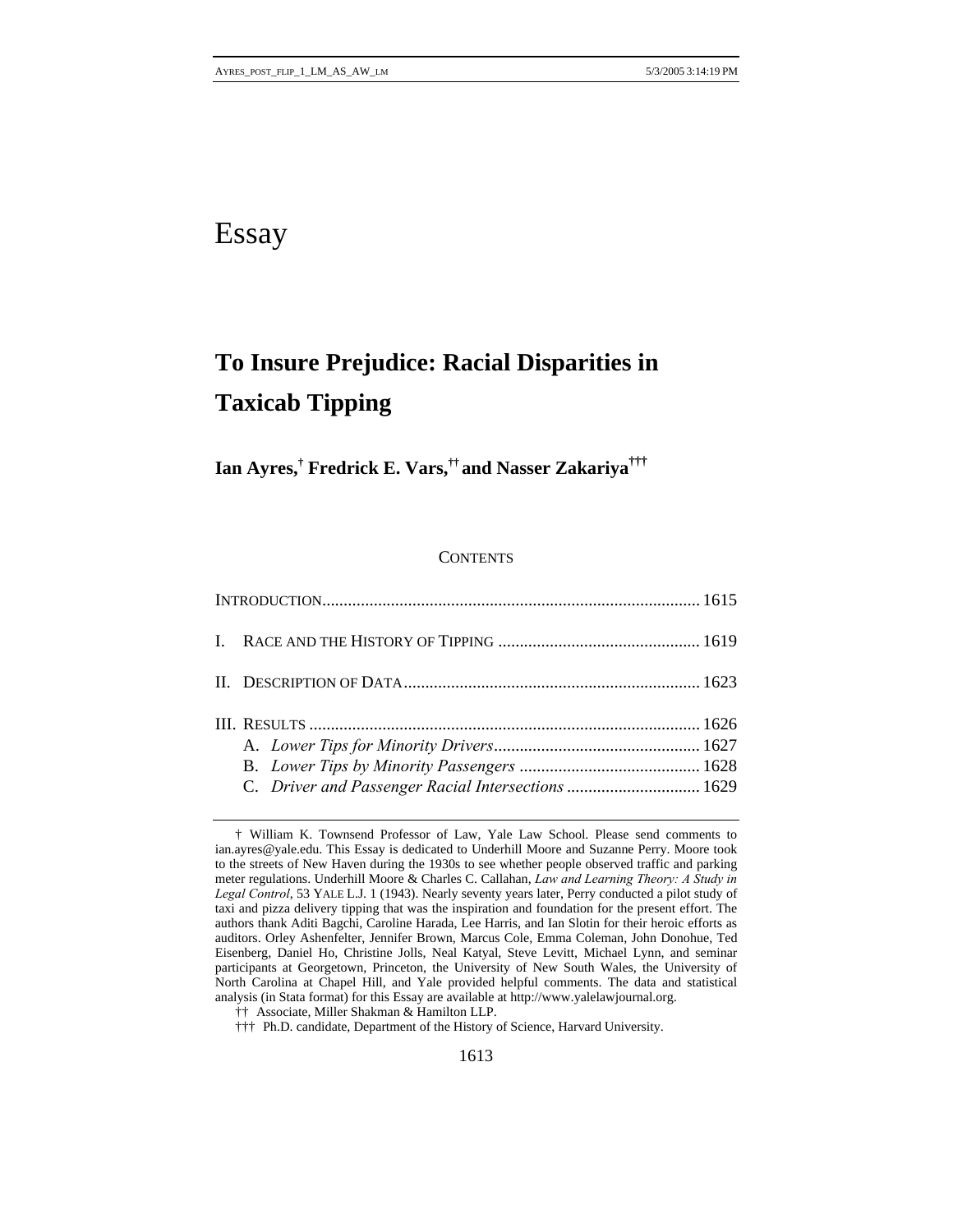# Essay

## To Insure Prejudice: Racial Disparities in Taxicab Tipping

**Ian Ayres,[†] Fredrick E. Vars,[††] and Nasser Zakariya[†††]**

CONTENTS

| | |
|---|---|
| INTRODUCTION | 1615 |
| I. RACE AND THE HISTORY OF TIPPING | 1619 |
| II. DESCRIPTION OF DATA | 1623 |
| III. RESULTS | 1626 |
| A. *Lower Tips for Minority Drivers* | 1627 |
| B. *Lower Tips by Minority Passengers* | 1628 |
| C. *Driver and Passenger Racial Intersections* | 1629 |

† William K. Townsend Professor of Law, Yale Law School. Please send comments to ian.ayres@yale.edu. This Essay is dedicated to Underhill Moore and Suzanne Perry. Moore took to the streets of New Haven during the 1930s to see whether people observed traffic and parking meter regulations. Underhill Moore & Charles C. Callahan, *Law and Learning Theory: A Study in Legal Control*, 53 YALE L.J. 1 (1943). Nearly seventy years later, Perry conducted a pilot study of taxi and pizza delivery tipping that was the inspiration and foundation for the present effort. The authors thank Aditi Bagchi, Caroline Harada, Lee Harris, and Ian Slotin for their heroic efforts as auditors. Orley Ashenfelter, Jennifer Brown, Marcus Cole, Emma Coleman, John Donohue, Ted Eisenberg, Daniel Ho, Christine Jolls, Neal Katyal, Steve Levitt, Michael Lynn, and seminar participants at Georgetown, Princeton, the University of New South Wales, the University of North Carolina at Chapel Hill, and Yale provided helpful comments. The data and statistical analysis (in Stata format) for this Essay are available at http://www.yalelawjournal.org.

†† Associate, Miller Shakman & Hamilton LLP.

††† Ph.D. candidate, Department of the History of Science, Harvard University.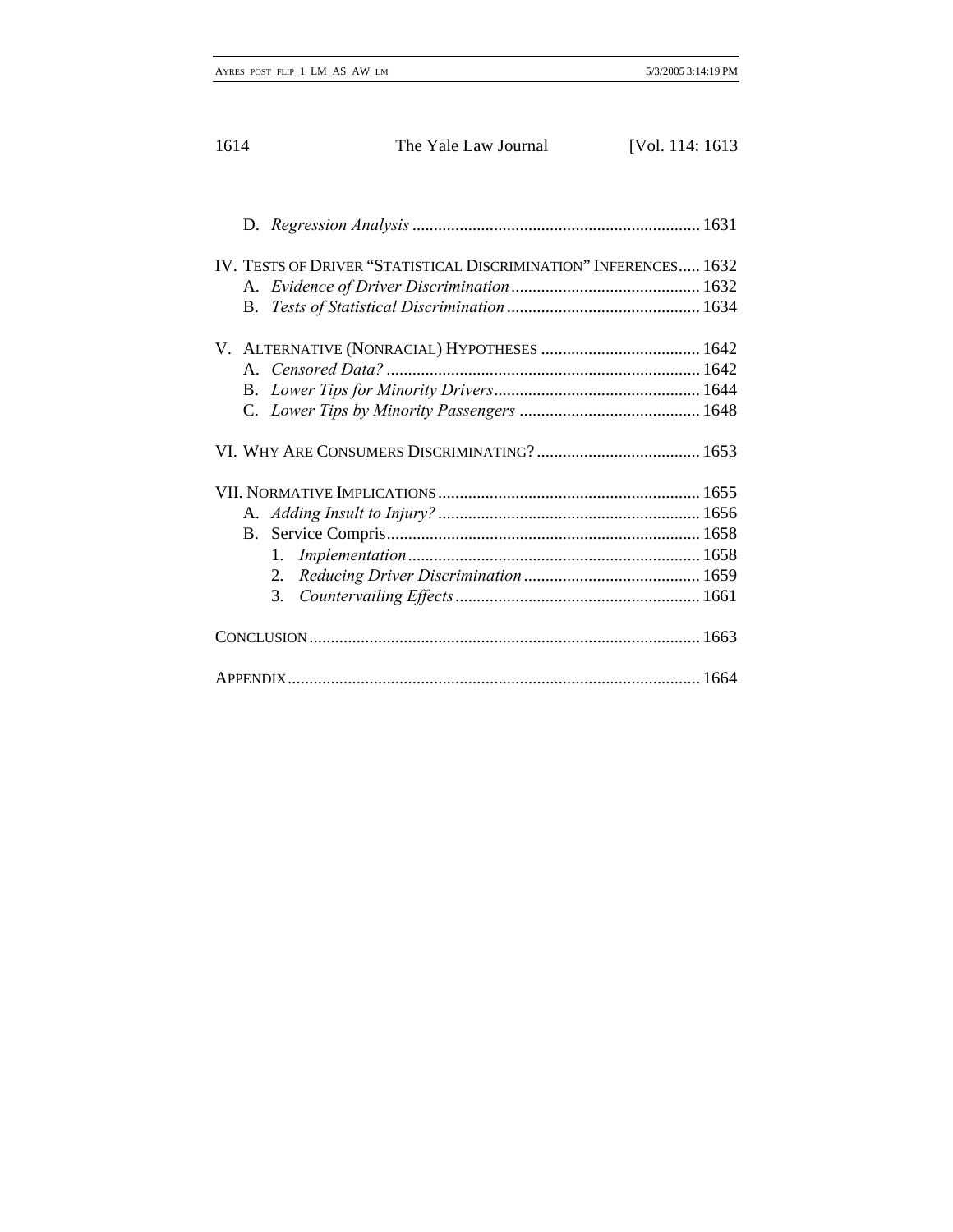D. *Regression Analysis* .................................................................. 1631

IV. TESTS OF DRIVER "STATISTICAL DISCRIMINATION" INFERENCES..... 1632
- A. *Evidence of Driver Discrimination* ........................................... 1632
- B. *Tests of Statistical Discrimination* ............................................ 1634

V. ALTERNATIVE (NONRACIAL) HYPOTHESES ..................................... 1642
- A. *Censored Data?* ........................................................................ 1642
- B. *Lower Tips for Minority Drivers*............................................... 1644
- C. *Lower Tips by Minority Passengers* .......................................... 1648

VI. WHY ARE CONSUMERS DISCRIMINATING? ...................................... 1653

VII. NORMATIVE IMPLICATIONS............................................................ 1655
- A. *Adding Insult to Injury?* ............................................................ 1656
- B. Service Compris........................................................................ 1658
  1. *Implementation*................................................................... 1658
  2. *Reducing Driver Discrimination* ......................................... 1659
  3. *Countervailing Effects*........................................................ 1661

CONCLUSION .......................................................................................... 1663

APPENDIX............................................................................................... 1664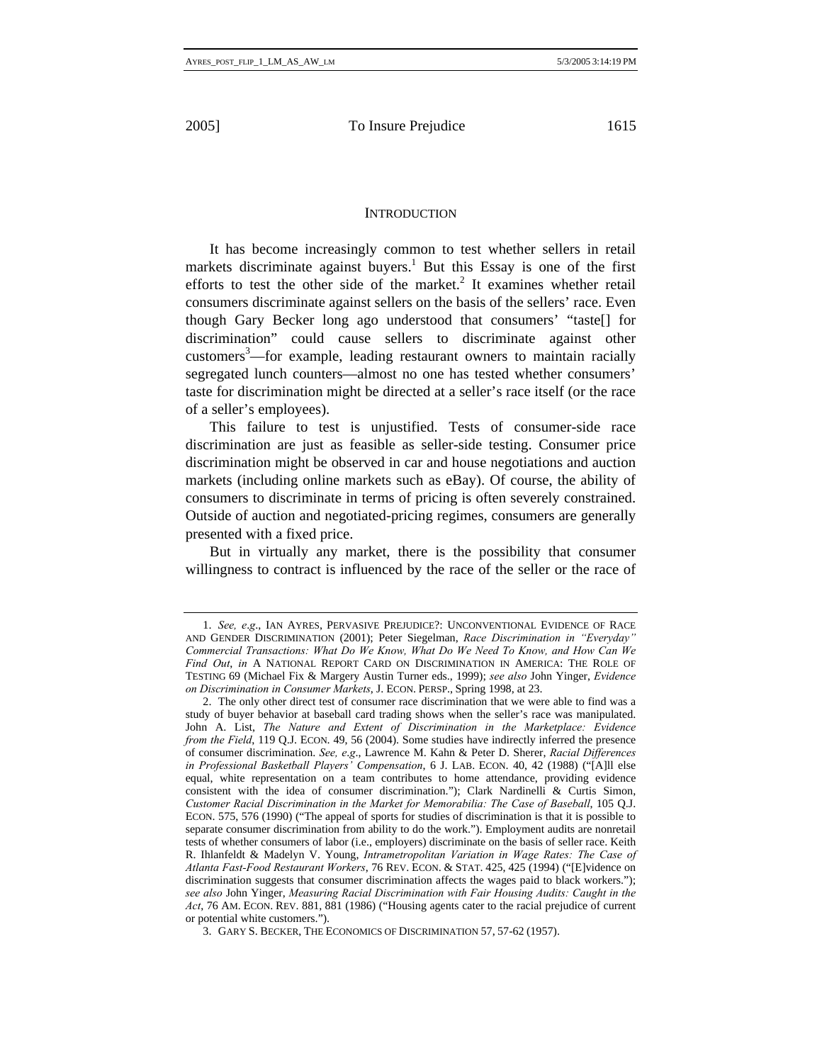## INTRODUCTION

It has become increasingly common to test whether sellers in retail markets discriminate against buyers.[1] But this Essay is one of the first efforts to test the other side of the market.[2] It examines whether retail consumers discriminate against sellers on the basis of the sellers' race. Even though Gary Becker long ago understood that consumers' "taste[] for discrimination" could cause sellers to discriminate against other customers[3]—for example, leading restaurant owners to maintain racially segregated lunch counters—almost no one has tested whether consumers' taste for discrimination might be directed at a seller's race itself (or the race of a seller's employees).

This failure to test is unjustified. Tests of consumer-side race discrimination are just as feasible as seller-side testing. Consumer price discrimination might be observed in car and house negotiations and auction markets (including online markets such as eBay). Of course, the ability of consumers to discriminate in terms of pricing is often severely constrained. Outside of auction and negotiated-pricing regimes, consumers are generally presented with a fixed price.

But in virtually any market, there is the possibility that consumer willingness to contract is influenced by the race of the seller or the race of

---

1. *See, e.g.*, IAN AYRES, PERVASIVE PREJUDICE?: UNCONVENTIONAL EVIDENCE OF RACE AND GENDER DISCRIMINATION (2001); Peter Siegelman, *Race Discrimination in "Everyday" Commercial Transactions: What Do We Know, What Do We Need To Know, and How Can We Find Out*, *in* A NATIONAL REPORT CARD ON DISCRIMINATION IN AMERICA: THE ROLE OF TESTING 69 (Michael Fix & Margery Austin Turner eds., 1999); *see also* John Yinger, *Evidence on Discrimination in Consumer Markets*, J. ECON. PERSP., Spring 1998, at 23.

2. The only other direct test of consumer race discrimination that we were able to find was a study of buyer behavior at baseball card trading shows when the seller's race was manipulated. John A. List, *The Nature and Extent of Discrimination in the Marketplace: Evidence from the Field*, 119 Q.J. ECON. 49, 56 (2004). Some studies have indirectly inferred the presence of consumer discrimination. *See, e.g.*, Lawrence M. Kahn & Peter D. Sherer, *Racial Differences in Professional Basketball Players' Compensation*, 6 J. LAB. ECON. 40, 42 (1988) ("[A]ll else equal, white representation on a team contributes to home attendance, providing evidence consistent with the idea of consumer discrimination."); Clark Nardinelli & Curtis Simon, *Customer Racial Discrimination in the Market for Memorabilia: The Case of Baseball*, 105 Q.J. ECON. 575, 576 (1990) ("The appeal of sports for studies of discrimination is that it is possible to separate consumer discrimination from ability to do the work."). Employment audits are nonretail tests of whether consumers of labor (i.e., employers) discriminate on the basis of seller race. Keith R. Ihlanfeldt & Madelyn V. Young, *Intrametropolitan Variation in Wage Rates: The Case of Atlanta Fast-Food Restaurant Workers*, 76 REV. ECON. & STAT. 425, 425 (1994) ("[E]vidence on discrimination suggests that consumer discrimination affects the wages paid to black workers."); *see also* John Yinger, *Measuring Racial Discrimination with Fair Housing Audits: Caught in the Act*, 76 AM. ECON. REV. 881, 881 (1986) ("Housing agents cater to the racial prejudice of current or potential white customers.").

3. GARY S. BECKER, THE ECONOMICS OF DISCRIMINATION 57, 57-62 (1957).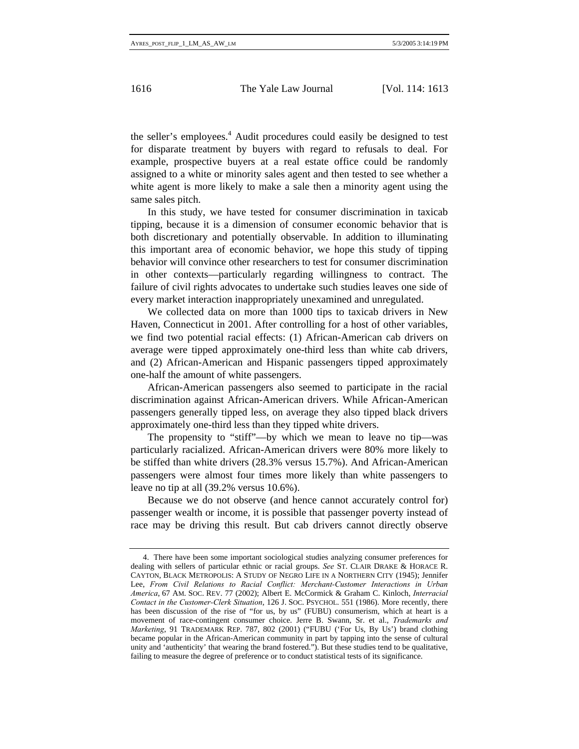the seller's employees.[4] Audit procedures could easily be designed to test for disparate treatment by buyers with regard to refusals to deal. For example, prospective buyers at a real estate office could be randomly assigned to a white or minority sales agent and then tested to see whether a white agent is more likely to make a sale then a minority agent using the same sales pitch.

In this study, we have tested for consumer discrimination in taxicab tipping, because it is a dimension of consumer economic behavior that is both discretionary and potentially observable. In addition to illuminating this important area of economic behavior, we hope this study of tipping behavior will convince other researchers to test for consumer discrimination in other contexts—particularly regarding willingness to contract. The failure of civil rights advocates to undertake such studies leaves one side of every market interaction inappropriately unexamined and unregulated.

We collected data on more than 1000 tips to taxicab drivers in New Haven, Connecticut in 2001. After controlling for a host of other variables, we find two potential racial effects: (1) African-American cab drivers on average were tipped approximately one-third less than white cab drivers, and (2) African-American and Hispanic passengers tipped approximately one-half the amount of white passengers.

African-American passengers also seemed to participate in the racial discrimination against African-American drivers. While African-American passengers generally tipped less, on average they also tipped black drivers approximately one-third less than they tipped white drivers.

The propensity to "stiff"—by which we mean to leave no tip—was particularly racialized. African-American drivers were 80% more likely to be stiffed than white drivers (28.3% versus 15.7%). And African-American passengers were almost four times more likely than white passengers to leave no tip at all (39.2% versus 10.6%).

Because we do not observe (and hence cannot accurately control for) passenger wealth or income, it is possible that passenger poverty instead of race may be driving this result. But cab drivers cannot directly observe

---

4. There have been some important sociological studies analyzing consumer preferences for dealing with sellers of particular ethnic or racial groups. *See* ST. CLAIR DRAKE & HORACE R. CAYTON, BLACK METROPOLIS: A STUDY OF NEGRO LIFE IN A NORTHERN CITY (1945); Jennifer Lee, *From Civil Relations to Racial Conflict: Merchant-Customer Interactions in Urban America*, 67 AM. SOC. REV. 77 (2002); Albert E. McCormick & Graham C. Kinloch, *Interracial Contact in the Customer-Clerk Situation*, 126 J. SOC. PSYCHOL. 551 (1986). More recently, there has been discussion of the rise of "for us, by us" (FUBU) consumerism, which at heart is a movement of race-contingent consumer choice. Jerre B. Swann, Sr. et al., *Trademarks and Marketing*, 91 TRADEMARK REP. 787, 802 (2001) ("FUBU ('For Us, By Us') brand clothing became popular in the African-American community in part by tapping into the sense of cultural unity and 'authenticity' that wearing the brand fostered."). But these studies tend to be qualitative, failing to measure the degree of preference or to conduct statistical tests of its significance.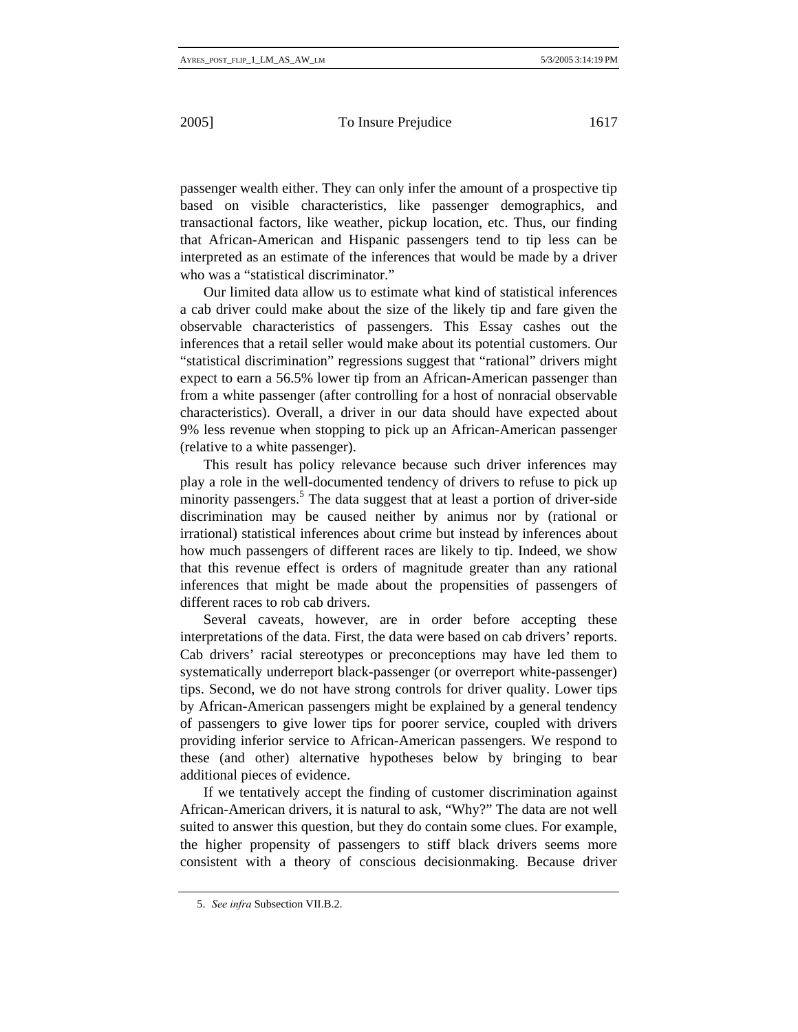passenger wealth either. They can only infer the amount of a prospective tip based on visible characteristics, like passenger demographics, and transactional factors, like weather, pickup location, etc. Thus, our finding that African-American and Hispanic passengers tend to tip less can be interpreted as an estimate of the inferences that would be made by a driver who was a "statistical discriminator."

Our limited data allow us to estimate what kind of statistical inferences a cab driver could make about the size of the likely tip and fare given the observable characteristics of passengers. This Essay cashes out the inferences that a retail seller would make about its potential customers. Our "statistical discrimination" regressions suggest that "rational" drivers might expect to earn a 56.5% lower tip from an African-American passenger than from a white passenger (after controlling for a host of nonracial observable characteristics). Overall, a driver in our data should have expected about 9% less revenue when stopping to pick up an African-American passenger (relative to a white passenger).

This result has policy relevance because such driver inferences may play a role in the well-documented tendency of drivers to refuse to pick up minority passengers.[5] The data suggest that at least a portion of driver-side discrimination may be caused neither by animus nor by (rational or irrational) statistical inferences about crime but instead by inferences about how much passengers of different races are likely to tip. Indeed, we show that this revenue effect is orders of magnitude greater than any rational inferences that might be made about the propensities of passengers of different races to rob cab drivers.

Several caveats, however, are in order before accepting these interpretations of the data. First, the data were based on cab drivers' reports. Cab drivers' racial stereotypes or preconceptions may have led them to systematically underreport black-passenger (or overreport white-passenger) tips. Second, we do not have strong controls for driver quality. Lower tips by African-American passengers might be explained by a general tendency of passengers to give lower tips for poorer service, coupled with drivers providing inferior service to African-American passengers. We respond to these (and other) alternative hypotheses below by bringing to bear additional pieces of evidence.

If we tentatively accept the finding of customer discrimination against African-American drivers, it is natural to ask, "Why?" The data are not well suited to answer this question, but they do contain some clues. For example, the higher propensity of passengers to stiff black drivers seems more consistent with a theory of conscious decisionmaking. Because driver

5. *See infra* Subsection VII.B.2.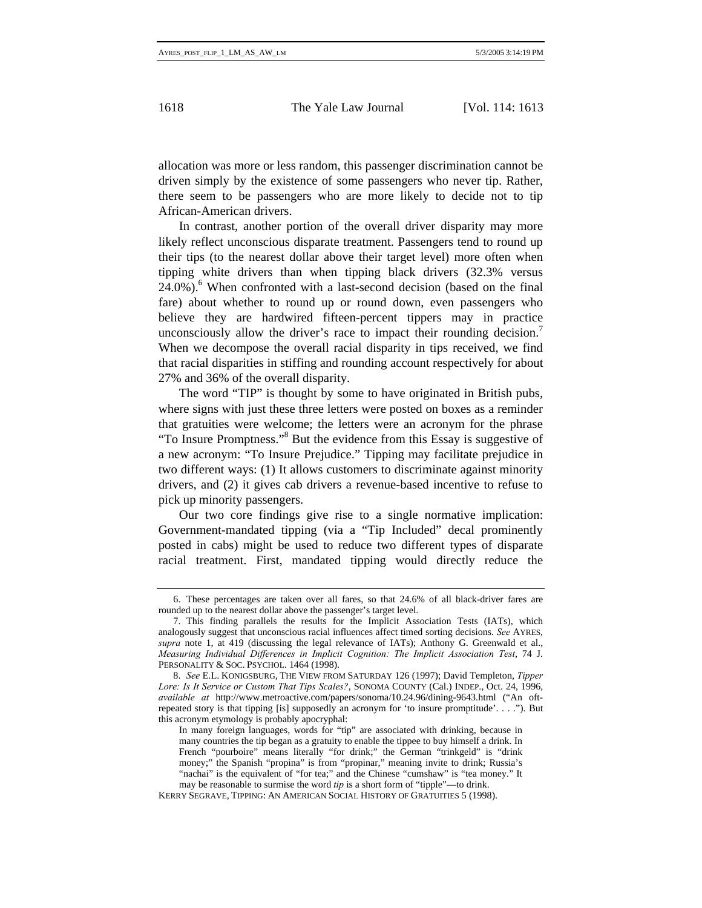allocation was more or less random, this passenger discrimination cannot be driven simply by the existence of some passengers who never tip. Rather, there seem to be passengers who are more likely to decide not to tip African-American drivers.

In contrast, another portion of the overall driver disparity may more likely reflect unconscious disparate treatment. Passengers tend to round up their tips (to the nearest dollar above their target level) more often when tipping white drivers than when tipping black drivers (32.3% versus 24.0%).[6] When confronted with a last-second decision (based on the final fare) about whether to round up or round down, even passengers who believe they are hardwired fifteen-percent tippers may in practice unconsciously allow the driver's race to impact their rounding decision.[7] When we decompose the overall racial disparity in tips received, we find that racial disparities in stiffing and rounding account respectively for about 27% and 36% of the overall disparity.

The word "TIP" is thought by some to have originated in British pubs, where signs with just these three letters were posted on boxes as a reminder that gratuities were welcome; the letters were an acronym for the phrase "To Insure Promptness."[8] But the evidence from this Essay is suggestive of a new acronym: "To Insure Prejudice." Tipping may facilitate prejudice in two different ways: (1) It allows customers to discriminate against minority drivers, and (2) it gives cab drivers a revenue-based incentive to refuse to pick up minority passengers.

Our two core findings give rise to a single normative implication: Government-mandated tipping (via a "Tip Included" decal prominently posted in cabs) might be used to reduce two different types of disparate racial treatment. First, mandated tipping would directly reduce the

---

6. These percentages are taken over all fares, so that 24.6% of all black-driver fares are rounded up to the nearest dollar above the passenger's target level.

7. This finding parallels the results for the Implicit Association Tests (IATs), which analogously suggest that unconscious racial influences affect timed sorting decisions. *See* AYRES, *supra* note 1, at 419 (discussing the legal relevance of IATs); Anthony G. Greenwald et al., *Measuring Individual Differences in Implicit Cognition: The Implicit Association Test*, 74 J. PERSONALITY & SOC. PSYCHOL. 1464 (1998).

8. *See* E.L. KONIGSBURG, THE VIEW FROM SATURDAY 126 (1997); David Templeton, *Tipper Lore: Is It Service or Custom That Tips Scales?*, SONOMA COUNTY (Cal.) INDEP., Oct. 24, 1996, *available at* http://www.metroactive.com/papers/sonoma/10.24.96/dining-9643.html ("An oft-repeated story is that tipping [is] supposedly an acronym for 'to insure promptitude'. . . ."). But this acronym etymology is probably apocryphal:

> In many foreign languages, words for "tip" are associated with drinking, because in many countries the tip began as a gratuity to enable the tippee to buy himself a drink. In French "pourboire" means literally "for drink;" the German "trinkgeld" is "drink money;" the Spanish "propina" is from "propinar," meaning invite to drink; Russia's "nachai" is the equivalent of "for tea;" and the Chinese "cumshaw" is "tea money." It may be reasonable to surmise the word *tip* is a short form of "tipple"—to drink.

KERRY SEGRAVE, TIPPING: AN AMERICAN SOCIAL HISTORY OF GRATUITIES 5 (1998).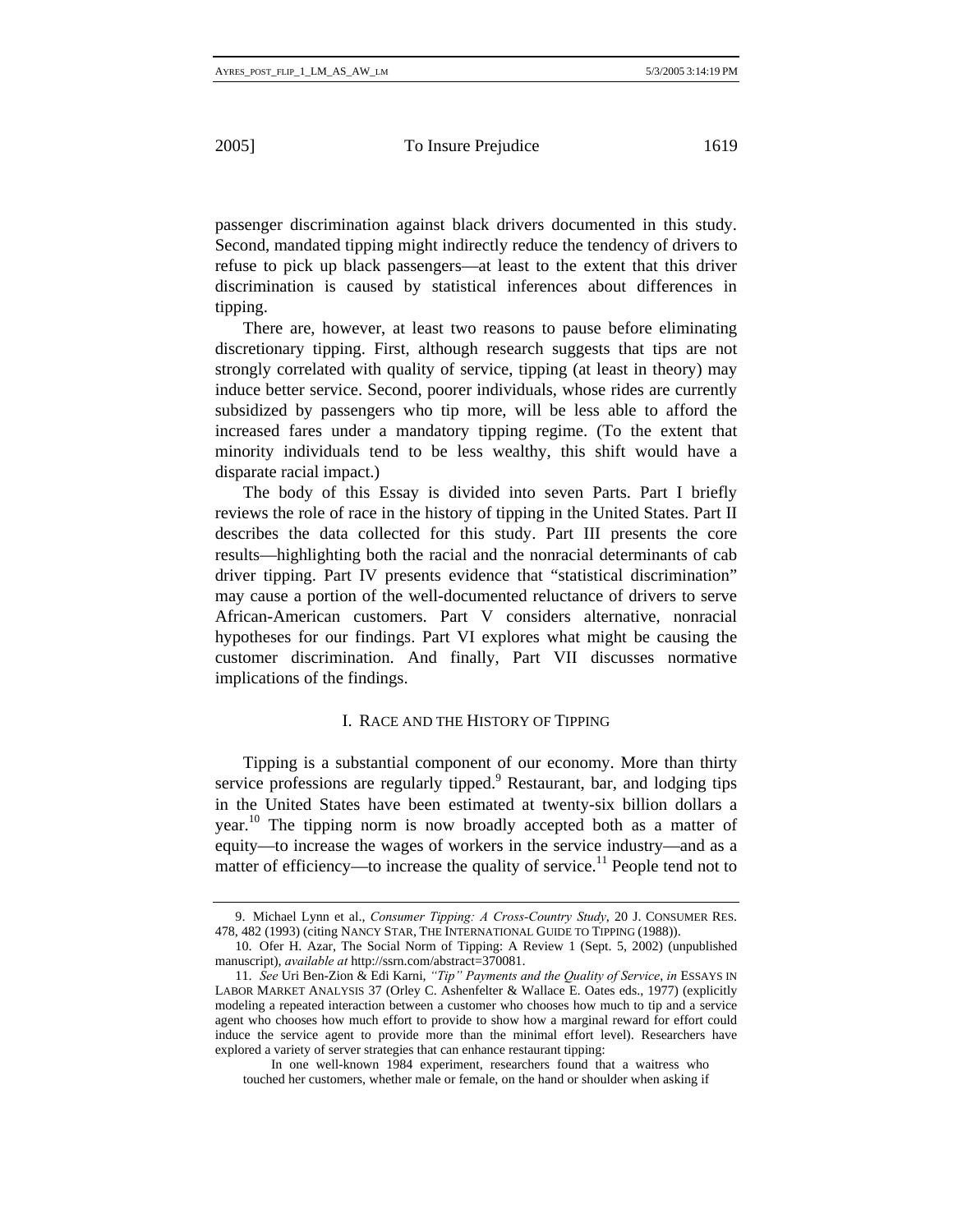passenger discrimination against black drivers documented in this study. Second, mandated tipping might indirectly reduce the tendency of drivers to refuse to pick up black passengers—at least to the extent that this driver discrimination is caused by statistical inferences about differences in tipping.

There are, however, at least two reasons to pause before eliminating discretionary tipping. First, although research suggests that tips are not strongly correlated with quality of service, tipping (at least in theory) may induce better service. Second, poorer individuals, whose rides are currently subsidized by passengers who tip more, will be less able to afford the increased fares under a mandatory tipping regime. (To the extent that minority individuals tend to be less wealthy, this shift would have a disparate racial impact.)

The body of this Essay is divided into seven Parts. Part I briefly reviews the role of race in the history of tipping in the United States. Part II describes the data collected for this study. Part III presents the core results—highlighting both the racial and the nonracial determinants of cab driver tipping. Part IV presents evidence that "statistical discrimination" may cause a portion of the well-documented reluctance of drivers to serve African-American customers. Part V considers alternative, nonracial hypotheses for our findings. Part VI explores what might be causing the customer discrimination. And finally, Part VII discusses normative implications of the findings.

## I. RACE AND THE HISTORY OF TIPPING

Tipping is a substantial component of our economy. More than thirty service professions are regularly tipped.[9] Restaurant, bar, and lodging tips in the United States have been estimated at twenty-six billion dollars a year.[10] The tipping norm is now broadly accepted both as a matter of equity—to increase the wages of workers in the service industry—and as a matter of efficiency—to increase the quality of service.[11] People tend not to

---

9. Michael Lynn et al., *Consumer Tipping: A Cross-Country Study*, 20 J. CONSUMER RES. 478, 482 (1993) (citing NANCY STAR, THE INTERNATIONAL GUIDE TO TIPPING (1988)).

10. Ofer H. Azar, The Social Norm of Tipping: A Review 1 (Sept. 5, 2002) (unpublished manuscript), *available at* http://ssrn.com/abstract=370081.

11. *See* Uri Ben-Zion & Edi Karni, *"Tip" Payments and the Quality of Service*, *in* ESSAYS IN LABOR MARKET ANALYSIS 37 (Orley C. Ashenfelter & Wallace E. Oates eds., 1977) (explicitly modeling a repeated interaction between a customer who chooses how much to tip and a service agent who chooses how much effort to provide to show how a marginal reward for effort could induce the service agent to provide more than the minimal effort level). Researchers have explored a variety of server strategies that can enhance restaurant tipping:

> In one well-known 1984 experiment, researchers found that a waitress who touched her customers, whether male or female, on the hand or shoulder when asking if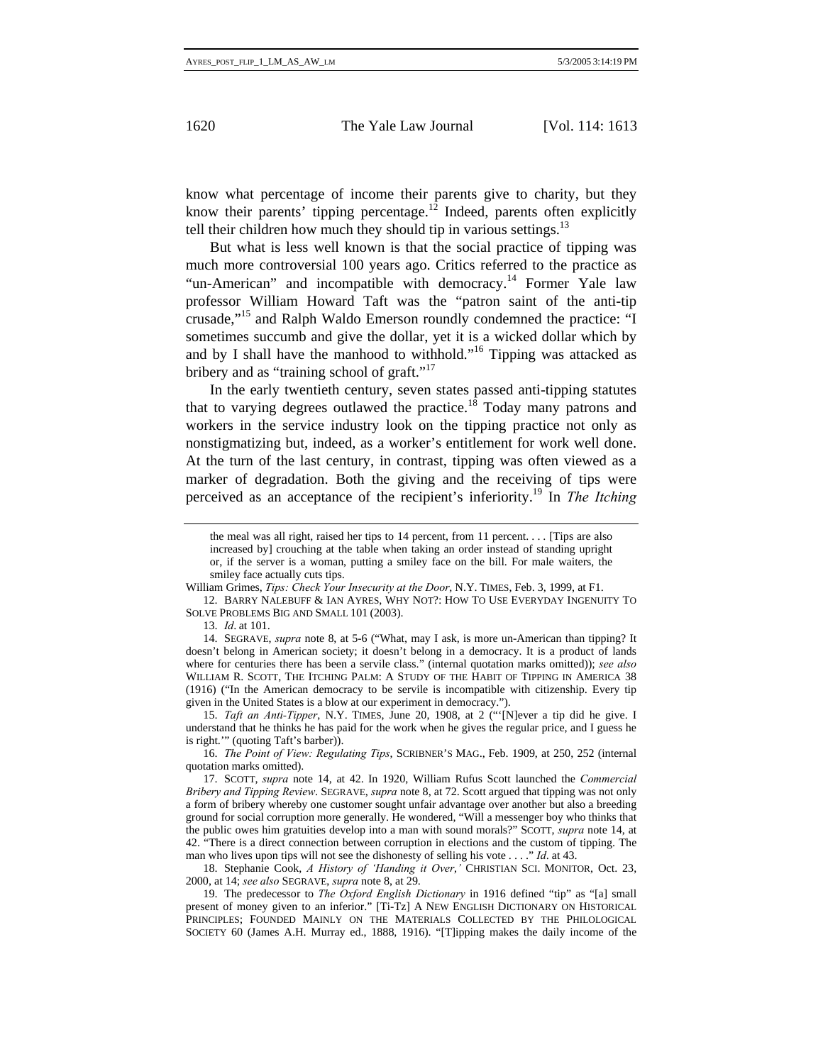know what percentage of income their parents give to charity, but they know their parents' tipping percentage.[12] Indeed, parents often explicitly tell their children how much they should tip in various settings.[13]

But what is less well known is that the social practice of tipping was much more controversial 100 years ago. Critics referred to the practice as "un-American" and incompatible with democracy.[14] Former Yale law professor William Howard Taft was the "patron saint of the anti-tip crusade,"[15] and Ralph Waldo Emerson roundly condemned the practice: "I sometimes succumb and give the dollar, yet it is a wicked dollar which by and by I shall have the manhood to withhold."[16] Tipping was attacked as bribery and as "training school of graft."[17]

In the early twentieth century, seven states passed anti-tipping statutes that to varying degrees outlawed the practice.[18] Today many patrons and workers in the service industry look on the tipping practice not only as nonstigmatizing but, indeed, as a worker's entitlement for work well done. At the turn of the last century, in contrast, tipping was often viewed as a marker of degradation. Both the giving and the receiving of tips were perceived as an acceptance of the recipient's inferiority.[19] In *The Itching*

---

> the meal was all right, raised her tips to 14 percent, from 11 percent. . . . [Tips are also increased by] crouching at the table when taking an order instead of standing upright or, if the server is a woman, putting a smiley face on the bill. For male waiters, the smiley face actually cuts tips.

William Grimes, *Tips: Check Your Insecurity at the Door*, N.Y. TIMES, Feb. 3, 1999, at F1.

12. BARRY NALEBUFF & IAN AYRES, WHY NOT?: HOW TO USE EVERYDAY INGENUITY TO SOLVE PROBLEMS BIG AND SMALL 101 (2003).

13. *Id*. at 101.

14. SEGRAVE, *supra* note 8, at 5-6 ("What, may I ask, is more un-American than tipping? It doesn't belong in American society; it doesn't belong in a democracy. It is a product of lands where for centuries there has been a servile class." (internal quotation marks omitted)); *see also* WILLIAM R. SCOTT, THE ITCHING PALM: A STUDY OF THE HABIT OF TIPPING IN AMERICA 38 (1916) ("In the American democracy to be servile is incompatible with citizenship. Every tip given in the United States is a blow at our experiment in democracy.").

15. *Taft an Anti-Tipper*, N.Y. TIMES, June 20, 1908, at 2 ("'[N]ever a tip did he give. I understand that he thinks he has paid for the work when he gives the regular price, and I guess he is right.'" (quoting Taft's barber)).

16. *The Point of View: Regulating Tips*, SCRIBNER'S MAG., Feb. 1909, at 250, 252 (internal quotation marks omitted).

17. SCOTT, *supra* note 14, at 42. In 1920, William Rufus Scott launched the *Commercial Bribery and Tipping Review*. SEGRAVE, *supra* note 8, at 72. Scott argued that tipping was not only a form of bribery whereby one customer sought unfair advantage over another but also a breeding ground for social corruption more generally. He wondered, "Will a messenger boy who thinks that the public owes him gratuities develop into a man with sound morals?" SCOTT, *supra* note 14, at 42. "There is a direct connection between corruption in elections and the custom of tipping. The man who lives upon tips will not see the dishonesty of selling his vote . . . ." *Id*. at 43.

18. Stephanie Cook, *A History of 'Handing it Over*,*'* CHRISTIAN SCI. MONITOR, Oct. 23, 2000, at 14; *see also* SEGRAVE, *supra* note 8, at 29.

19. The predecessor to *The Oxford English Dictionary* in 1916 defined "tip" as "[a] small present of money given to an inferior." [Ti-Tz] A NEW ENGLISH DICTIONARY ON HISTORICAL PRINCIPLES; FOUNDED MAINLY ON THE MATERIALS COLLECTED BY THE PHILOLOGICAL SOCIETY 60 (James A.H. Murray ed., 1888, 1916). "[T]ipping makes the daily income of the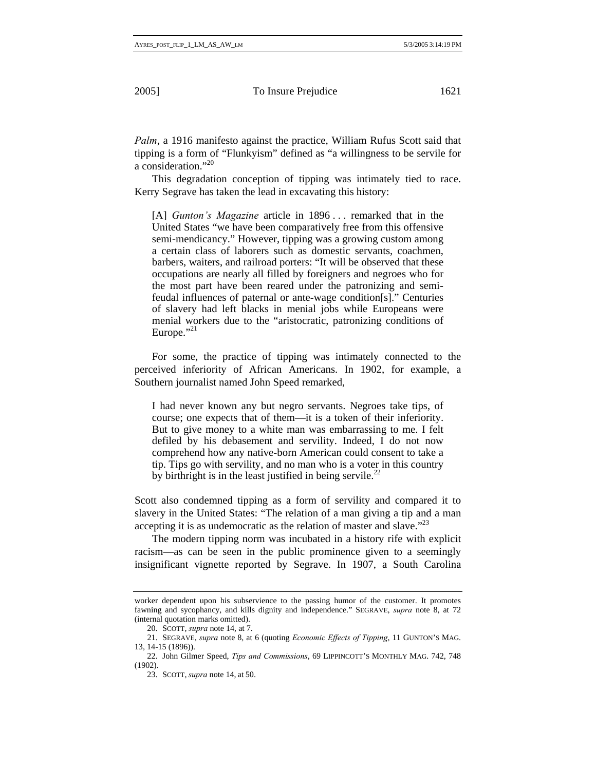*Palm*, a 1916 manifesto against the practice, William Rufus Scott said that tipping is a form of "Flunkyism" defined as "a willingness to be servile for a consideration."[20]

This degradation conception of tipping was intimately tied to race. Kerry Segrave has taken the lead in excavating this history:

> [A] *Gunton's Magazine* article in 1896 . . . remarked that in the United States "we have been comparatively free from this offensive semi-mendicancy." However, tipping was a growing custom among a certain class of laborers such as domestic servants, coachmen, barbers, waiters, and railroad porters: "It will be observed that these occupations are nearly all filled by foreigners and negroes who for the most part have been reared under the patronizing and semi-feudal influences of paternal or ante-wage condition[s]." Centuries of slavery had left blacks in menial jobs while Europeans were menial workers due to the "aristocratic, patronizing conditions of Europe."[21]

For some, the practice of tipping was intimately connected to the perceived inferiority of African Americans. In 1902, for example, a Southern journalist named John Speed remarked,

> I had never known any but negro servants. Negroes take tips, of course; one expects that of them—it is a token of their inferiority. But to give money to a white man was embarrassing to me. I felt defiled by his debasement and servility. Indeed, I do not now comprehend how any native-born American could consent to take a tip. Tips go with servility, and no man who is a voter in this country by birthright is in the least justified in being servile.[22]

Scott also condemned tipping as a form of servility and compared it to slavery in the United States: "The relation of a man giving a tip and a man accepting it is as undemocratic as the relation of master and slave."[23]

The modern tipping norm was incubated in a history rife with explicit racism—as can be seen in the public prominence given to a seemingly insignificant vignette reported by Segrave. In 1907, a South Carolina

---

worker dependent upon his subservience to the passing humor of the customer. It promotes fawning and sycophancy, and kills dignity and independence." SEGRAVE, *supra* note 8, at 72 (internal quotation marks omitted).

20. SCOTT, *supra* note 14, at 7.

21. SEGRAVE, *supra* note 8, at 6 (quoting *Economic Effects of Tipping*, 11 GUNTON'S MAG. 13, 14-15 (1896)).

22. John Gilmer Speed, *Tips and Commissions*, 69 LIPPINCOTT'S MONTHLY MAG. 742, 748 (1902).

23. SCOTT, *supra* note 14, at 50.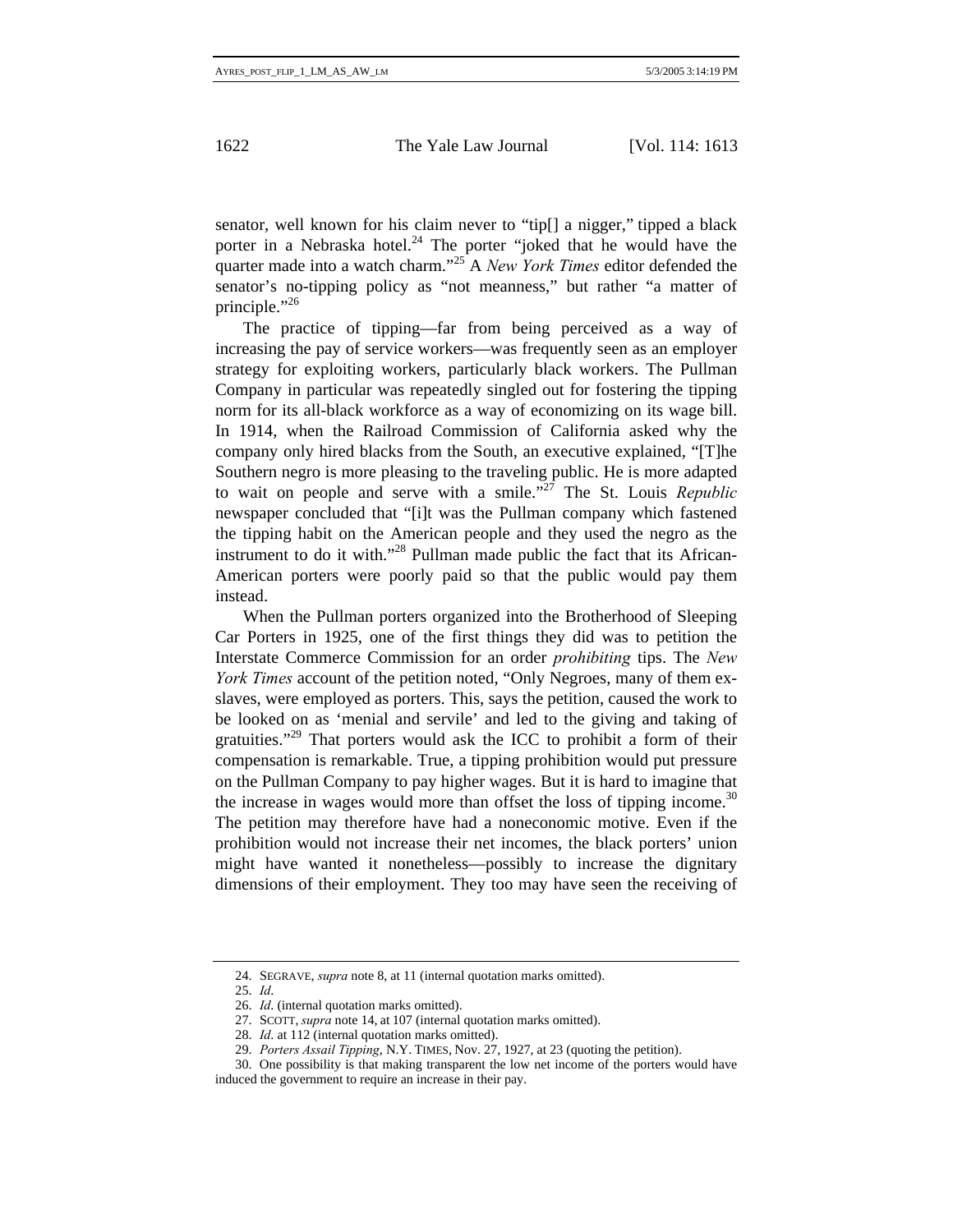senator, well known for his claim never to "tip[] a nigger," tipped a black porter in a Nebraska hotel.[24] The porter "joked that he would have the quarter made into a watch charm."[25] A *New York Times* editor defended the senator's no-tipping policy as "not meanness," but rather "a matter of principle."[26]

The practice of tipping—far from being perceived as a way of increasing the pay of service workers—was frequently seen as an employer strategy for exploiting workers, particularly black workers. The Pullman Company in particular was repeatedly singled out for fostering the tipping norm for its all-black workforce as a way of economizing on its wage bill. In 1914, when the Railroad Commission of California asked why the company only hired blacks from the South, an executive explained, "[T]he Southern negro is more pleasing to the traveling public. He is more adapted to wait on people and serve with a smile."[27] The St. Louis *Republic* newspaper concluded that "[i]t was the Pullman company which fastened the tipping habit on the American people and they used the negro as the instrument to do it with."[28] Pullman made public the fact that its African-American porters were poorly paid so that the public would pay them instead.

When the Pullman porters organized into the Brotherhood of Sleeping Car Porters in 1925, one of the first things they did was to petition the Interstate Commerce Commission for an order *prohibiting* tips. The *New York Times* account of the petition noted, "Only Negroes, many of them ex-slaves, were employed as porters. This, says the petition, caused the work to be looked on as 'menial and servile' and led to the giving and taking of gratuities."[29] That porters would ask the ICC to prohibit a form of their compensation is remarkable. True, a tipping prohibition would put pressure on the Pullman Company to pay higher wages. But it is hard to imagine that the increase in wages would more than offset the loss of tipping income.[30] The petition may therefore have had a noneconomic motive. Even if the prohibition would not increase their net incomes, the black porters' union might have wanted it nonetheless—possibly to increase the dignitary dimensions of their employment. They too may have seen the receiving of

---

24. SEGRAVE, *supra* note 8, at 11 (internal quotation marks omitted).

25. *Id*.

26. *Id*. (internal quotation marks omitted).

27. SCOTT, *supra* note 14, at 107 (internal quotation marks omitted).

28. *Id*. at 112 (internal quotation marks omitted).

29. *Porters Assail Tipping*, N.Y. TIMES, Nov. 27, 1927, at 23 (quoting the petition).

30. One possibility is that making transparent the low net income of the porters would have induced the government to require an increase in their pay.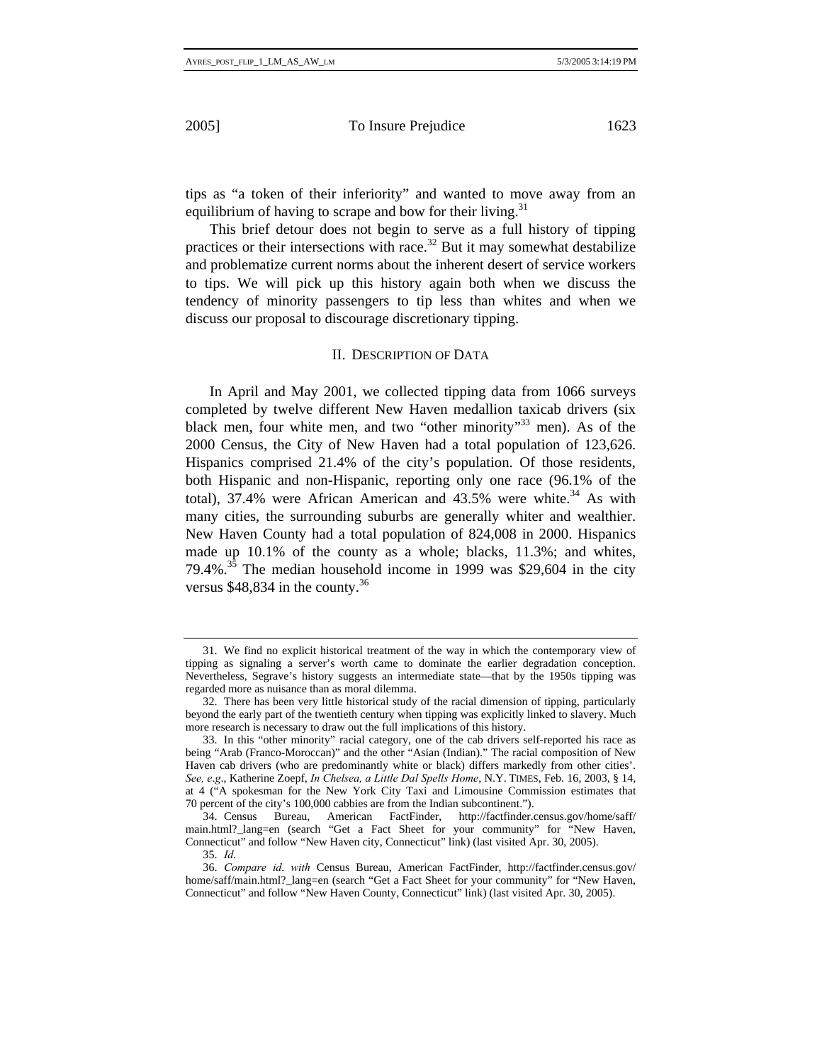tips as "a token of their inferiority" and wanted to move away from an equilibrium of having to scrape and bow for their living.[31]

This brief detour does not begin to serve as a full history of tipping practices or their intersections with race.[32] But it may somewhat destabilize and problematize current norms about the inherent desert of service workers to tips. We will pick up this history again both when we discuss the tendency of minority passengers to tip less than whites and when we discuss our proposal to discourage discretionary tipping.

## II. Description of Data

In April and May 2001, we collected tipping data from 1066 surveys completed by twelve different New Haven medallion taxicab drivers (six black men, four white men, and two "other minority"[33] men). As of the 2000 Census, the City of New Haven had a total population of 123,626. Hispanics comprised 21.4% of the city's population. Of those residents, both Hispanic and non-Hispanic, reporting only one race (96.1% of the total), 37.4% were African American and 43.5% were white.[34] As with many cities, the surrounding suburbs are generally whiter and wealthier. New Haven County had a total population of 824,008 in 2000. Hispanics made up 10.1% of the county as a whole; blacks, 11.3%; and whites, 79.4%.[35] The median household income in 1999 was $29,604 in the city versus $48,834 in the county.[36]

---

31. We find no explicit historical treatment of the way in which the contemporary view of tipping as signaling a server's worth came to dominate the earlier degradation conception. Nevertheless, Segrave's history suggests an intermediate state—that by the 1950s tipping was regarded more as nuisance than as moral dilemma.

32. There has been very little historical study of the racial dimension of tipping, particularly beyond the early part of the twentieth century when tipping was explicitly linked to slavery. Much more research is necessary to draw out the full implications of this history.

33. In this "other minority" racial category, one of the cab drivers self-reported his race as being "Arab (Franco-Moroccan)" and the other "Asian (Indian)." The racial composition of New Haven cab drivers (who are predominantly white or black) differs markedly from other cities'. *See, e.g.*, Katherine Zoepf, *In Chelsea, a Little Dal Spells Home*, N.Y. Times, Feb. 16, 2003, § 14, at 4 ("A spokesman for the New York City Taxi and Limousine Commission estimates that 70 percent of the city's 100,000 cabbies are from the Indian subcontinent.").

34. Census Bureau, American FactFinder, http://factfinder.census.gov/home/saff/main.html?_lang=en (search "Get a Fact Sheet for your community" for "New Haven, Connecticut" and follow "New Haven city, Connecticut" link) (last visited Apr. 30, 2005).

35. *Id.*

36. *Compare id. with* Census Bureau, American FactFinder, http://factfinder.census.gov/home/saff/main.html?_lang=en (search "Get a Fact Sheet for your community" for "New Haven, Connecticut" and follow "New Haven County, Connecticut" link) (last visited Apr. 30, 2005).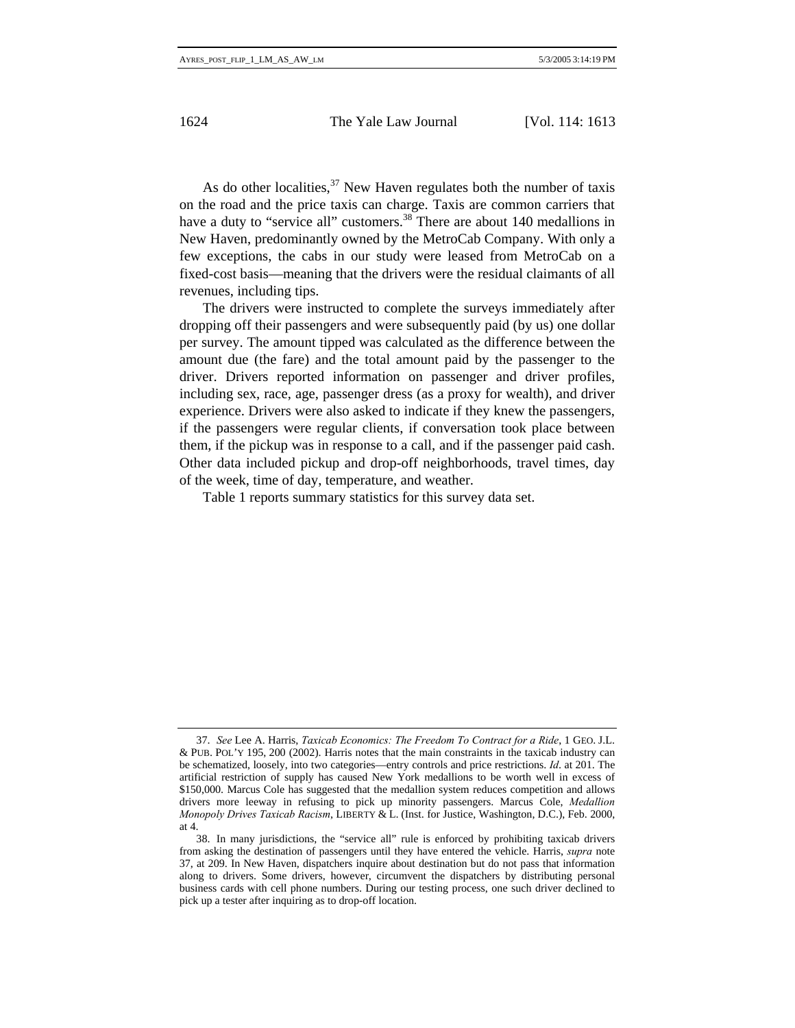As do other localities,[37] New Haven regulates both the number of taxis on the road and the price taxis can charge. Taxis are common carriers that have a duty to "service all" customers.[38] There are about 140 medallions in New Haven, predominantly owned by the MetroCab Company. With only a few exceptions, the cabs in our study were leased from MetroCab on a fixed-cost basis—meaning that the drivers were the residual claimants of all revenues, including tips.

The drivers were instructed to complete the surveys immediately after dropping off their passengers and were subsequently paid (by us) one dollar per survey. The amount tipped was calculated as the difference between the amount due (the fare) and the total amount paid by the passenger to the driver. Drivers reported information on passenger and driver profiles, including sex, race, age, passenger dress (as a proxy for wealth), and driver experience. Drivers were also asked to indicate if they knew the passengers, if the passengers were regular clients, if conversation took place between them, if the pickup was in response to a call, and if the passenger paid cash. Other data included pickup and drop-off neighborhoods, travel times, day of the week, time of day, temperature, and weather.

Table 1 reports summary statistics for this survey data set.

---

37. *See* Lee A. Harris, *Taxicab Economics: The Freedom To Contract for a Ride*, 1 GEO. J.L. & PUB. POL'Y 195, 200 (2002). Harris notes that the main constraints in the taxicab industry can be schematized, loosely, into two categories—entry controls and price restrictions. *Id.* at 201. The artificial restriction of supply has caused New York medallions to be worth well in excess of $150,000. Marcus Cole has suggested that the medallion system reduces competition and allows drivers more leeway in refusing to pick up minority passengers. Marcus Cole, *Medallion Monopoly Drives Taxicab Racism*, LIBERTY & L. (Inst. for Justice, Washington, D.C.), Feb. 2000, at 4.

38. In many jurisdictions, the "service all" rule is enforced by prohibiting taxicab drivers from asking the destination of passengers until they have entered the vehicle. Harris, *supra* note 37, at 209. In New Haven, dispatchers inquire about destination but do not pass that information along to drivers. Some drivers, however, circumvent the dispatchers by distributing personal business cards with cell phone numbers. During our testing process, one such driver declined to pick up a tester after inquiring as to drop-off location.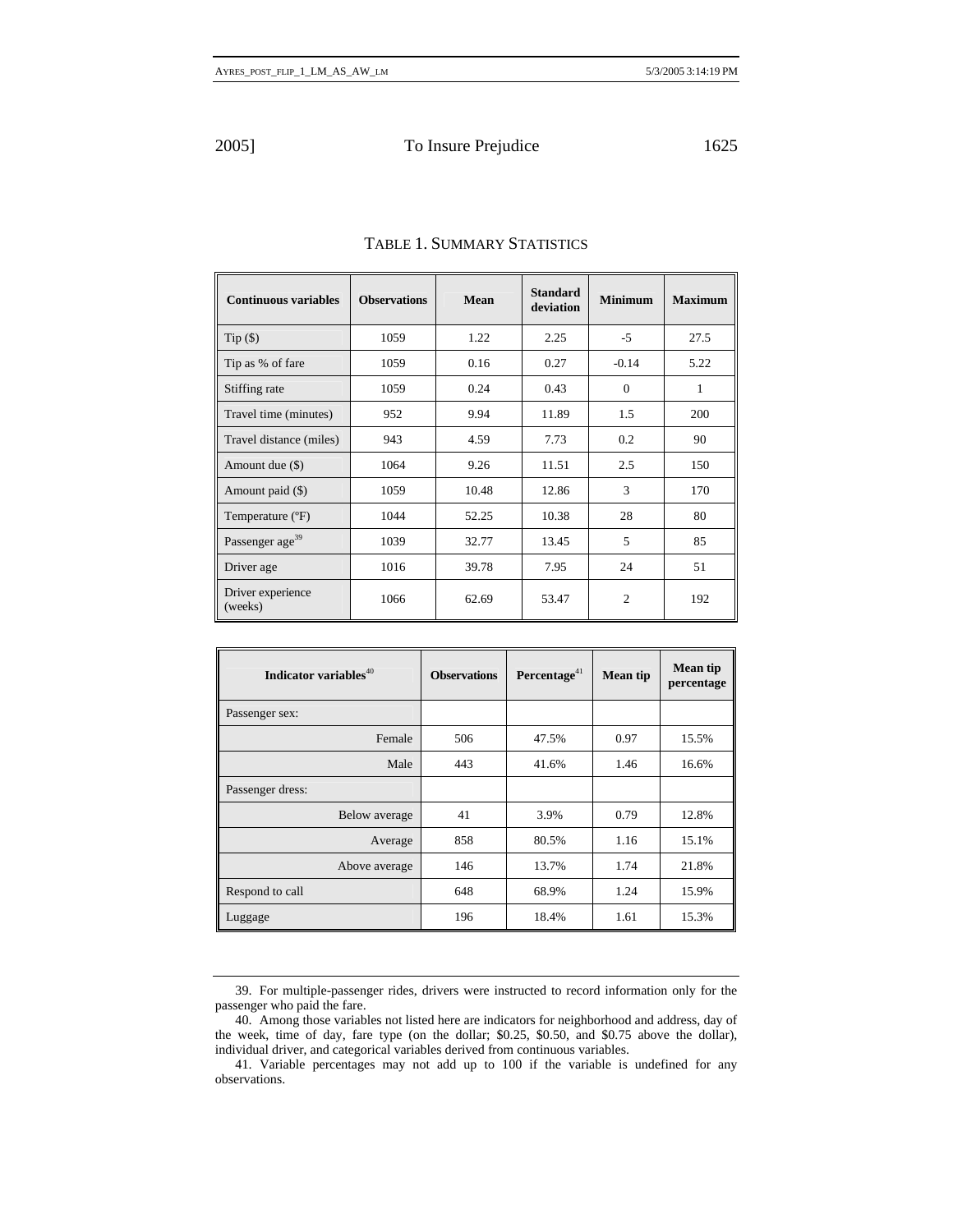TABLE 1. SUMMARY STATISTICS

| Continuous variables | Observations | Mean | Standard deviation | Minimum | Maximum |
|---|---|---|---|---|---|
| Tip ($) | 1059 | 1.22 | 2.25 | -5 | 27.5 |
| Tip as % of fare | 1059 | 0.16 | 0.27 | -0.14 | 5.22 |
| Stiffing rate | 1059 | 0.24 | 0.43 | 0 | 1 |
| Travel time (minutes) | 952 | 9.94 | 11.89 | 1.5 | 200 |
| Travel distance (miles) | 943 | 4.59 | 7.73 | 0.2 | 90 |
| Amount due ($) | 1064 | 9.26 | 11.51 | 2.5 | 150 |
| Amount paid ($) | 1059 | 10.48 | 12.86 | 3 | 170 |
| Temperature (ºF) | 1044 | 52.25 | 10.38 | 28 | 80 |
| Passenger age[39] | 1039 | 32.77 | 13.45 | 5 | 85 |
| Driver age | 1016 | 39.78 | 7.95 | 24 | 51 |
| Driver experience (weeks) | 1066 | 62.69 | 53.47 | 2 | 192 |

| Indicator variables[40] | Observations | Percentage[41] | Mean tip | Mean tip percentage |
|---|---|---|---|---|
| Passenger sex: | | | | |
| Female | 506 | 47.5% | 0.97 | 15.5% |
| Male | 443 | 41.6% | 1.46 | 16.6% |
| Passenger dress: | | | | |
| Below average | 41 | 3.9% | 0.79 | 12.8% |
| Average | 858 | 80.5% | 1.16 | 15.1% |
| Above average | 146 | 13.7% | 1.74 | 21.8% |
| Respond to call | 648 | 68.9% | 1.24 | 15.9% |
| Luggage | 196 | 18.4% | 1.61 | 15.3% |

39. For multiple-passenger rides, drivers were instructed to record information only for the passenger who paid the fare.

40. Among those variables not listed here are indicators for neighborhood and address, day of the week, time of day, fare type (on the dollar; $0.25, $0.50, and $0.75 above the dollar), individual driver, and categorical variables derived from continuous variables.

41. Variable percentages may not add up to 100 if the variable is undefined for any observations.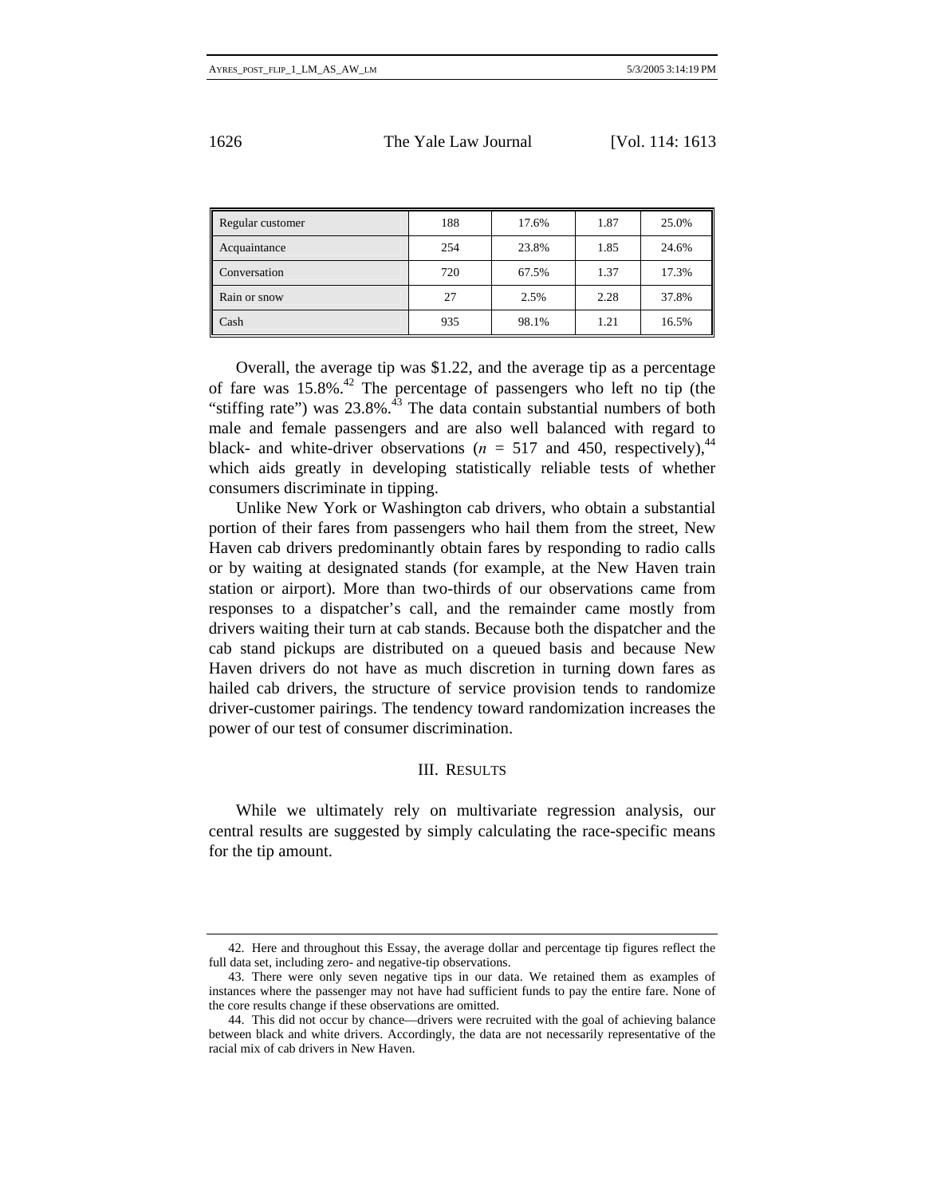| Regular customer | 188 | 17.6% | 1.87 | 25.0% |
|---|---|---|---|---|
| Acquaintance | 254 | 23.8% | 1.85 | 24.6% |
| Conversation | 720 | 67.5% | 1.37 | 17.3% |
| Rain or snow | 27 | 2.5% | 2.28 | 37.8% |
| Cash | 935 | 98.1% | 1.21 | 16.5% |

Overall, the average tip was $1.22, and the average tip as a percentage of fare was 15.8%.[42] The percentage of passengers who left no tip (the "stiffing rate") was 23.8%.[43] The data contain substantial numbers of both male and female passengers and are also well balanced with regard to black- and white-driver observations ($n$ = 517 and 450, respectively),[44] which aids greatly in developing statistically reliable tests of whether consumers discriminate in tipping.

Unlike New York or Washington cab drivers, who obtain a substantial portion of their fares from passengers who hail them from the street, New Haven cab drivers predominantly obtain fares by responding to radio calls or by waiting at designated stands (for example, at the New Haven train station or airport). More than two-thirds of our observations came from responses to a dispatcher's call, and the remainder came mostly from drivers waiting their turn at cab stands. Because both the dispatcher and the cab stand pickups are distributed on a queued basis and because New Haven drivers do not have as much discretion in turning down fares as hailed cab drivers, the structure of service provision tends to randomize driver-customer pairings. The tendency toward randomization increases the power of our test of consumer discrimination.

## III. Results

While we ultimately rely on multivariate regression analysis, our central results are suggested by simply calculating the race-specific means for the tip amount.

---

42. Here and throughout this Essay, the average dollar and percentage tip figures reflect the full data set, including zero- and negative-tip observations.

43. There were only seven negative tips in our data. We retained them as examples of instances where the passenger may not have had sufficient funds to pay the entire fare. None of the core results change if these observations are omitted.

44. This did not occur by chance—drivers were recruited with the goal of achieving balance between black and white drivers. Accordingly, the data are not necessarily representative of the racial mix of cab drivers in New Haven.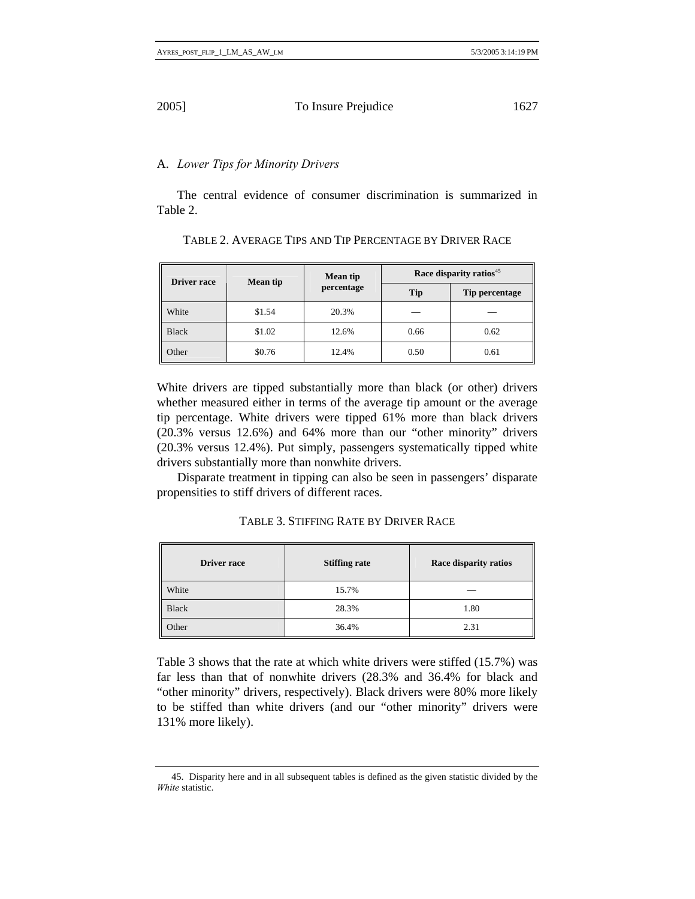### A. *Lower Tips for Minority Drivers*

The central evidence of consumer discrimination is summarized in Table 2.

TABLE 2. AVERAGE TIPS AND TIP PERCENTAGE BY DRIVER RACE

| Driver race | Mean tip | Mean tip percentage | Race disparity ratios[45] | |
|---|---|---|---|---|
| | | | Tip | Tip percentage |
| White | $1.54 | 20.3% | — | — |
| Black | $1.02 | 12.6% | 0.66 | 0.62 |
| Other | $0.76 | 12.4% | 0.50 | 0.61 |

White drivers are tipped substantially more than black (or other) drivers whether measured either in terms of the average tip amount or the average tip percentage. White drivers were tipped 61% more than black drivers (20.3% versus 12.6%) and 64% more than our "other minority" drivers (20.3% versus 12.4%). Put simply, passengers systematically tipped white drivers substantially more than nonwhite drivers.

Disparate treatment in tipping can also be seen in passengers' disparate propensities to stiff drivers of different races.

TABLE 3. STIFFING RATE BY DRIVER RACE

| Driver race | Stiffing rate | Race disparity ratios |
|---|---|---|
| White | 15.7% | — |
| Black | 28.3% | 1.80 |
| Other | 36.4% | 2.31 |

Table 3 shows that the rate at which white drivers were stiffed (15.7%) was far less than that of nonwhite drivers (28.3% and 36.4% for black and "other minority" drivers, respectively). Black drivers were 80% more likely to be stiffed than white drivers (and our "other minority" drivers were 131% more likely).

45. Disparity here and in all subsequent tables is defined as the given statistic divided by the *White* statistic.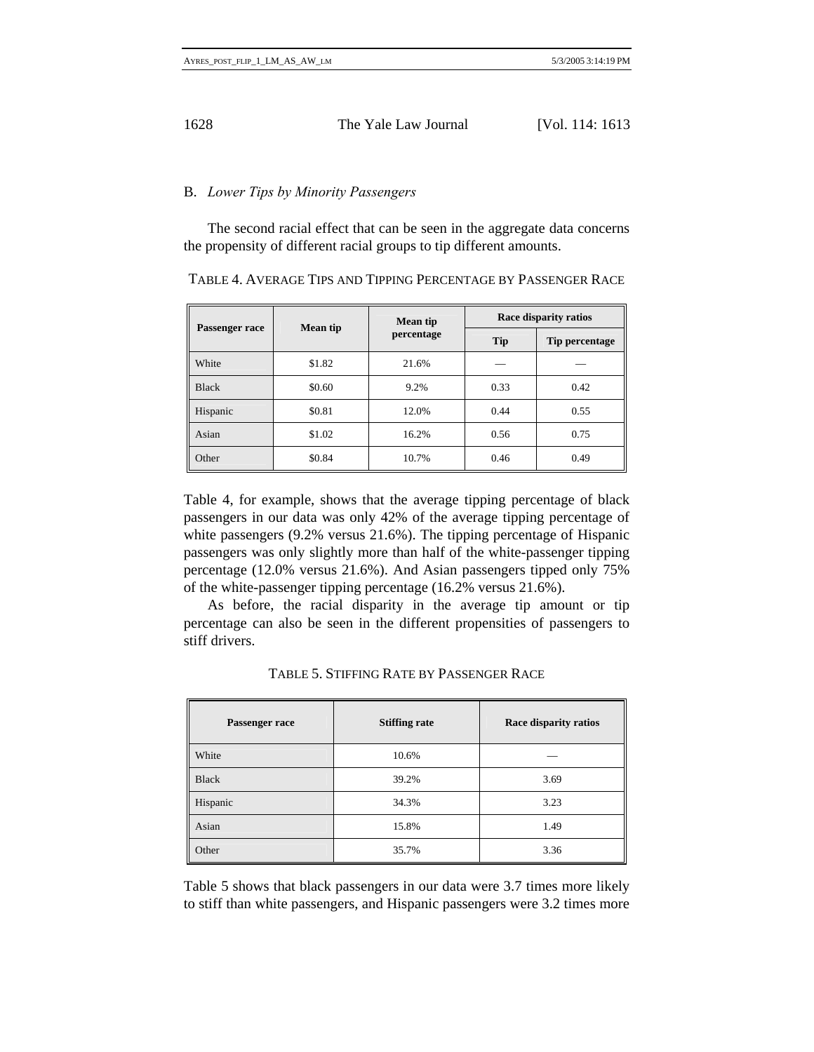### B. *Lower Tips by Minority Passengers*

The second racial effect that can be seen in the aggregate data concerns the propensity of different racial groups to tip different amounts.

TABLE 4. AVERAGE TIPS AND TIPPING PERCENTAGE BY PASSENGER RACE

| Passenger race | Mean tip | Mean tip percentage | Race disparity ratios | |
|---|---|---|---|---|
| | | | Tip | Tip percentage |
| White | $1.82 | 21.6% | — | — |
| Black | $0.60 | 9.2% | 0.33 | 0.42 |
| Hispanic | $0.81 | 12.0% | 0.44 | 0.55 |
| Asian | $1.02 | 16.2% | 0.56 | 0.75 |
| Other | $0.84 | 10.7% | 0.46 | 0.49 |

Table 4, for example, shows that the average tipping percentage of black passengers in our data was only 42% of the average tipping percentage of white passengers (9.2% versus 21.6%). The tipping percentage of Hispanic passengers was only slightly more than half of the white-passenger tipping percentage (12.0% versus 21.6%). And Asian passengers tipped only 75% of the white-passenger tipping percentage (16.2% versus 21.6%).

As before, the racial disparity in the average tip amount or tip percentage can also be seen in the different propensities of passengers to stiff drivers.

TABLE 5. STIFFING RATE BY PASSENGER RACE

| Passenger race | Stiffing rate | Race disparity ratios |
|---|---|---|
| White | 10.6% | — |
| Black | 39.2% | 3.69 |
| Hispanic | 34.3% | 3.23 |
| Asian | 15.8% | 1.49 |
| Other | 35.7% | 3.36 |

Table 5 shows that black passengers in our data were 3.7 times more likely to stiff than white passengers, and Hispanic passengers were 3.2 times more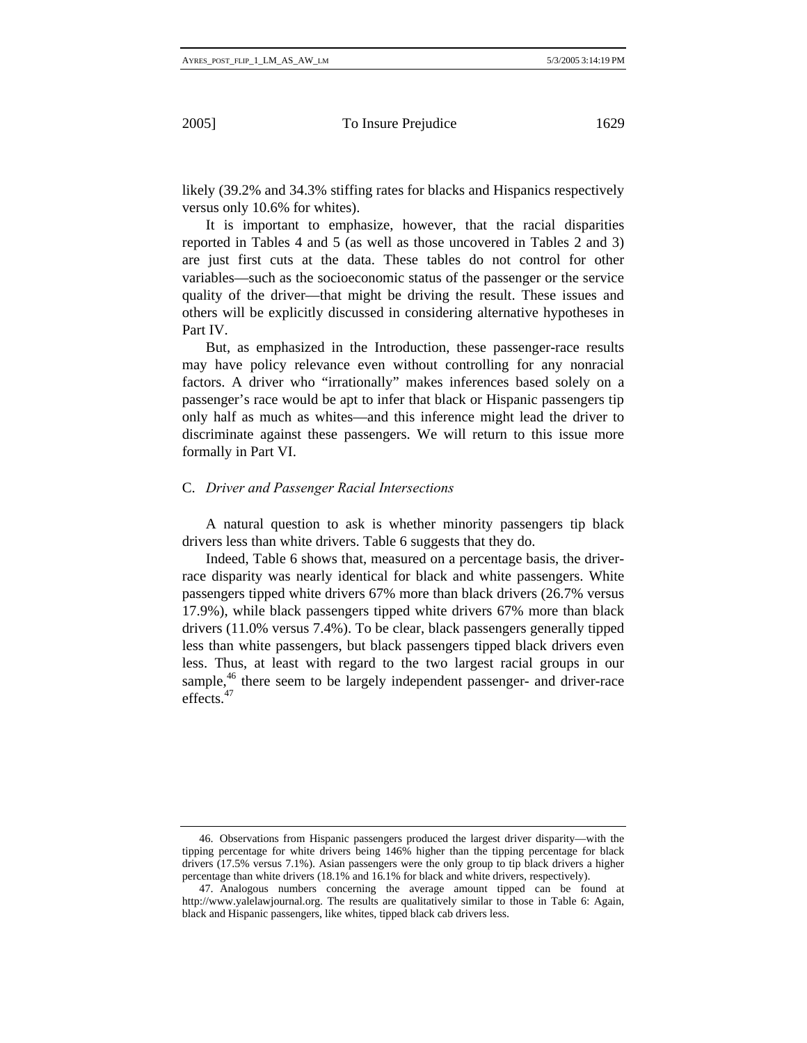likely (39.2% and 34.3% stiffing rates for blacks and Hispanics respectively versus only 10.6% for whites).

It is important to emphasize, however, that the racial disparities reported in Tables 4 and 5 (as well as those uncovered in Tables 2 and 3) are just first cuts at the data. These tables do not control for other variables—such as the socioeconomic status of the passenger or the service quality of the driver—that might be driving the result. These issues and others will be explicitly discussed in considering alternative hypotheses in Part IV.

But, as emphasized in the Introduction, these passenger-race results may have policy relevance even without controlling for any nonracial factors. A driver who "irrationally" makes inferences based solely on a passenger's race would be apt to infer that black or Hispanic passengers tip only half as much as whites—and this inference might lead the driver to discriminate against these passengers. We will return to this issue more formally in Part VI.

### C. *Driver and Passenger Racial Intersections*

A natural question to ask is whether minority passengers tip black drivers less than white drivers. Table 6 suggests that they do.

Indeed, Table 6 shows that, measured on a percentage basis, the driver-race disparity was nearly identical for black and white passengers. White passengers tipped white drivers 67% more than black drivers (26.7% versus 17.9%), while black passengers tipped white drivers 67% more than black drivers (11.0% versus 7.4%). To be clear, black passengers generally tipped less than white passengers, but black passengers tipped black drivers even less. Thus, at least with regard to the two largest racial groups in our sample,[46] there seem to be largely independent passenger- and driver-race effects.[47]

---

46. Observations from Hispanic passengers produced the largest driver disparity—with the tipping percentage for white drivers being 146% higher than the tipping percentage for black drivers (17.5% versus 7.1%). Asian passengers were the only group to tip black drivers a higher percentage than white drivers (18.1% and 16.1% for black and white drivers, respectively).

47. Analogous numbers concerning the average amount tipped can be found at http://www.yalelawjournal.org. The results are qualitatively similar to those in Table 6: Again, black and Hispanic passengers, like whites, tipped black cab drivers less.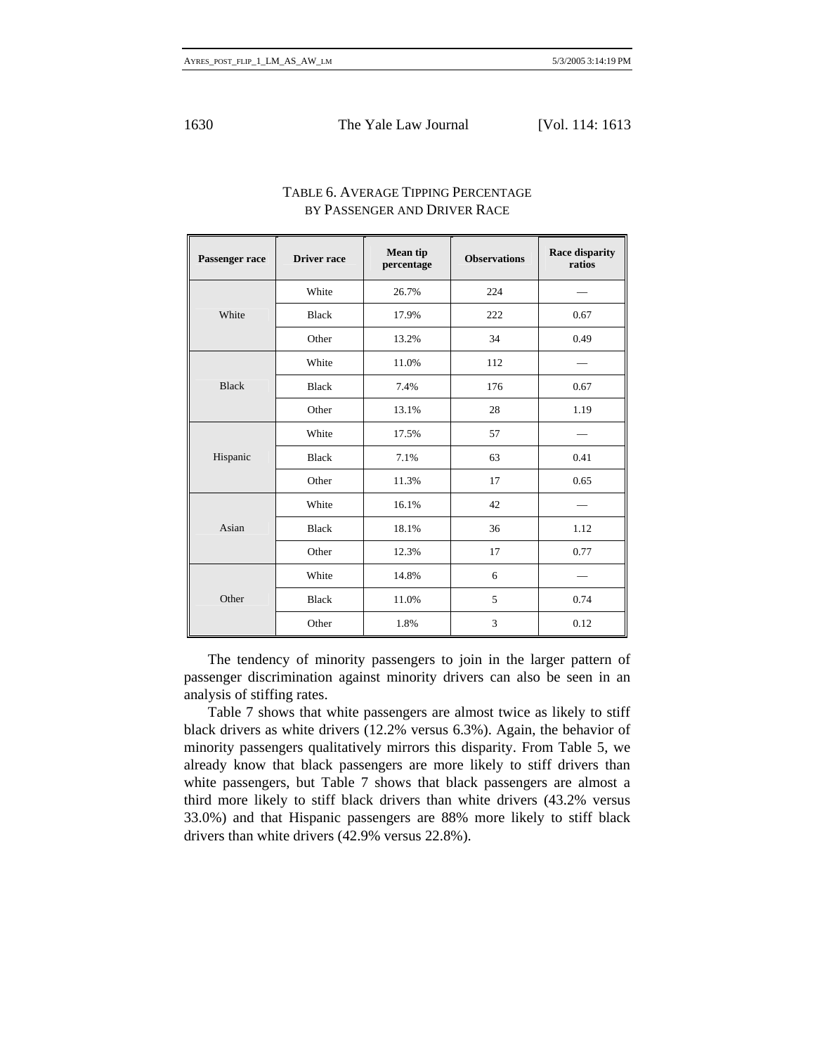TABLE 6. AVERAGE TIPPING PERCENTAGE BY PASSENGER AND DRIVER RACE

| Passenger race | Driver race | Mean tip percentage | Observations | Race disparity ratios |
|---|---|---|---|---|
| White | White | 26.7% | 224 | — |
| | Black | 17.9% | 222 | 0.67 |
| | Other | 13.2% | 34 | 0.49 |
| Black | White | 11.0% | 112 | — |
| | Black | 7.4% | 176 | 0.67 |
| | Other | 13.1% | 28 | 1.19 |
| Hispanic | White | 17.5% | 57 | — |
| | Black | 7.1% | 63 | 0.41 |
| | Other | 11.3% | 17 | 0.65 |
| Asian | White | 16.1% | 42 | — |
| | Black | 18.1% | 36 | 1.12 |
| | Other | 12.3% | 17 | 0.77 |
| Other | White | 14.8% | 6 | — |
| | Black | 11.0% | 5 | 0.74 |
| | Other | 1.8% | 3 | 0.12 |

The tendency of minority passengers to join in the larger pattern of passenger discrimination against minority drivers can also be seen in an analysis of stiffing rates.

Table 7 shows that white passengers are almost twice as likely to stiff black drivers as white drivers (12.2% versus 6.3%). Again, the behavior of minority passengers qualitatively mirrors this disparity. From Table 5, we already know that black passengers are more likely to stiff drivers than white passengers, but Table 7 shows that black passengers are almost a third more likely to stiff black drivers than white drivers (43.2% versus 33.0%) and that Hispanic passengers are 88% more likely to stiff black drivers than white drivers (42.9% versus 22.8%).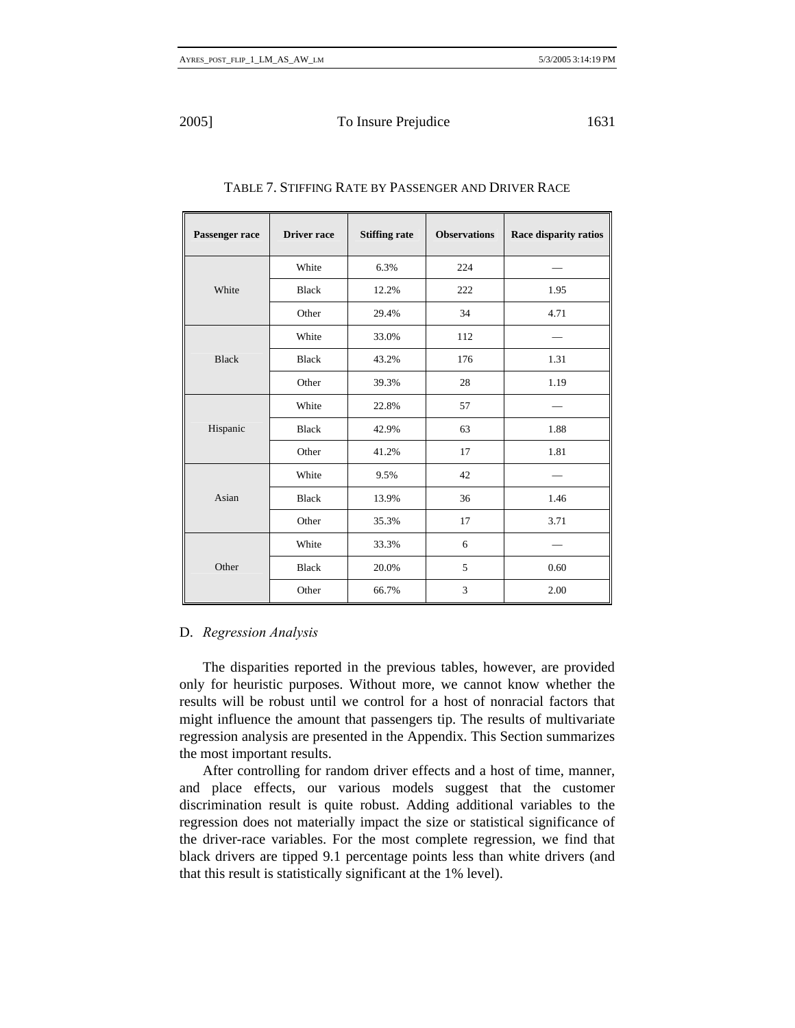TABLE 7. STIFFING RATE BY PASSENGER AND DRIVER RACE

| Passenger race | Driver race | Stiffing rate | Observations | Race disparity ratios |
|---|---|---|---|---|
| White | White | 6.3% | 224 | — |
| | Black | 12.2% | 222 | 1.95 |
| | Other | 29.4% | 34 | 4.71 |
| Black | White | 33.0% | 112 | — |
| | Black | 43.2% | 176 | 1.31 |
| | Other | 39.3% | 28 | 1.19 |
| Hispanic | White | 22.8% | 57 | — |
| | Black | 42.9% | 63 | 1.88 |
| | Other | 41.2% | 17 | 1.81 |
| Asian | White | 9.5% | 42 | — |
| | Black | 13.9% | 36 | 1.46 |
| | Other | 35.3% | 17 | 3.71 |
| Other | White | 33.3% | 6 | — |
| | Black | 20.0% | 5 | 0.60 |
| | Other | 66.7% | 3 | 2.00 |

### D. *Regression Analysis*

The disparities reported in the previous tables, however, are provided only for heuristic purposes. Without more, we cannot know whether the results will be robust until we control for a host of nonracial factors that might influence the amount that passengers tip. The results of multivariate regression analysis are presented in the Appendix. This Section summarizes the most important results.

After controlling for random driver effects and a host of time, manner, and place effects, our various models suggest that the customer discrimination result is quite robust. Adding additional variables to the regression does not materially impact the size or statistical significance of the driver-race variables. For the most complete regression, we find that black drivers are tipped 9.1 percentage points less than white drivers (and that this result is statistically significant at the 1% level).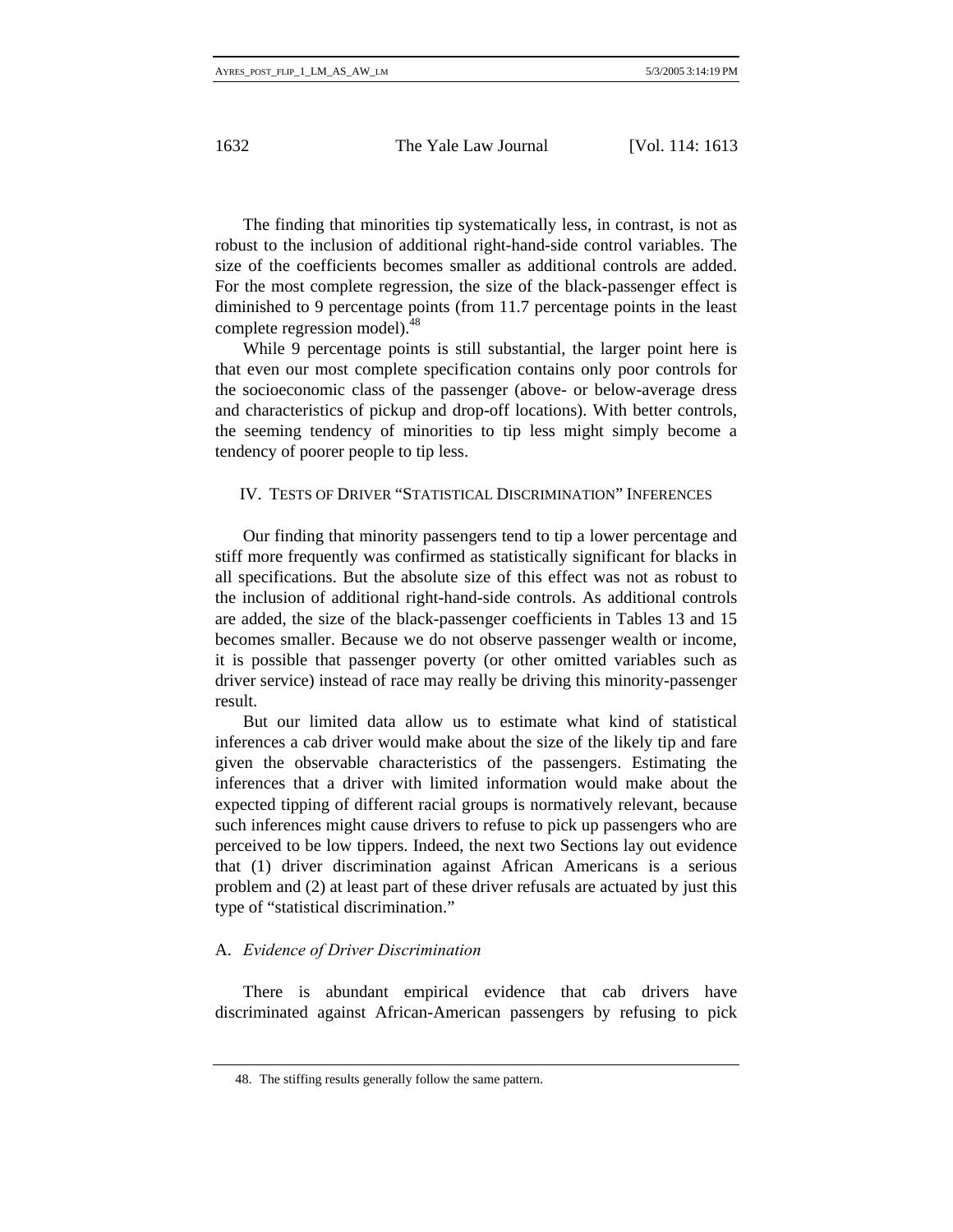The finding that minorities tip systematically less, in contrast, is not as robust to the inclusion of additional right-hand-side control variables. The size of the coefficients becomes smaller as additional controls are added. For the most complete regression, the size of the black-passenger effect is diminished to 9 percentage points (from 11.7 percentage points in the least complete regression model).[48]

While 9 percentage points is still substantial, the larger point here is that even our most complete specification contains only poor controls for the socioeconomic class of the passenger (above- or below-average dress and characteristics of pickup and drop-off locations). With better controls, the seeming tendency of minorities to tip less might simply become a tendency of poorer people to tip less.

## IV. Tests of Driver "Statistical Discrimination" Inferences

Our finding that minority passengers tend to tip a lower percentage and stiff more frequently was confirmed as statistically significant for blacks in all specifications. But the absolute size of this effect was not as robust to the inclusion of additional right-hand-side controls. As additional controls are added, the size of the black-passenger coefficients in Tables 13 and 15 becomes smaller. Because we do not observe passenger wealth or income, it is possible that passenger poverty (or other omitted variables such as driver service) instead of race may really be driving this minority-passenger result.

But our limited data allow us to estimate what kind of statistical inferences a cab driver would make about the size of the likely tip and fare given the observable characteristics of the passengers. Estimating the inferences that a driver with limited information would make about the expected tipping of different racial groups is normatively relevant, because such inferences might cause drivers to refuse to pick up passengers who are perceived to be low tippers. Indeed, the next two Sections lay out evidence that (1) driver discrimination against African Americans is a serious problem and (2) at least part of these driver refusals are actuated by just this type of "statistical discrimination."

### A. *Evidence of Driver Discrimination*

There is abundant empirical evidence that cab drivers have discriminated against African-American passengers by refusing to pick

48. The stiffing results generally follow the same pattern.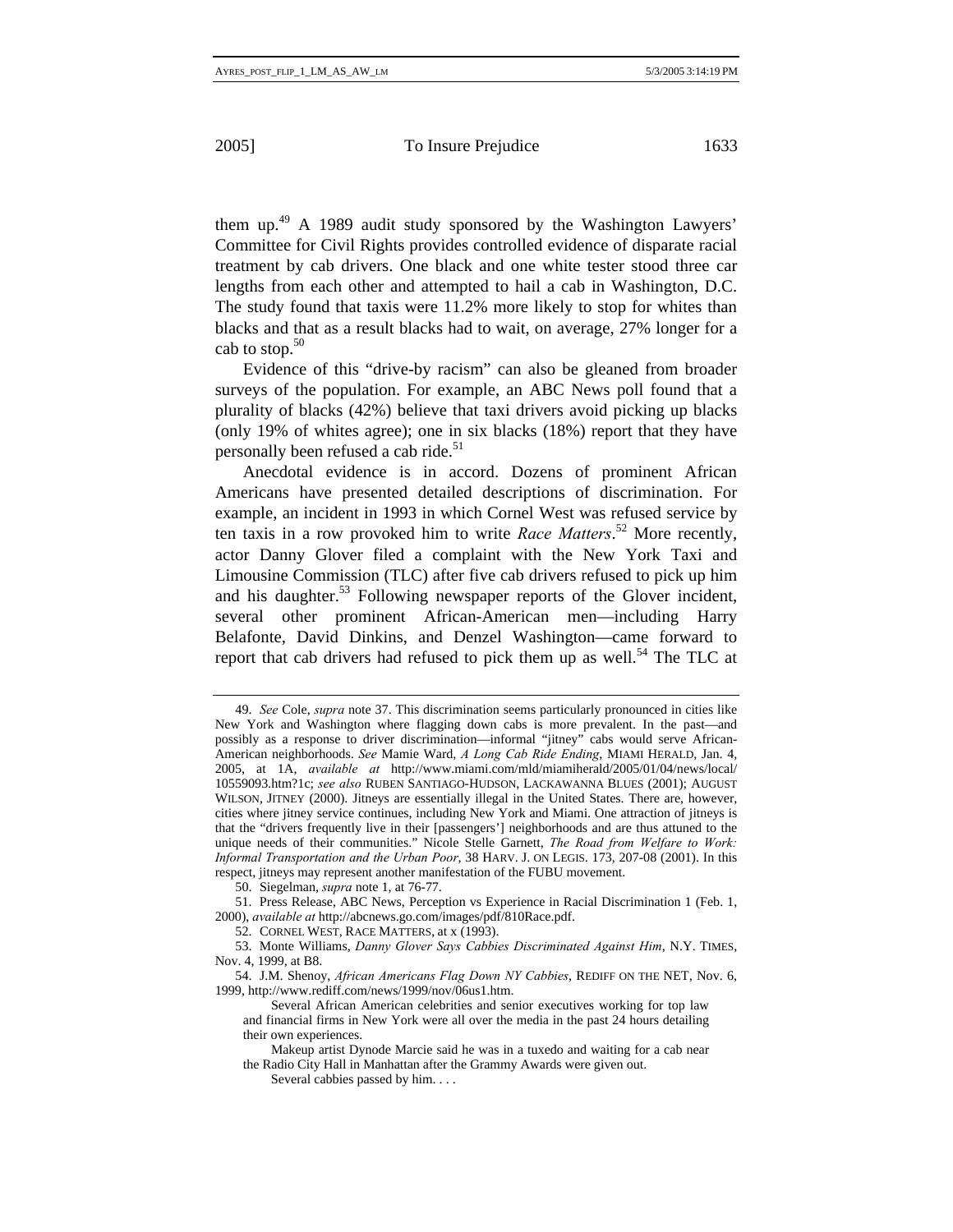them up.[49] A 1989 audit study sponsored by the Washington Lawyers' Committee for Civil Rights provides controlled evidence of disparate racial treatment by cab drivers. One black and one white tester stood three car lengths from each other and attempted to hail a cab in Washington, D.C. The study found that taxis were 11.2% more likely to stop for whites than blacks and that as a result blacks had to wait, on average, 27% longer for a cab to stop.[50]

Evidence of this "drive-by racism" can also be gleaned from broader surveys of the population. For example, an ABC News poll found that a plurality of blacks (42%) believe that taxi drivers avoid picking up blacks (only 19% of whites agree); one in six blacks (18%) report that they have personally been refused a cab ride.[51]

Anecdotal evidence is in accord. Dozens of prominent African Americans have presented detailed descriptions of discrimination. For example, an incident in 1993 in which Cornel West was refused service by ten taxis in a row provoked him to write *Race Matters*.[52] More recently, actor Danny Glover filed a complaint with the New York Taxi and Limousine Commission (TLC) after five cab drivers refused to pick up him and his daughter.[53] Following newspaper reports of the Glover incident, several other prominent African-American men—including Harry Belafonte, David Dinkins, and Denzel Washington—came forward to report that cab drivers had refused to pick them up as well.[54] The TLC at

---

49. *See* Cole, *supra* note 37. This discrimination seems particularly pronounced in cities like New York and Washington where flagging down cabs is more prevalent. In the past—and possibly as a response to driver discrimination—informal "jitney" cabs would serve African-American neighborhoods. *See* Mamie Ward, *A Long Cab Ride Ending*, MIAMI HERALD, Jan. 4, 2005, at 1A, *available at* http://www.miami.com/mld/miamiherald/2005/01/04/news/local/10559093.htm?1c; *see also* RUBEN SANTIAGO-HUDSON, LACKAWANNA BLUES (2001); AUGUST WILSON, JITNEY (2000). Jitneys are essentially illegal in the United States. There are, however, cities where jitney service continues, including New York and Miami. One attraction of jitneys is that the "drivers frequently live in their [passengers'] neighborhoods and are thus attuned to the unique needs of their communities." Nicole Stelle Garnett, *The Road from Welfare to Work: Informal Transportation and the Urban Poor*, 38 HARV. J. ON LEGIS. 173, 207-08 (2001). In this respect, jitneys may represent another manifestation of the FUBU movement.

50. Siegelman, *supra* note 1, at 76-77.

51. Press Release, ABC News, Perception vs Experience in Racial Discrimination 1 (Feb. 1, 2000), *available at* http://abcnews.go.com/images/pdf/810Race.pdf.

52. CORNEL WEST, RACE MATTERS, at x (1993).

53. Monte Williams, *Danny Glover Says Cabbies Discriminated Against Him*, N.Y. TIMES, Nov. 4, 1999, at B8.

54. J.M. Shenoy, *African Americans Flag Down NY Cabbies*, REDIFF ON THE NET, Nov. 6, 1999, http://www.rediff.com/news/1999/nov/06us1.htm.

> Several African American celebrities and senior executives working for top law and financial firms in New York were all over the media in the past 24 hours detailing their own experiences.
>
> Makeup artist Dynode Marcie said he was in a tuxedo and waiting for a cab near the Radio City Hall in Manhattan after the Grammy Awards were given out.
>
> Several cabbies passed by him. . . .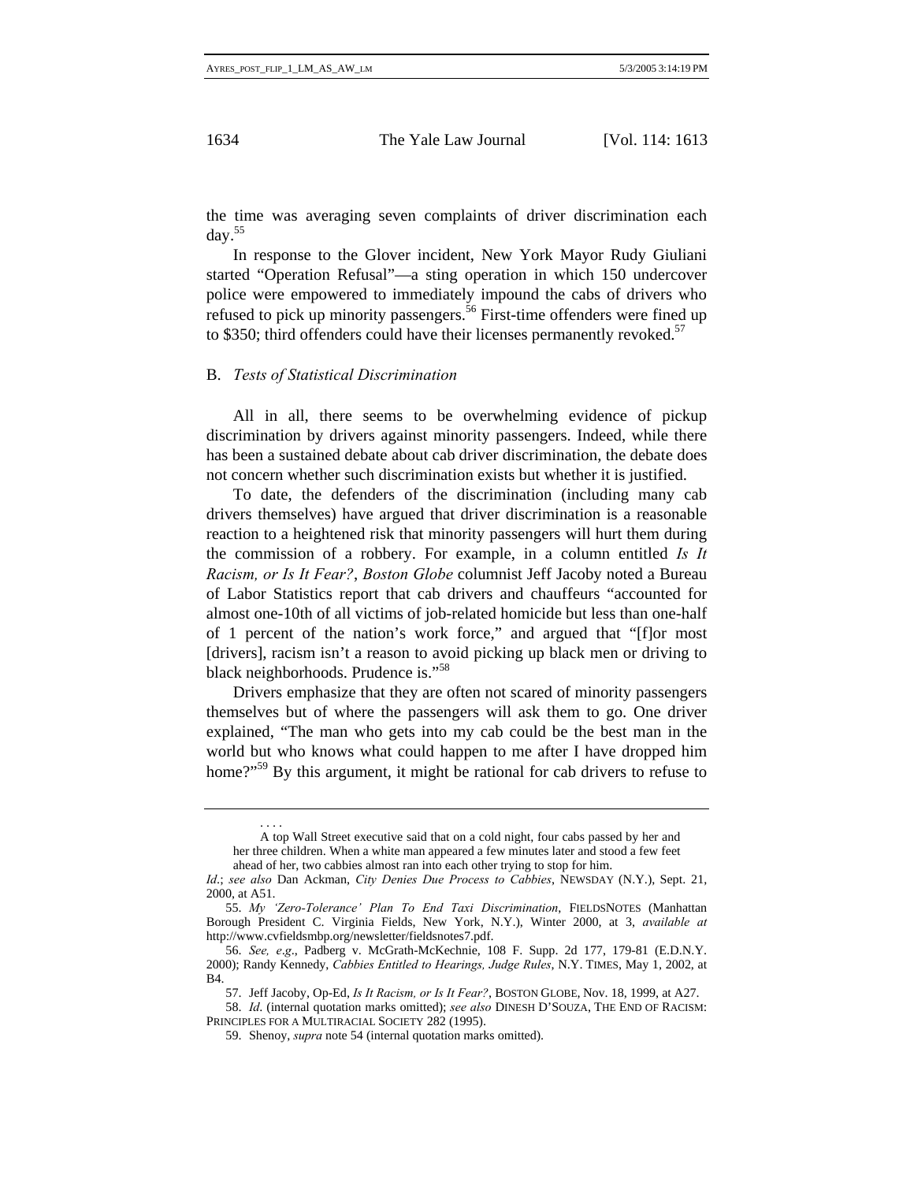the time was averaging seven complaints of driver discrimination each day.[55]

In response to the Glover incident, New York Mayor Rudy Giuliani started "Operation Refusal"—a sting operation in which 150 undercover police were empowered to immediately impound the cabs of drivers who refused to pick up minority passengers.[56] First-time offenders were fined up to $350; third offenders could have their licenses permanently revoked.[57]

## B. *Tests of Statistical Discrimination*

All in all, there seems to be overwhelming evidence of pickup discrimination by drivers against minority passengers. Indeed, while there has been a sustained debate about cab driver discrimination, the debate does not concern whether such discrimination exists but whether it is justified.

To date, the defenders of the discrimination (including many cab drivers themselves) have argued that driver discrimination is a reasonable reaction to a heightened risk that minority passengers will hurt them during the commission of a robbery. For example, in a column entitled *Is It Racism, or Is It Fear?*, *Boston Globe* columnist Jeff Jacoby noted a Bureau of Labor Statistics report that cab drivers and chauffeurs "accounted for almost one-10th of all victims of job-related homicide but less than one-half of 1 percent of the nation's work force," and argued that "[f]or most [drivers], racism isn't a reason to avoid picking up black men or driving to black neighborhoods. Prudence is."[58]

Drivers emphasize that they are often not scared of minority passengers themselves but of where the passengers will ask them to go. One driver explained, "The man who gets into my cab could be the best man in the world but who knows what could happen to me after I have dropped him home?"[59] By this argument, it might be rational for cab drivers to refuse to

---

> . . . .
>
> A top Wall Street executive said that on a cold night, four cabs passed by her and her three children. When a white man appeared a few minutes later and stood a few feet ahead of her, two cabbies almost ran into each other trying to stop for him.

*Id.*; *see also* Dan Ackman, *City Denies Due Process to Cabbies*, NEWSDAY (N.Y.), Sept. 21, 2000, at A51.

55. *My 'Zero-Tolerance' Plan To End Taxi Discrimination*, FIELDSNOTES (Manhattan Borough President C. Virginia Fields, New York, N.Y.), Winter 2000, at 3, *available at* http://www.cvfieldsmbp.org/newsletter/fieldsnotes7.pdf.

56. *See, e.g.*, Padberg v. McGrath-McKechnie, 108 F. Supp. 2d 177, 179-81 (E.D.N.Y. 2000); Randy Kennedy, *Cabbies Entitled to Hearings, Judge Rules*, N.Y. TIMES, May 1, 2002, at B4.

57. Jeff Jacoby, Op-Ed, *Is It Racism, or Is It Fear?*, BOSTON GLOBE, Nov. 18, 1999, at A27.

58. *Id.* (internal quotation marks omitted); *see also* DINESH D'SOUZA, THE END OF RACISM: PRINCIPLES FOR A MULTIRACIAL SOCIETY 282 (1995).

59. Shenoy, *supra* note 54 (internal quotation marks omitted).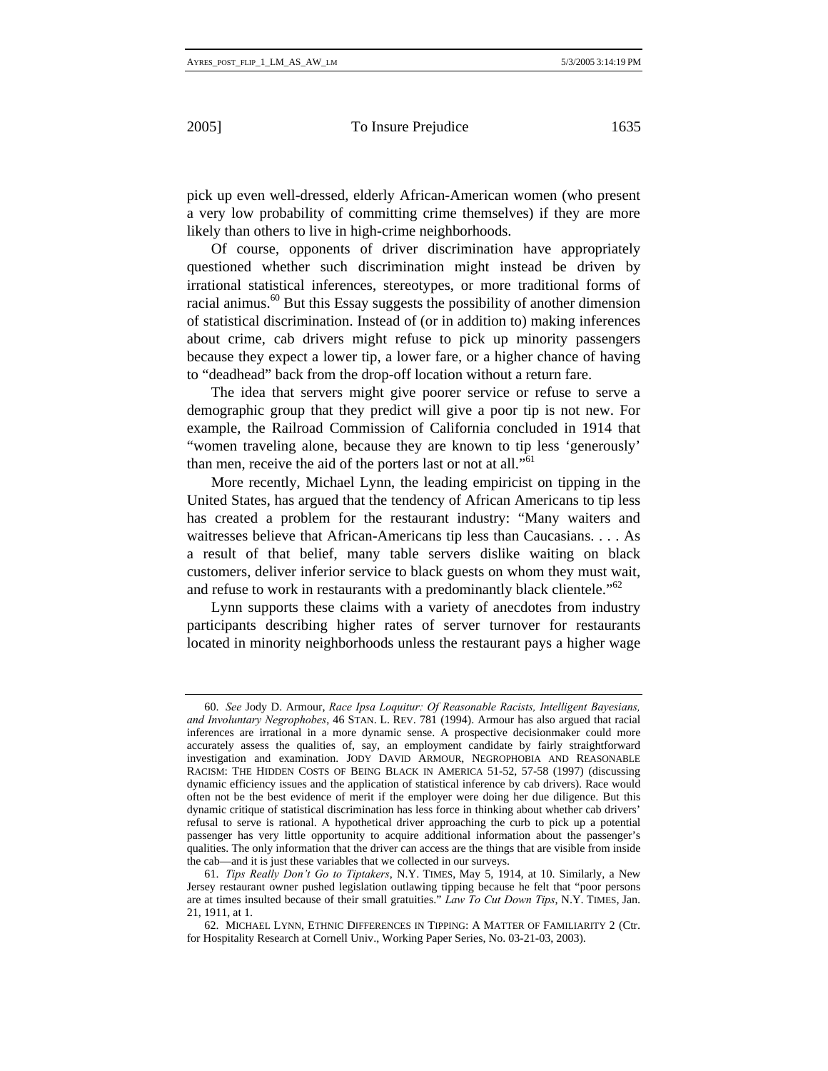pick up even well-dressed, elderly African-American women (who present a very low probability of committing crime themselves) if they are more likely than others to live in high-crime neighborhoods.

Of course, opponents of driver discrimination have appropriately questioned whether such discrimination might instead be driven by irrational statistical inferences, stereotypes, or more traditional forms of racial animus.[60] But this Essay suggests the possibility of another dimension of statistical discrimination. Instead of (or in addition to) making inferences about crime, cab drivers might refuse to pick up minority passengers because they expect a lower tip, a lower fare, or a higher chance of having to "deadhead" back from the drop-off location without a return fare.

The idea that servers might give poorer service or refuse to serve a demographic group that they predict will give a poor tip is not new. For example, the Railroad Commission of California concluded in 1914 that "women traveling alone, because they are known to tip less 'generously' than men, receive the aid of the porters last or not at all."[61]

More recently, Michael Lynn, the leading empiricist on tipping in the United States, has argued that the tendency of African Americans to tip less has created a problem for the restaurant industry: "Many waiters and waitresses believe that African-Americans tip less than Caucasians. . . . As a result of that belief, many table servers dislike waiting on black customers, deliver inferior service to black guests on whom they must wait, and refuse to work in restaurants with a predominantly black clientele."[62]

Lynn supports these claims with a variety of anecdotes from industry participants describing higher rates of server turnover for restaurants located in minority neighborhoods unless the restaurant pays a higher wage

---

60. *See* Jody D. Armour, *Race Ipsa Loquitur: Of Reasonable Racists, Intelligent Bayesians, and Involuntary Negrophobes*, 46 STAN. L. REV. 781 (1994). Armour has also argued that racial inferences are irrational in a more dynamic sense. A prospective decisionmaker could more accurately assess the qualities of, say, an employment candidate by fairly straightforward investigation and examination. JODY DAVID ARMOUR, NEGROPHOBIA AND REASONABLE RACISM: THE HIDDEN COSTS OF BEING BLACK IN AMERICA 51-52, 57-58 (1997) (discussing dynamic efficiency issues and the application of statistical inference by cab drivers). Race would often not be the best evidence of merit if the employer were doing her due diligence. But this dynamic critique of statistical discrimination has less force in thinking about whether cab drivers' refusal to serve is rational. A hypothetical driver approaching the curb to pick up a potential passenger has very little opportunity to acquire additional information about the passenger's qualities. The only information that the driver can access are the things that are visible from inside the cab—and it is just these variables that we collected in our surveys.

61. *Tips Really Don't Go to Tiptakers*, N.Y. TIMES, May 5, 1914, at 10. Similarly, a New Jersey restaurant owner pushed legislation outlawing tipping because he felt that "poor persons are at times insulted because of their small gratuities." *Law To Cut Down Tips*, N.Y. TIMES, Jan. 21, 1911, at 1.

62. MICHAEL LYNN, ETHNIC DIFFERENCES IN TIPPING: A MATTER OF FAMILIARITY 2 (Ctr. for Hospitality Research at Cornell Univ., Working Paper Series, No. 03-21-03, 2003).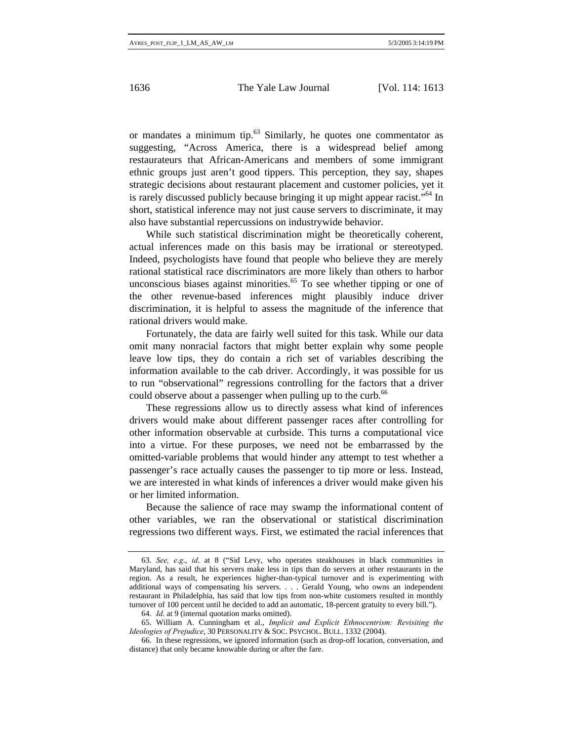or mandates a minimum tip.[63] Similarly, he quotes one commentator as suggesting, "Across America, there is a widespread belief among restaurateurs that African-Americans and members of some immigrant ethnic groups just aren't good tippers. This perception, they say, shapes strategic decisions about restaurant placement and customer policies, yet it is rarely discussed publicly because bringing it up might appear racist."[64] In short, statistical inference may not just cause servers to discriminate, it may also have substantial repercussions on industrywide behavior.

While such statistical discrimination might be theoretically coherent, actual inferences made on this basis may be irrational or stereotyped. Indeed, psychologists have found that people who believe they are merely rational statistical race discriminators are more likely than others to harbor unconscious biases against minorities.[65] To see whether tipping or one of the other revenue-based inferences might plausibly induce driver discrimination, it is helpful to assess the magnitude of the inference that rational drivers would make.

Fortunately, the data are fairly well suited for this task. While our data omit many nonracial factors that might better explain why some people leave low tips, they do contain a rich set of variables describing the information available to the cab driver. Accordingly, it was possible for us to run "observational" regressions controlling for the factors that a driver could observe about a passenger when pulling up to the curb.[66]

These regressions allow us to directly assess what kind of inferences drivers would make about different passenger races after controlling for other information observable at curbside. This turns a computational vice into a virtue. For these purposes, we need not be embarrassed by the omitted-variable problems that would hinder any attempt to test whether a passenger's race actually causes the passenger to tip more or less. Instead, we are interested in what kinds of inferences a driver would make given his or her limited information.

Because the salience of race may swamp the informational content of other variables, we ran the observational or statistical discrimination regressions two different ways. First, we estimated the racial inferences that

---

63. *See, e.g.*, *id.* at 8 ("Sid Levy, who operates steakhouses in black communities in Maryland, has said that his servers make less in tips than do servers at other restaurants in the region. As a result, he experiences higher-than-typical turnover and is experimenting with additional ways of compensating his servers. . . . Gerald Young, who owns an independent restaurant in Philadelphia, has said that low tips from non-white customers resulted in monthly turnover of 100 percent until he decided to add an automatic, 18-percent gratuity to every bill.").

64. *Id.* at 9 (internal quotation marks omitted).

65. William A. Cunningham et al., *Implicit and Explicit Ethnocentrism: Revisiting the Ideologies of Prejudice*, 30 PERSONALITY & SOC. PSYCHOL. BULL. 1332 (2004).

66. In these regressions, we ignored information (such as drop-off location, conversation, and distance) that only became knowable during or after the fare.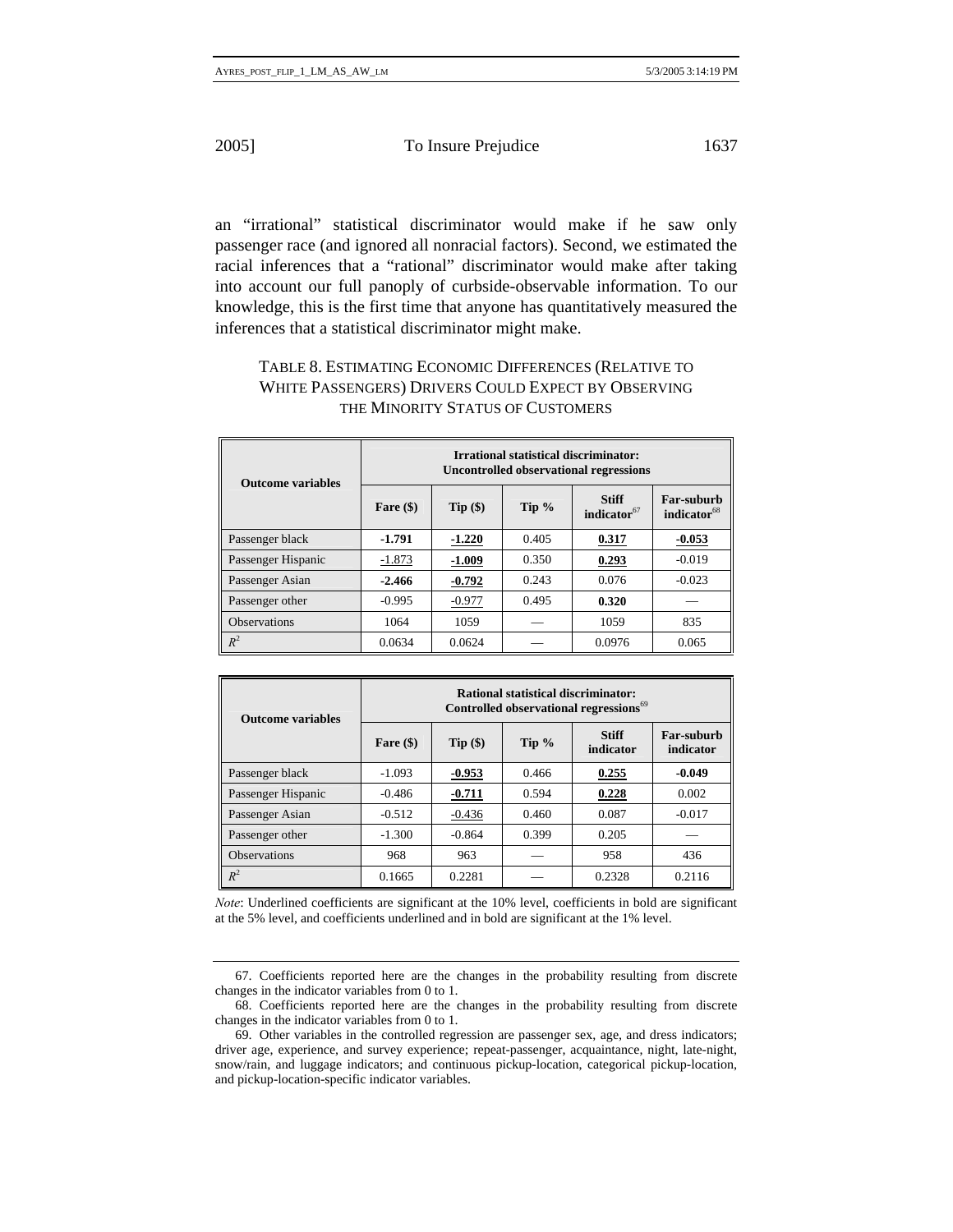an "irrational" statistical discriminator would make if he saw only passenger race (and ignored all nonracial factors). Second, we estimated the racial inferences that a "rational" discriminator would make after taking into account our full panoply of curbside-observable information. To our knowledge, this is the first time that anyone has quantitatively measured the inferences that a statistical discriminator might make.

TABLE 8. ESTIMATING ECONOMIC DIFFERENCES (RELATIVE TO WHITE PASSENGERS) DRIVERS COULD EXPECT BY OBSERVING THE MINORITY STATUS OF CUSTOMERS

| Outcome variables | **Irrational statistical discriminator: Uncontrolled observational regressions** | | | | |
|---|---|---|---|---|---|
| | **Fare ($)** | **Tip ($)** | **Tip %** | **Stiff indicator**[67] | **Far-suburb indicator**[68] |
| Passenger black | **-1.791** | <u>**-1.220**</u> | 0.405 | <u>**0.317**</u> | <u>**-0.053**</u> |
| Passenger Hispanic | <u>-1.873</u> | <u>**-1.009**</u> | 0.350 | <u>**0.293**</u> | -0.019 |
| Passenger Asian | **-2.466** | <u>**-0.792**</u> | 0.243 | 0.076 | -0.023 |
| Passenger other | -0.995 | <u>-0.977</u> | 0.495 | **0.320** | — |
| Observations | 1064 | 1059 | — | 1059 | 835 |
| $R^2$ | 0.0634 | 0.0624 | — | 0.0976 | 0.065 |

| Outcome variables | **Rational statistical discriminator: Controlled observational regressions**[69] | | | | |
|---|---|---|---|---|---|
| | **Fare ($)** | **Tip ($)** | **Tip %** | **Stiff indicator** | **Far-suburb indicator** |
| Passenger black | -1.093 | <u>**-0.953**</u> | 0.466 | <u>**0.255**</u> | **-0.049** |
| Passenger Hispanic | -0.486 | <u>**-0.711**</u> | 0.594 | <u>**0.228**</u> | 0.002 |
| Passenger Asian | -0.512 | <u>-0.436</u> | 0.460 | 0.087 | -0.017 |
| Passenger other | -1.300 | -0.864 | 0.399 | 0.205 | — |
| Observations | 968 | 963 | — | 958 | 436 |
| $R^2$ | 0.1665 | 0.2281 | — | 0.2328 | 0.2116 |

*Note*: Underlined coefficients are significant at the 10% level, coefficients in bold are significant at the 5% level, and coefficients underlined and in bold are significant at the 1% level.

67. Coefficients reported here are the changes in the probability resulting from discrete changes in the indicator variables from 0 to 1.

68. Coefficients reported here are the changes in the probability resulting from discrete changes in the indicator variables from 0 to 1.

69. Other variables in the controlled regression are passenger sex, age, and dress indicators; driver age, experience, and survey experience; repeat-passenger, acquaintance, night, late-night, snow/rain, and luggage indicators; and continuous pickup-location, categorical pickup-location, and pickup-location-specific indicator variables.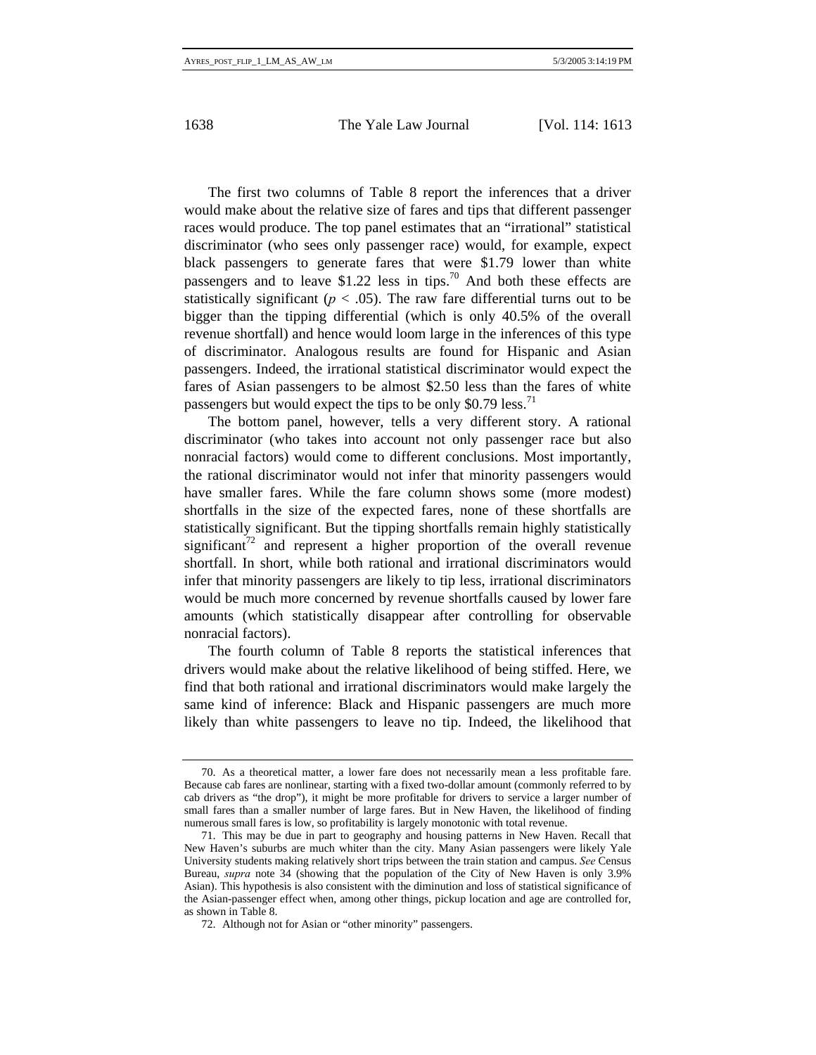The first two columns of Table 8 report the inferences that a driver would make about the relative size of fares and tips that different passenger races would produce. The top panel estimates that an "irrational" statistical discriminator (who sees only passenger race) would, for example, expect black passengers to generate fares that were $1.79 lower than white passengers and to leave $1.22 less in tips.[70] And both these effects are statistically significant ($p < .05$). The raw fare differential turns out to be bigger than the tipping differential (which is only 40.5% of the overall revenue shortfall) and hence would loom large in the inferences of this type of discriminator. Analogous results are found for Hispanic and Asian passengers. Indeed, the irrational statistical discriminator would expect the fares of Asian passengers to be almost $2.50 less than the fares of white passengers but would expect the tips to be only $0.79 less.[71]

The bottom panel, however, tells a very different story. A rational discriminator (who takes into account not only passenger race but also nonracial factors) would come to different conclusions. Most importantly, the rational discriminator would not infer that minority passengers would have smaller fares. While the fare column shows some (more modest) shortfalls in the size of the expected fares, none of these shortfalls are statistically significant. But the tipping shortfalls remain highly statistically significant[72] and represent a higher proportion of the overall revenue shortfall. In short, while both rational and irrational discriminators would infer that minority passengers are likely to tip less, irrational discriminators would be much more concerned by revenue shortfalls caused by lower fare amounts (which statistically disappear after controlling for observable nonracial factors).

The fourth column of Table 8 reports the statistical inferences that drivers would make about the relative likelihood of being stiffed. Here, we find that both rational and irrational discriminators would make largely the same kind of inference: Black and Hispanic passengers are much more likely than white passengers to leave no tip. Indeed, the likelihood that

---

70. As a theoretical matter, a lower fare does not necessarily mean a less profitable fare. Because cab fares are nonlinear, starting with a fixed two-dollar amount (commonly referred to by cab drivers as "the drop"), it might be more profitable for drivers to service a larger number of small fares than a smaller number of large fares. But in New Haven, the likelihood of finding numerous small fares is low, so profitability is largely monotonic with total revenue.

71. This may be due in part to geography and housing patterns in New Haven. Recall that New Haven's suburbs are much whiter than the city. Many Asian passengers were likely Yale University students making relatively short trips between the train station and campus. *See* Census Bureau, *supra* note 34 (showing that the population of the City of New Haven is only 3.9% Asian). This hypothesis is also consistent with the diminution and loss of statistical significance of the Asian-passenger effect when, among other things, pickup location and age are controlled for, as shown in Table 8.

72. Although not for Asian or "other minority" passengers.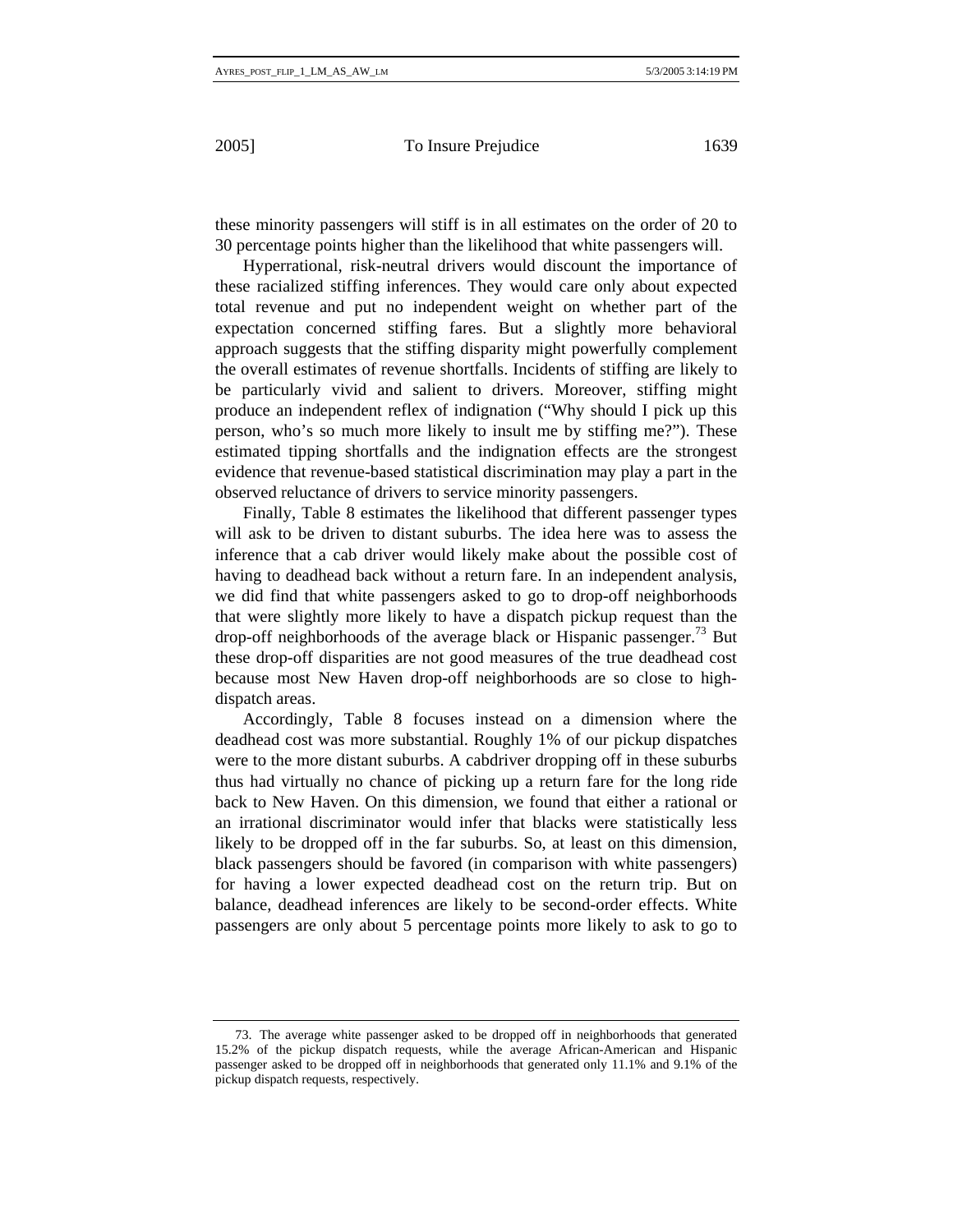these minority passengers will stiff is in all estimates on the order of 20 to 30 percentage points higher than the likelihood that white passengers will.

Hyperrational, risk-neutral drivers would discount the importance of these racialized stiffing inferences. They would care only about expected total revenue and put no independent weight on whether part of the expectation concerned stiffing fares. But a slightly more behavioral approach suggests that the stiffing disparity might powerfully complement the overall estimates of revenue shortfalls. Incidents of stiffing are likely to be particularly vivid and salient to drivers. Moreover, stiffing might produce an independent reflex of indignation ("Why should I pick up this person, who's so much more likely to insult me by stiffing me?"). These estimated tipping shortfalls and the indignation effects are the strongest evidence that revenue-based statistical discrimination may play a part in the observed reluctance of drivers to service minority passengers.

Finally, Table 8 estimates the likelihood that different passenger types will ask to be driven to distant suburbs. The idea here was to assess the inference that a cab driver would likely make about the possible cost of having to deadhead back without a return fare. In an independent analysis, we did find that white passengers asked to go to drop-off neighborhoods that were slightly more likely to have a dispatch pickup request than the drop-off neighborhoods of the average black or Hispanic passenger.[73] But these drop-off disparities are not good measures of the true deadhead cost because most New Haven drop-off neighborhoods are so close to high-dispatch areas.

Accordingly, Table 8 focuses instead on a dimension where the deadhead cost was more substantial. Roughly 1% of our pickup dispatches were to the more distant suburbs. A cabdriver dropping off in these suburbs thus had virtually no chance of picking up a return fare for the long ride back to New Haven. On this dimension, we found that either a rational or an irrational discriminator would infer that blacks were statistically less likely to be dropped off in the far suburbs. So, at least on this dimension, black passengers should be favored (in comparison with white passengers) for having a lower expected deadhead cost on the return trip. But on balance, deadhead inferences are likely to be second-order effects. White passengers are only about 5 percentage points more likely to ask to go to

73. The average white passenger asked to be dropped off in neighborhoods that generated 15.2% of the pickup dispatch requests, while the average African-American and Hispanic passenger asked to be dropped off in neighborhoods that generated only 11.1% and 9.1% of the pickup dispatch requests, respectively.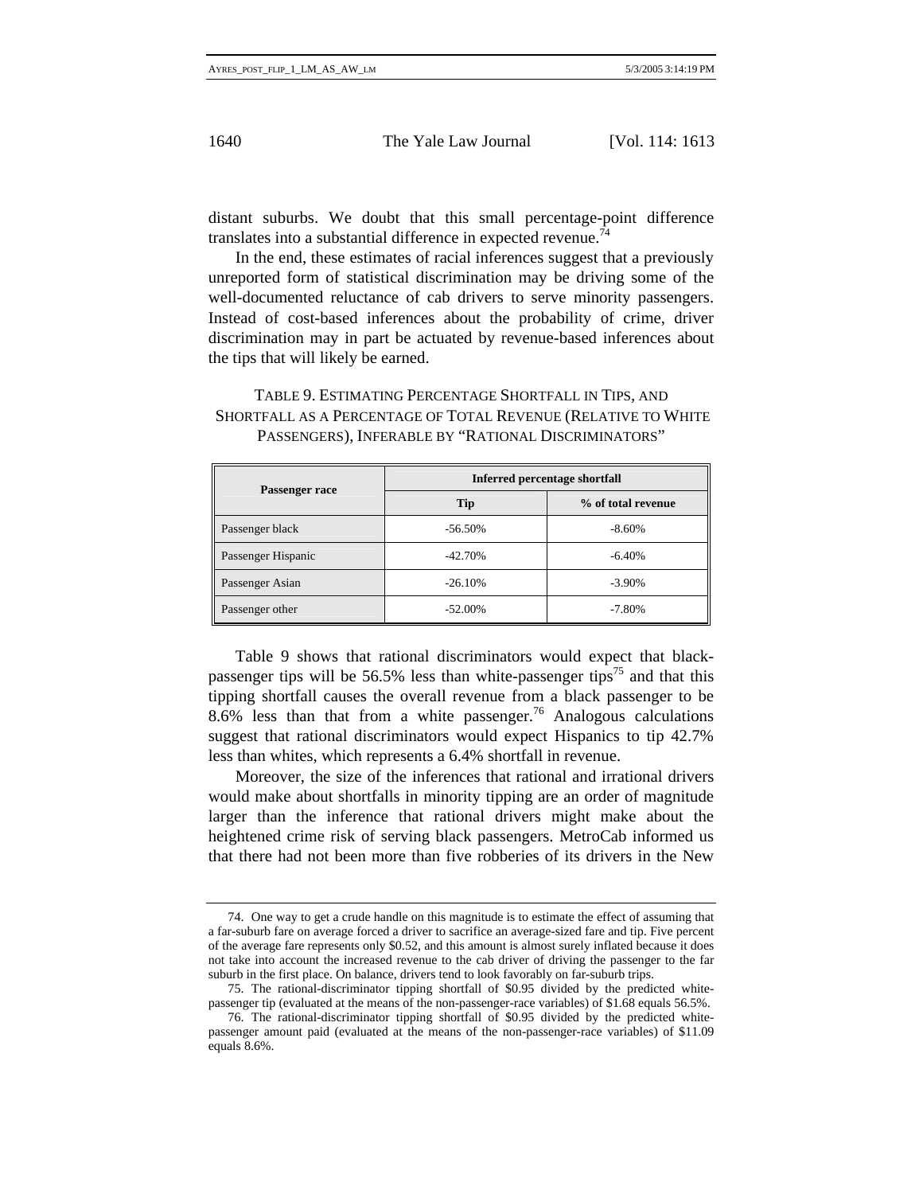distant suburbs. We doubt that this small percentage-point difference translates into a substantial difference in expected revenue.[74]

In the end, these estimates of racial inferences suggest that a previously unreported form of statistical discrimination may be driving some of the well-documented reluctance of cab drivers to serve minority passengers. Instead of cost-based inferences about the probability of crime, driver discrimination may in part be actuated by revenue-based inferences about the tips that will likely be earned.

TABLE 9. ESTIMATING PERCENTAGE SHORTFALL IN TIPS, AND SHORTFALL AS A PERCENTAGE OF TOTAL REVENUE (RELATIVE TO WHITE PASSENGERS), INFERABLE BY "RATIONAL DISCRIMINATORS"

| Passenger race | Inferred percentage shortfall | |
|---|---|---|
| | Tip | % of total revenue |
| Passenger black | -56.50% | -8.60% |
| Passenger Hispanic | -42.70% | -6.40% |
| Passenger Asian | -26.10% | -3.90% |
| Passenger other | -52.00% | -7.80% |

Table 9 shows that rational discriminators would expect that black-passenger tips will be 56.5% less than white-passenger tips[75] and that this tipping shortfall causes the overall revenue from a black passenger to be 8.6% less than that from a white passenger.[76] Analogous calculations suggest that rational discriminators would expect Hispanics to tip 42.7% less than whites, which represents a 6.4% shortfall in revenue.

Moreover, the size of the inferences that rational and irrational drivers would make about shortfalls in minority tipping are an order of magnitude larger than the inference that rational drivers might make about the heightened crime risk of serving black passengers. MetroCab informed us that there had not been more than five robberies of its drivers in the New

---

74. One way to get a crude handle on this magnitude is to estimate the effect of assuming that a far-suburb fare on average forced a driver to sacrifice an average-sized fare and tip. Five percent of the average fare represents only $0.52, and this amount is almost surely inflated because it does not take into account the increased revenue to the cab driver of driving the passenger to the far suburb in the first place. On balance, drivers tend to look favorably on far-suburb trips.

75. The rational-discriminator tipping shortfall of $0.95 divided by the predicted white-passenger tip (evaluated at the means of the non-passenger-race variables) of $1.68 equals 56.5%.

76. The rational-discriminator tipping shortfall of $0.95 divided by the predicted white-passenger amount paid (evaluated at the means of the non-passenger-race variables) of $11.09 equals 8.6%.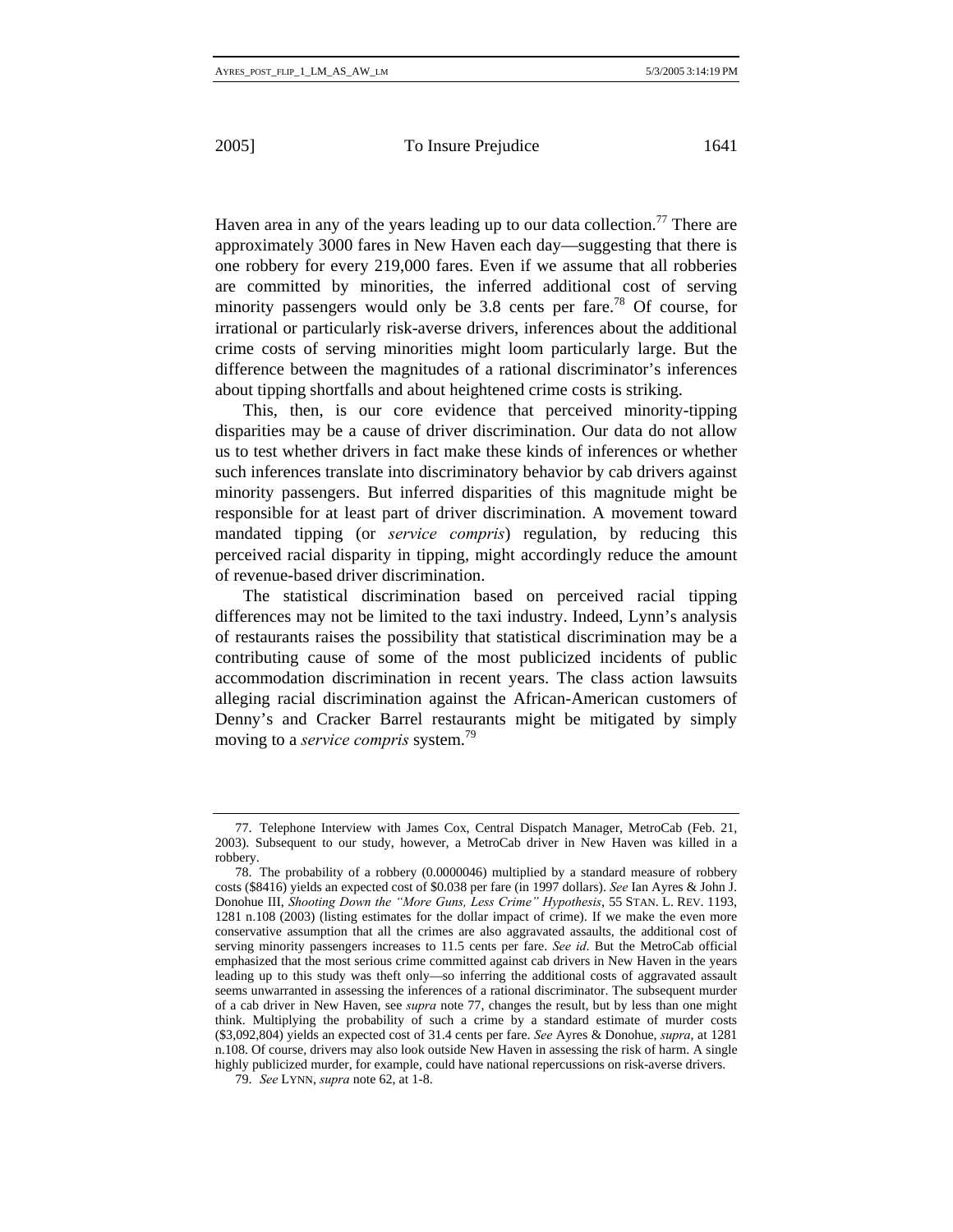Haven area in any of the years leading up to our data collection.[77] There are approximately 3000 fares in New Haven each day—suggesting that there is one robbery for every 219,000 fares. Even if we assume that all robberies are committed by minorities, the inferred additional cost of serving minority passengers would only be 3.8 cents per fare.[78] Of course, for irrational or particularly risk-averse drivers, inferences about the additional crime costs of serving minorities might loom particularly large. But the difference between the magnitudes of a rational discriminator's inferences about tipping shortfalls and about heightened crime costs is striking.

This, then, is our core evidence that perceived minority-tipping disparities may be a cause of driver discrimination. Our data do not allow us to test whether drivers in fact make these kinds of inferences or whether such inferences translate into discriminatory behavior by cab drivers against minority passengers. But inferred disparities of this magnitude might be responsible for at least part of driver discrimination. A movement toward mandated tipping (or *service compris*) regulation, by reducing this perceived racial disparity in tipping, might accordingly reduce the amount of revenue-based driver discrimination.

The statistical discrimination based on perceived racial tipping differences may not be limited to the taxi industry. Indeed, Lynn's analysis of restaurants raises the possibility that statistical discrimination may be a contributing cause of some of the most publicized incidents of public accommodation discrimination in recent years. The class action lawsuits alleging racial discrimination against the African-American customers of Denny's and Cracker Barrel restaurants might be mitigated by simply moving to a *service compris* system.[79]

---

77. Telephone Interview with James Cox, Central Dispatch Manager, MetroCab (Feb. 21, 2003). Subsequent to our study, however, a MetroCab driver in New Haven was killed in a robbery.

78. The probability of a robbery (0.0000046) multiplied by a standard measure of robbery costs ($8416) yields an expected cost of $0.038 per fare (in 1997 dollars). *See* Ian Ayres & John J. Donohue III, *Shooting Down the "More Guns, Less Crime" Hypothesis*, 55 STAN. L. REV. 1193, 1281 n.108 (2003) (listing estimates for the dollar impact of crime). If we make the even more conservative assumption that all the crimes are also aggravated assaults, the additional cost of serving minority passengers increases to 11.5 cents per fare. *See id*. But the MetroCab official emphasized that the most serious crime committed against cab drivers in New Haven in the years leading up to this study was theft only—so inferring the additional costs of aggravated assault seems unwarranted in assessing the inferences of a rational discriminator. The subsequent murder of a cab driver in New Haven, see *supra* note 77, changes the result, but by less than one might think. Multiplying the probability of such a crime by a standard estimate of murder costs ($3,092,804) yields an expected cost of 31.4 cents per fare. *See* Ayres & Donohue, *supra*, at 1281 n.108. Of course, drivers may also look outside New Haven in assessing the risk of harm. A single highly publicized murder, for example, could have national repercussions on risk-averse drivers.

79. *See* LYNN, *supra* note 62, at 1-8.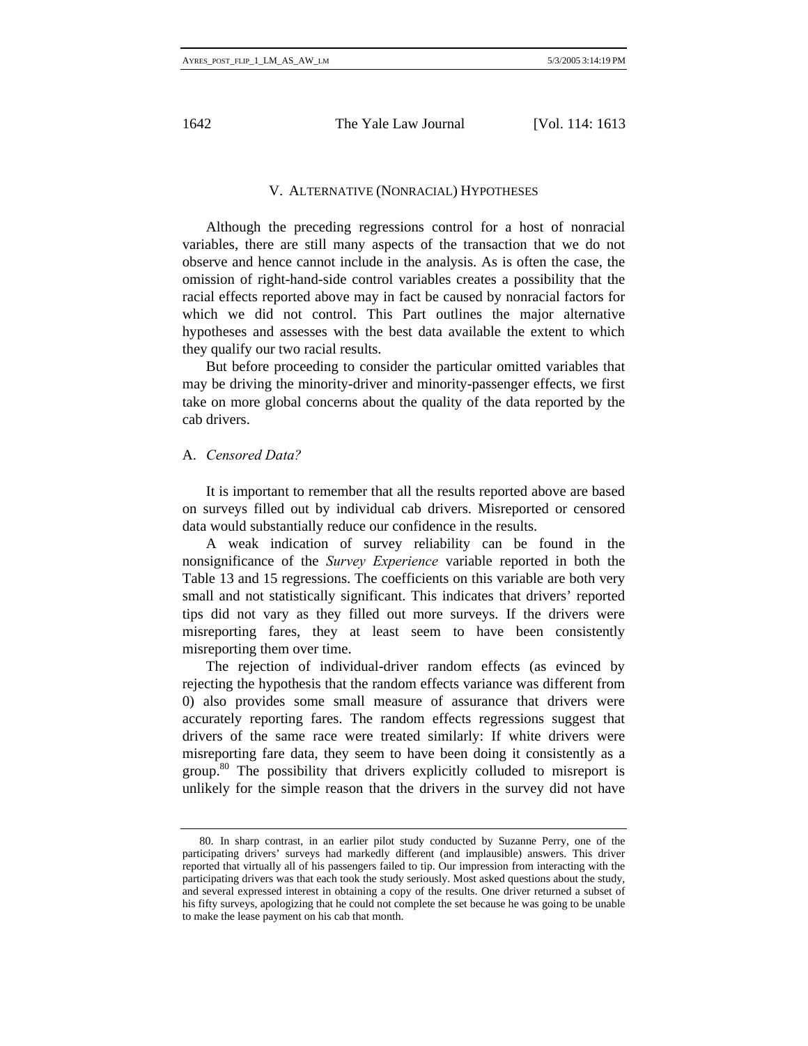## V. Alternative (Nonracial) Hypotheses

Although the preceding regressions control for a host of nonracial variables, there are still many aspects of the transaction that we do not observe and hence cannot include in the analysis. As is often the case, the omission of right-hand-side control variables creates a possibility that the racial effects reported above may in fact be caused by nonracial factors for which we did not control. This Part outlines the major alternative hypotheses and assesses with the best data available the extent to which they qualify our two racial results.

But before proceeding to consider the particular omitted variables that may be driving the minority-driver and minority-passenger effects, we first take on more global concerns about the quality of the data reported by the cab drivers.

### A. *Censored Data?*

It is important to remember that all the results reported above are based on surveys filled out by individual cab drivers. Misreported or censored data would substantially reduce our confidence in the results.

A weak indication of survey reliability can be found in the nonsignificance of the *Survey Experience* variable reported in both the Table 13 and 15 regressions. The coefficients on this variable are both very small and not statistically significant. This indicates that drivers' reported tips did not vary as they filled out more surveys. If the drivers were misreporting fares, they at least seem to have been consistently misreporting them over time.

The rejection of individual-driver random effects (as evinced by rejecting the hypothesis that the random effects variance was different from 0) also provides some small measure of assurance that drivers were accurately reporting fares. The random effects regressions suggest that drivers of the same race were treated similarly: If white drivers were misreporting fare data, they seem to have been doing it consistently as a group.[80] The possibility that drivers explicitly colluded to misreport is unlikely for the simple reason that the drivers in the survey did not have

80. In sharp contrast, in an earlier pilot study conducted by Suzanne Perry, one of the participating drivers' surveys had markedly different (and implausible) answers. This driver reported that virtually all of his passengers failed to tip. Our impression from interacting with the participating drivers was that each took the study seriously. Most asked questions about the study, and several expressed interest in obtaining a copy of the results. One driver returned a subset of his fifty surveys, apologizing that he could not complete the set because he was going to be unable to make the lease payment on his cab that month.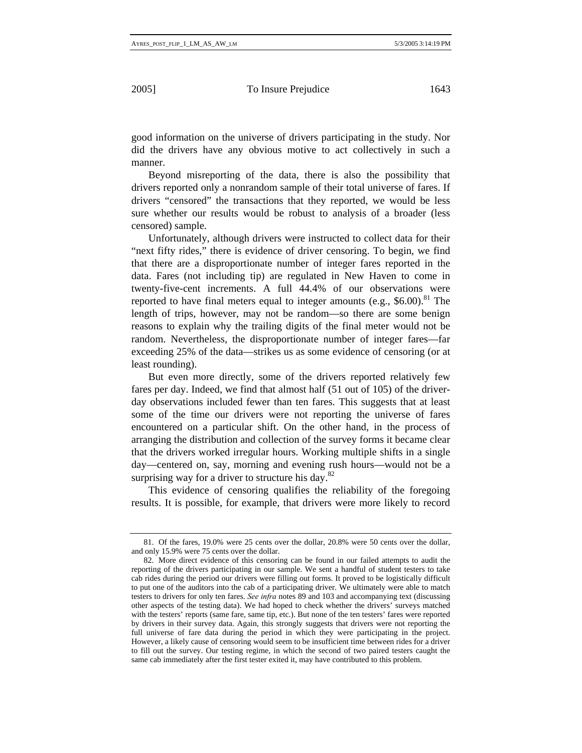good information on the universe of drivers participating in the study. Nor did the drivers have any obvious motive to act collectively in such a manner.

Beyond misreporting of the data, there is also the possibility that drivers reported only a nonrandom sample of their total universe of fares. If drivers "censored" the transactions that they reported, we would be less sure whether our results would be robust to analysis of a broader (less censored) sample.

Unfortunately, although drivers were instructed to collect data for their "next fifty rides," there is evidence of driver censoring. To begin, we find that there are a disproportionate number of integer fares reported in the data. Fares (not including tip) are regulated in New Haven to come in twenty-five-cent increments. A full 44.4% of our observations were reported to have final meters equal to integer amounts (e.g., $6.00).[81] The length of trips, however, may not be random—so there are some benign reasons to explain why the trailing digits of the final meter would not be random. Nevertheless, the disproportionate number of integer fares—far exceeding 25% of the data—strikes us as some evidence of censoring (or at least rounding).

But even more directly, some of the drivers reported relatively few fares per day. Indeed, we find that almost half (51 out of 105) of the driver-day observations included fewer than ten fares. This suggests that at least some of the time our drivers were not reporting the universe of fares encountered on a particular shift. On the other hand, in the process of arranging the distribution and collection of the survey forms it became clear that the drivers worked irregular hours. Working multiple shifts in a single day—centered on, say, morning and evening rush hours—would not be a surprising way for a driver to structure his day.[82]

This evidence of censoring qualifies the reliability of the foregoing results. It is possible, for example, that drivers were more likely to record

---

81. Of the fares, 19.0% were 25 cents over the dollar, 20.8% were 50 cents over the dollar, and only 15.9% were 75 cents over the dollar.

82. More direct evidence of this censoring can be found in our failed attempts to audit the reporting of the drivers participating in our sample. We sent a handful of student testers to take cab rides during the period our drivers were filling out forms. It proved to be logistically difficult to put one of the auditors into the cab of a participating driver. We ultimately were able to match testers to drivers for only ten fares. *See infra* notes 89 and 103 and accompanying text (discussing other aspects of the testing data). We had hoped to check whether the drivers' surveys matched with the testers' reports (same fare, same tip, etc.). But none of the ten testers' fares were reported by drivers in their survey data. Again, this strongly suggests that drivers were not reporting the full universe of fare data during the period in which they were participating in the project. However, a likely cause of censoring would seem to be insufficient time between rides for a driver to fill out the survey. Our testing regime, in which the second of two paired testers caught the same cab immediately after the first tester exited it, may have contributed to this problem.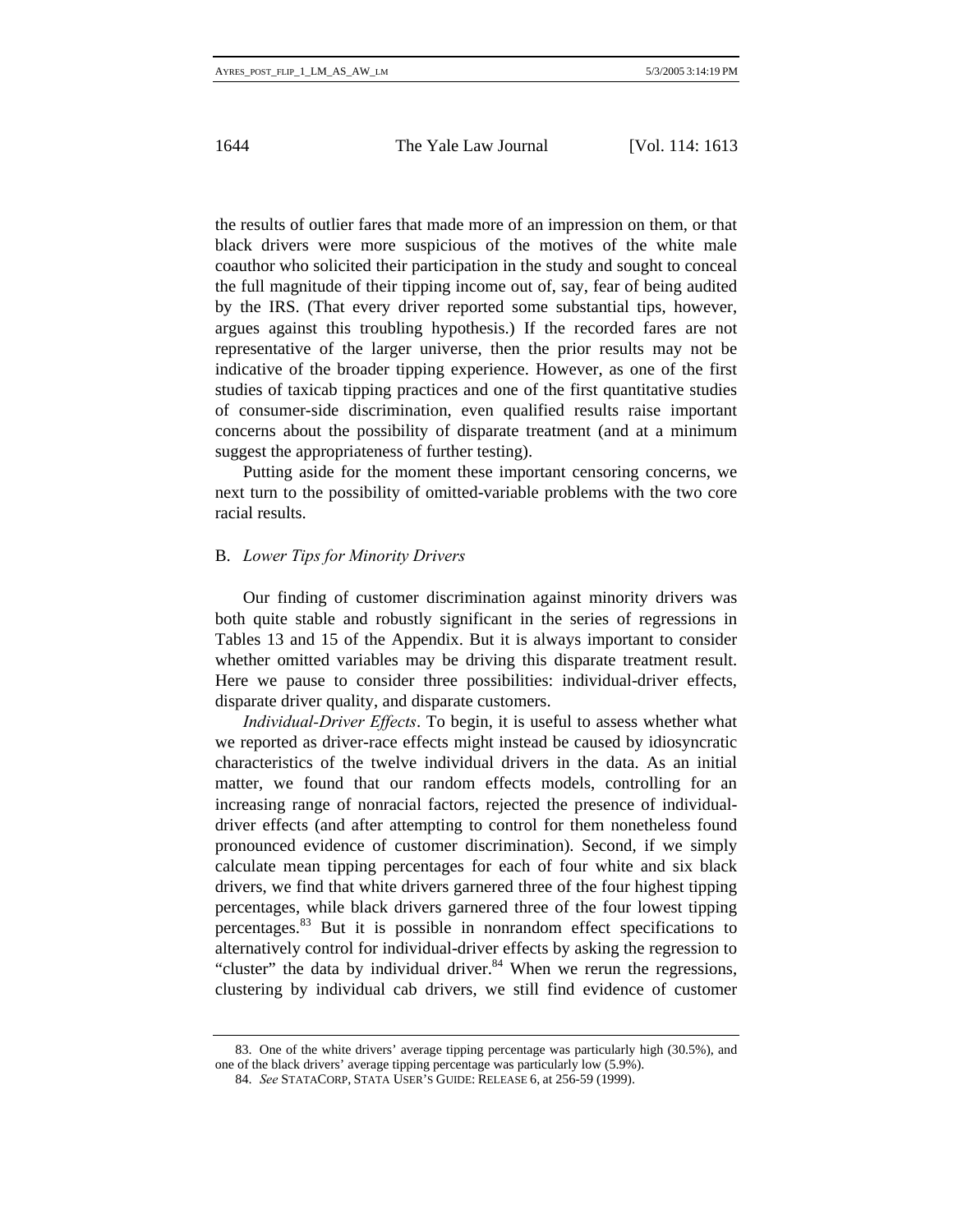the results of outlier fares that made more of an impression on them, or that black drivers were more suspicious of the motives of the white male coauthor who solicited their participation in the study and sought to conceal the full magnitude of their tipping income out of, say, fear of being audited by the IRS. (That every driver reported some substantial tips, however, argues against this troubling hypothesis.) If the recorded fares are not representative of the larger universe, then the prior results may not be indicative of the broader tipping experience. However, as one of the first studies of taxicab tipping practices and one of the first quantitative studies of consumer-side discrimination, even qualified results raise important concerns about the possibility of disparate treatment (and at a minimum suggest the appropriateness of further testing).

Putting aside for the moment these important censoring concerns, we next turn to the possibility of omitted-variable problems with the two core racial results.

### B. *Lower Tips for Minority Drivers*

Our finding of customer discrimination against minority drivers was both quite stable and robustly significant in the series of regressions in Tables 13 and 15 of the Appendix. But it is always important to consider whether omitted variables may be driving this disparate treatment result. Here we pause to consider three possibilities: individual-driver effects, disparate driver quality, and disparate customers.

*Individual-Driver Effects*. To begin, it is useful to assess whether what we reported as driver-race effects might instead be caused by idiosyncratic characteristics of the twelve individual drivers in the data. As an initial matter, we found that our random effects models, controlling for an increasing range of nonracial factors, rejected the presence of individual-driver effects (and after attempting to control for them nonetheless found pronounced evidence of customer discrimination). Second, if we simply calculate mean tipping percentages for each of four white and six black drivers, we find that white drivers garnered three of the four highest tipping percentages, while black drivers garnered three of the four lowest tipping percentages.[83] But it is possible in nonrandom effect specifications to alternatively control for individual-driver effects by asking the regression to "cluster" the data by individual driver.[84] When we rerun the regressions, clustering by individual cab drivers, we still find evidence of customer

---

83. One of the white drivers' average tipping percentage was particularly high (30.5%), and one of the black drivers' average tipping percentage was particularly low (5.9%).

84. *See* STATACORP, STATA USER'S GUIDE: RELEASE 6, at 256-59 (1999).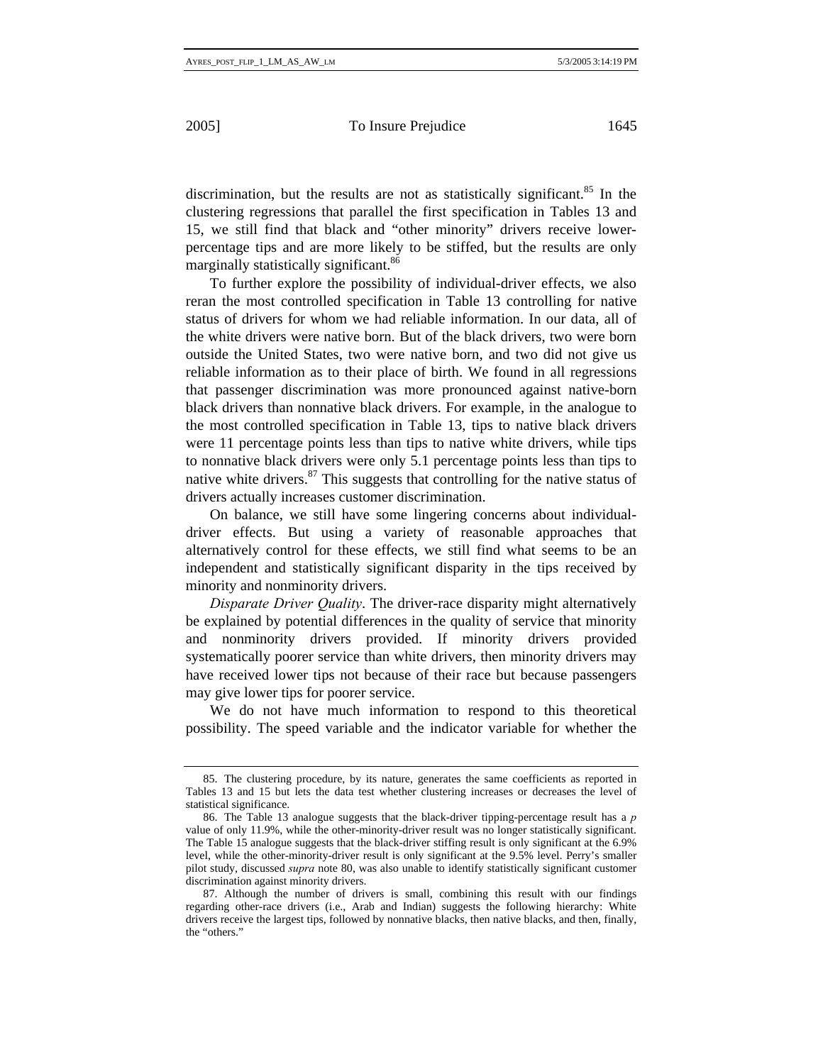discrimination, but the results are not as statistically significant.[85] In the clustering regressions that parallel the first specification in Tables 13 and 15, we still find that black and "other minority" drivers receive lower-percentage tips and are more likely to be stiffed, but the results are only marginally statistically significant.[86]

To further explore the possibility of individual-driver effects, we also reran the most controlled specification in Table 13 controlling for native status of drivers for whom we had reliable information. In our data, all of the white drivers were native born. But of the black drivers, two were born outside the United States, two were native born, and two did not give us reliable information as to their place of birth. We found in all regressions that passenger discrimination was more pronounced against native-born black drivers than nonnative black drivers. For example, in the analogue to the most controlled specification in Table 13, tips to native black drivers were 11 percentage points less than tips to native white drivers, while tips to nonnative black drivers were only 5.1 percentage points less than tips to native white drivers.[87] This suggests that controlling for the native status of drivers actually increases customer discrimination.

On balance, we still have some lingering concerns about individual-driver effects. But using a variety of reasonable approaches that alternatively control for these effects, we still find what seems to be an independent and statistically significant disparity in the tips received by minority and nonminority drivers.

*Disparate Driver Quality*. The driver-race disparity might alternatively be explained by potential differences in the quality of service that minority and nonminority drivers provided. If minority drivers provided systematically poorer service than white drivers, then minority drivers may have received lower tips not because of their race but because passengers may give lower tips for poorer service.

We do not have much information to respond to this theoretical possibility. The speed variable and the indicator variable for whether the

---

85. The clustering procedure, by its nature, generates the same coefficients as reported in Tables 13 and 15 but lets the data test whether clustering increases or decreases the level of statistical significance.

86. The Table 13 analogue suggests that the black-driver tipping-percentage result has a *p* value of only 11.9%, while the other-minority-driver result was no longer statistically significant. The Table 15 analogue suggests that the black-driver stiffing result is only significant at the 6.9% level, while the other-minority-driver result is only significant at the 9.5% level. Perry's smaller pilot study, discussed *supra* note 80, was also unable to identify statistically significant customer discrimination against minority drivers.

87. Although the number of drivers is small, combining this result with our findings regarding other-race drivers (i.e., Arab and Indian) suggests the following hierarchy: White drivers receive the largest tips, followed by nonnative blacks, then native blacks, and then, finally, the "others."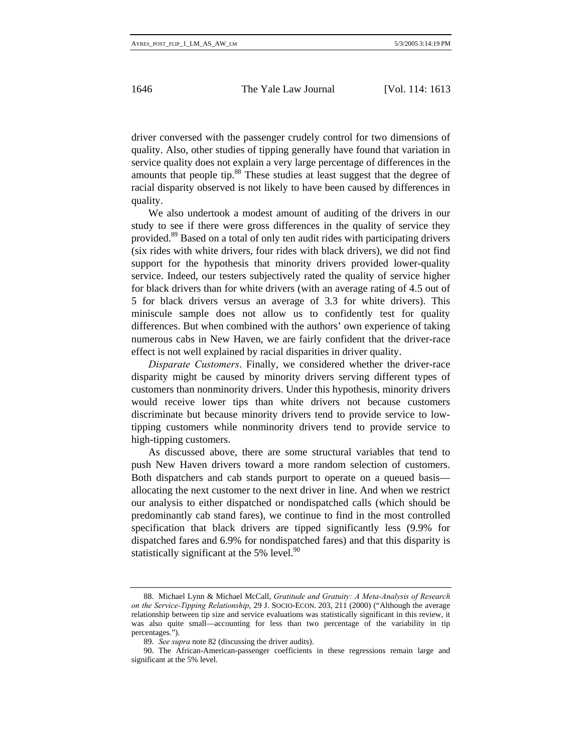driver conversed with the passenger crudely control for two dimensions of quality. Also, other studies of tipping generally have found that variation in service quality does not explain a very large percentage of differences in the amounts that people tip.[88] These studies at least suggest that the degree of racial disparity observed is not likely to have been caused by differences in quality.

We also undertook a modest amount of auditing of the drivers in our study to see if there were gross differences in the quality of service they provided.[89] Based on a total of only ten audit rides with participating drivers (six rides with white drivers, four rides with black drivers), we did not find support for the hypothesis that minority drivers provided lower-quality service. Indeed, our testers subjectively rated the quality of service higher for black drivers than for white drivers (with an average rating of 4.5 out of 5 for black drivers versus an average of 3.3 for white drivers). This miniscule sample does not allow us to confidently test for quality differences. But when combined with the authors' own experience of taking numerous cabs in New Haven, we are fairly confident that the driver-race effect is not well explained by racial disparities in driver quality.

*Disparate Customers*. Finally, we considered whether the driver-race disparity might be caused by minority drivers serving different types of customers than nonminority drivers. Under this hypothesis, minority drivers would receive lower tips than white drivers not because customers discriminate but because minority drivers tend to provide service to low-tipping customers while nonminority drivers tend to provide service to high-tipping customers.

As discussed above, there are some structural variables that tend to push New Haven drivers toward a more random selection of customers. Both dispatchers and cab stands purport to operate on a queued basis—allocating the next customer to the next driver in line. And when we restrict our analysis to either dispatched or nondispatched calls (which should be predominantly cab stand fares), we continue to find in the most controlled specification that black drivers are tipped significantly less (9.9% for dispatched fares and 6.9% for nondispatched fares) and that this disparity is statistically significant at the 5% level.[90]

---

88. Michael Lynn & Michael McCall, *Gratitude and Gratuity: A Meta-Analysis of Research on the Service-Tipping Relationship*, 29 J. SOCIO-ECON. 203, 211 (2000) ("Although the average relationship between tip size and service evaluations was statistically significant in this review, it was also quite small—accounting for less than two percentage of the variability in tip percentages.").

89. *See supra* note 82 (discussing the driver audits).

90. The African-American-passenger coefficients in these regressions remain large and significant at the 5% level.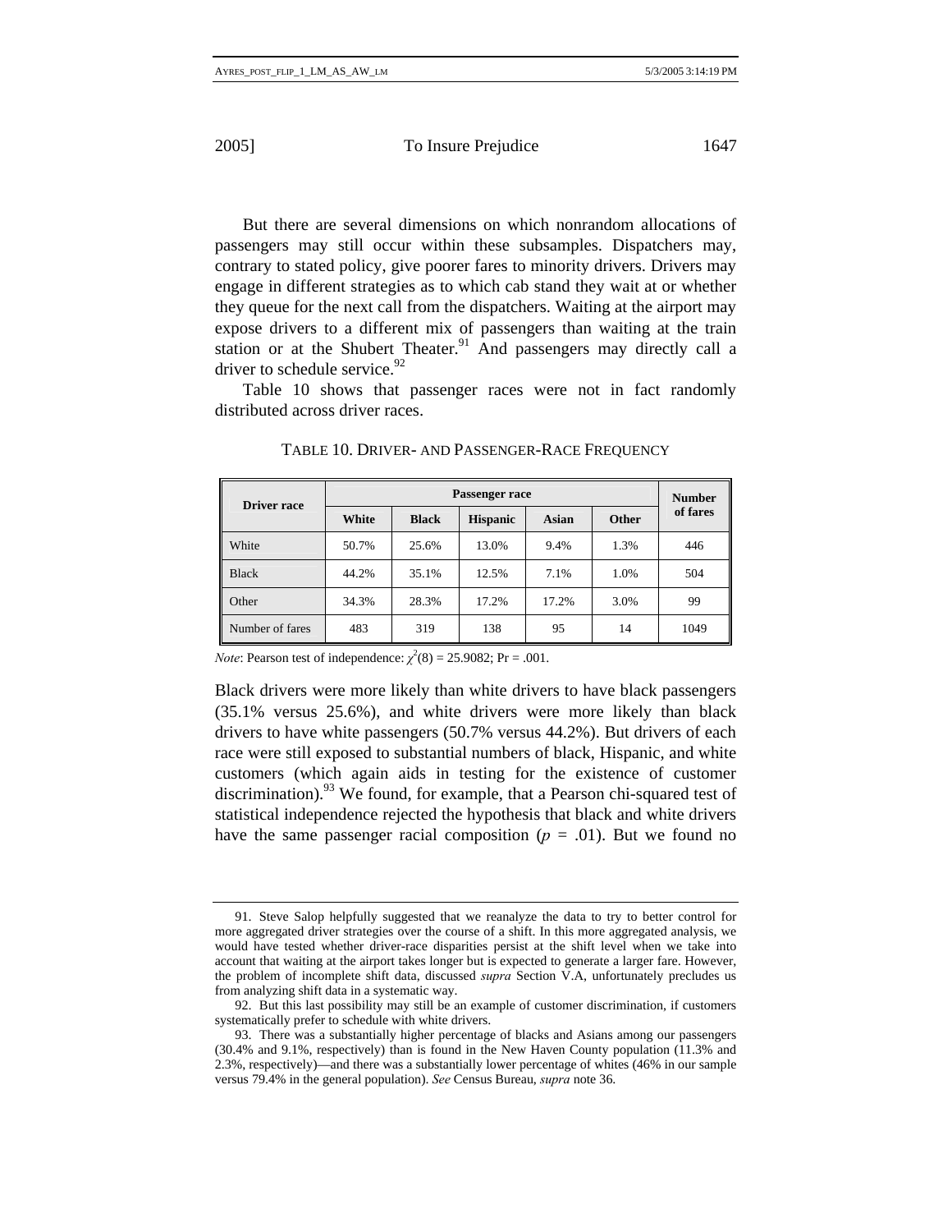But there are several dimensions on which nonrandom allocations of passengers may still occur within these subsamples. Dispatchers may, contrary to stated policy, give poorer fares to minority drivers. Drivers may engage in different strategies as to which cab stand they wait at or whether they queue for the next call from the dispatchers. Waiting at the airport may expose drivers to a different mix of passengers than waiting at the train station or at the Shubert Theater.[91] And passengers may directly call a driver to schedule service.[92]

Table 10 shows that passenger races were not in fact randomly distributed across driver races.

TABLE 10. DRIVER- AND PASSENGER-RACE FREQUENCY

| Driver race | Passenger race | | | | | Number of fares |
|---|---|---|---|---|---|---|
| | White | Black | Hispanic | Asian | Other | |
| White | 50.7% | 25.6% | 13.0% | 9.4% | 1.3% | 446 |
| Black | 44.2% | 35.1% | 12.5% | 7.1% | 1.0% | 504 |
| Other | 34.3% | 28.3% | 17.2% | 17.2% | 3.0% | 99 |
| Number of fares | 483 | 319 | 138 | 95 | 14 | 1049 |

*Note*: Pearson test of independence: $\chi^2(8) = 25.9082$; Pr = .001.

Black drivers were more likely than white drivers to have black passengers (35.1% versus 25.6%), and white drivers were more likely than black drivers to have white passengers (50.7% versus 44.2%). But drivers of each race were still exposed to substantial numbers of black, Hispanic, and white customers (which again aids in testing for the existence of customer discrimination).[93] We found, for example, that a Pearson chi-squared test of statistical independence rejected the hypothesis that black and white drivers have the same passenger racial composition ($p = .01$). But we found no

---

91. Steve Salop helpfully suggested that we reanalyze the data to try to better control for more aggregated driver strategies over the course of a shift. In this more aggregated analysis, we would have tested whether driver-race disparities persist at the shift level when we take into account that waiting at the airport takes longer but is expected to generate a larger fare. However, the problem of incomplete shift data, discussed *supra* Section V.A, unfortunately precludes us from analyzing shift data in a systematic way.

92. But this last possibility may still be an example of customer discrimination, if customers systematically prefer to schedule with white drivers.

93. There was a substantially higher percentage of blacks and Asians among our passengers (30.4% and 9.1%, respectively) than is found in the New Haven County population (11.3% and 2.3%, respectively)—and there was a substantially lower percentage of whites (46% in our sample versus 79.4% in the general population). *See* Census Bureau, *supra* note 36.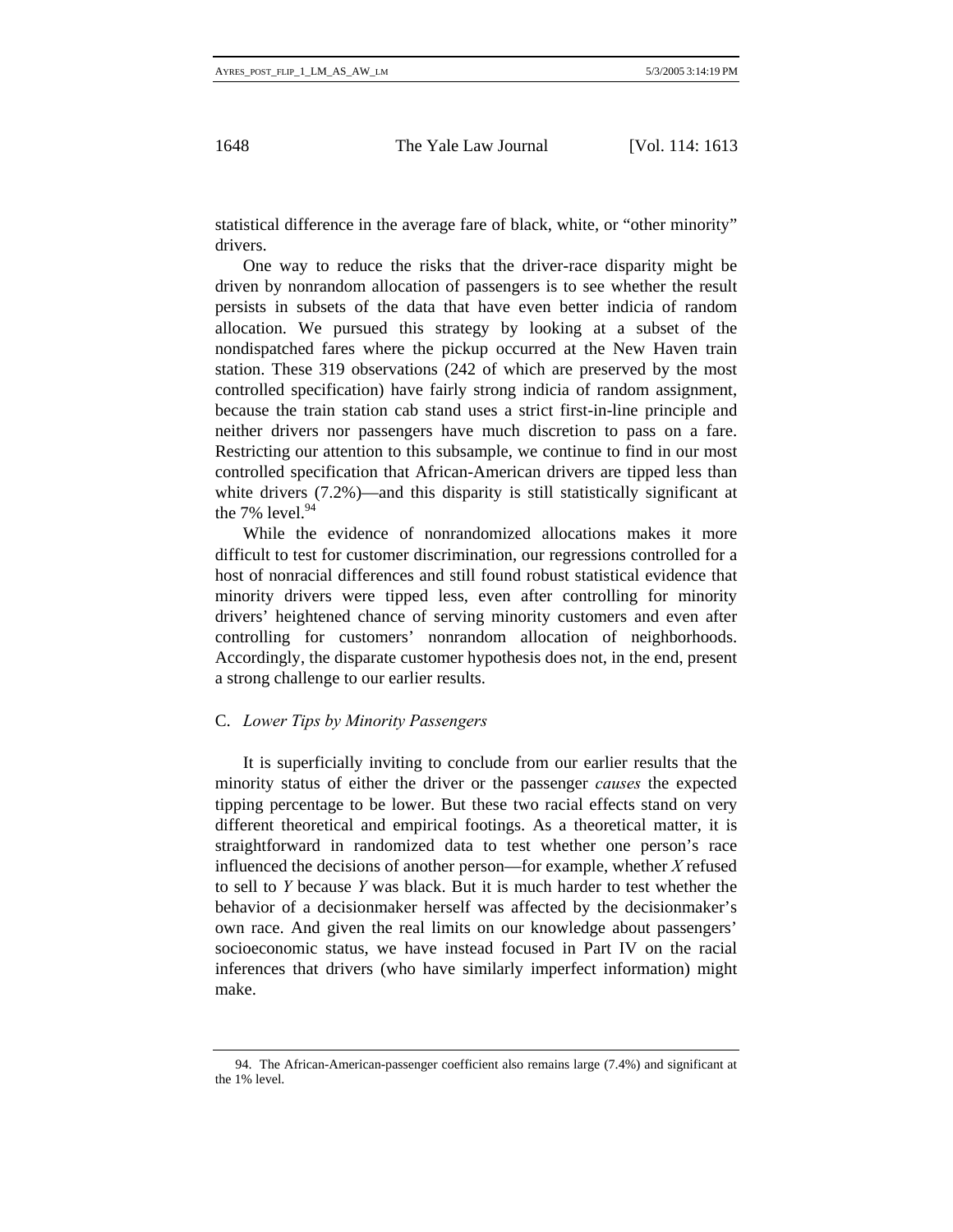statistical difference in the average fare of black, white, or "other minority" drivers.

One way to reduce the risks that the driver-race disparity might be driven by nonrandom allocation of passengers is to see whether the result persists in subsets of the data that have even better indicia of random allocation. We pursued this strategy by looking at a subset of the nondispatched fares where the pickup occurred at the New Haven train station. These 319 observations (242 of which are preserved by the most controlled specification) have fairly strong indicia of random assignment, because the train station cab stand uses a strict first-in-line principle and neither drivers nor passengers have much discretion to pass on a fare. Restricting our attention to this subsample, we continue to find in our most controlled specification that African-American drivers are tipped less than white drivers (7.2%)—and this disparity is still statistically significant at the 7% level.[94]

While the evidence of nonrandomized allocations makes it more difficult to test for customer discrimination, our regressions controlled for a host of nonracial differences and still found robust statistical evidence that minority drivers were tipped less, even after controlling for minority drivers' heightened chance of serving minority customers and even after controlling for customers' nonrandom allocation of neighborhoods. Accordingly, the disparate customer hypothesis does not, in the end, present a strong challenge to our earlier results.

### C. *Lower Tips by Minority Passengers*

It is superficially inviting to conclude from our earlier results that the minority status of either the driver or the passenger *causes* the expected tipping percentage to be lower. But these two racial effects stand on very different theoretical and empirical footings. As a theoretical matter, it is straightforward in randomized data to test whether one person's race influenced the decisions of another person—for example, whether *X* refused to sell to *Y* because *Y* was black. But it is much harder to test whether the behavior of a decisionmaker herself was affected by the decisionmaker's own race. And given the real limits on our knowledge about passengers' socioeconomic status, we have instead focused in Part IV on the racial inferences that drivers (who have similarly imperfect information) might make.

---

94. The African-American-passenger coefficient also remains large (7.4%) and significant at the 1% level.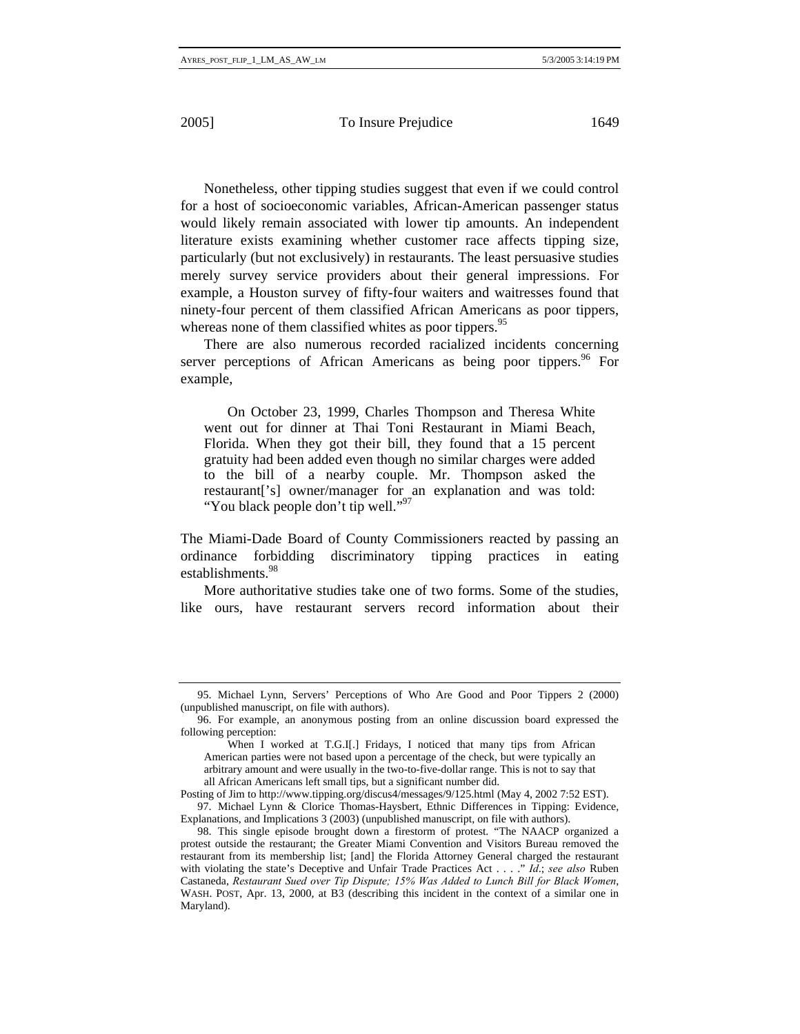Nonetheless, other tipping studies suggest that even if we could control for a host of socioeconomic variables, African-American passenger status would likely remain associated with lower tip amounts. An independent literature exists examining whether customer race affects tipping size, particularly (but not exclusively) in restaurants. The least persuasive studies merely survey service providers about their general impressions. For example, a Houston survey of fifty-four waiters and waitresses found that ninety-four percent of them classified African Americans as poor tippers, whereas none of them classified whites as poor tippers.[95]

There are also numerous recorded racialized incidents concerning server perceptions of African Americans as being poor tippers.[96] For example,

> On October 23, 1999, Charles Thompson and Theresa White went out for dinner at Thai Toni Restaurant in Miami Beach, Florida. When they got their bill, they found that a 15 percent gratuity had been added even though no similar charges were added to the bill of a nearby couple. Mr. Thompson asked the restaurant['s] owner/manager for an explanation and was told: "You black people don't tip well."[97]

The Miami-Dade Board of County Commissioners reacted by passing an ordinance forbidding discriminatory tipping practices in eating establishments.[98]

More authoritative studies take one of two forms. Some of the studies, like ours, have restaurant servers record information about their

---

95. Michael Lynn, Servers' Perceptions of Who Are Good and Poor Tippers 2 (2000) (unpublished manuscript, on file with authors).

96. For example, an anonymous posting from an online discussion board expressed the following perception:

> When I worked at T.G.I[.] Fridays, I noticed that many tips from African American parties were not based upon a percentage of the check, but were typically an arbitrary amount and were usually in the two-to-five-dollar range. This is not to say that all African Americans left small tips, but a significant number did.

Posting of Jim to http://www.tipping.org/discus4/messages/9/125.html (May 4, 2002 7:52 EST).

97. Michael Lynn & Clorice Thomas-Haysbert, Ethnic Differences in Tipping: Evidence, Explanations, and Implications 3 (2003) (unpublished manuscript, on file with authors).

98. This single episode brought down a firestorm of protest. "The NAACP organized a protest outside the restaurant; the Greater Miami Convention and Visitors Bureau removed the restaurant from its membership list; [and] the Florida Attorney General charged the restaurant with violating the state's Deceptive and Unfair Trade Practices Act . . . ." *Id*.; *see also* Ruben Castaneda, *Restaurant Sued over Tip Dispute; 15% Was Added to Lunch Bill for Black Women*, WASH. POST, Apr. 13, 2000, at B3 (describing this incident in the context of a similar one in Maryland).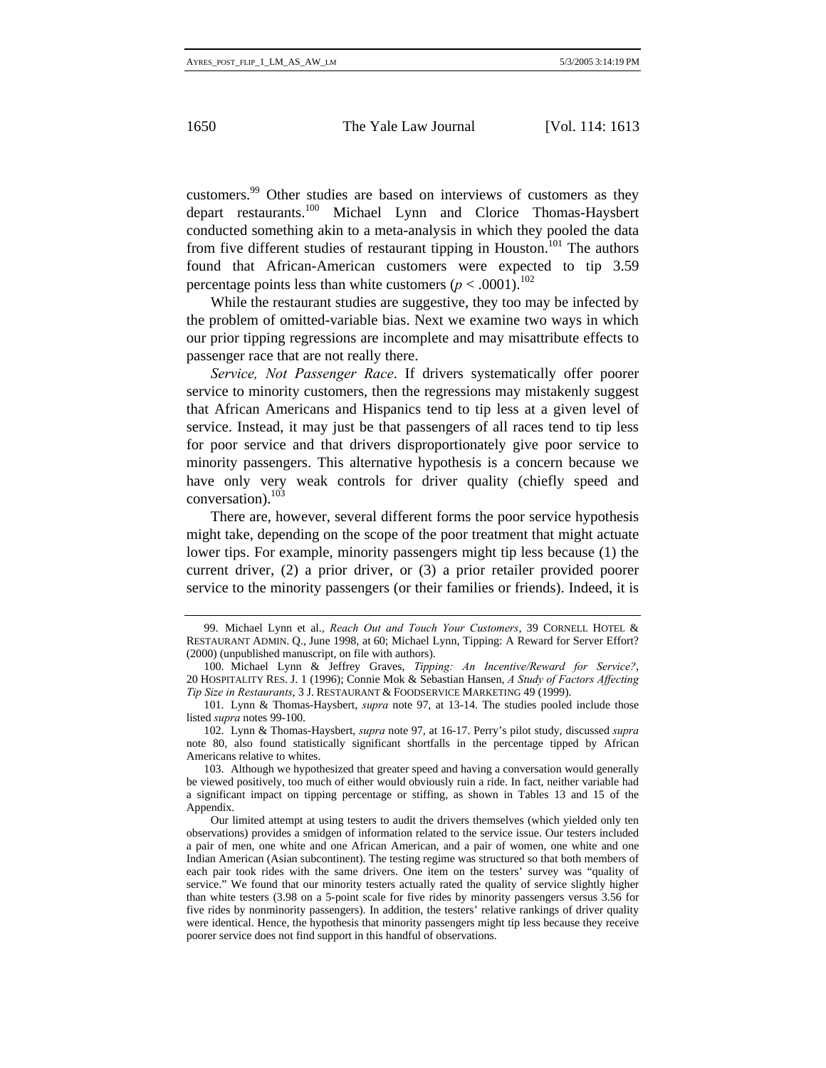customers.[99] Other studies are based on interviews of customers as they depart restaurants.[100] Michael Lynn and Clorice Thomas-Haysbert conducted something akin to a meta-analysis in which they pooled the data from five different studies of restaurant tipping in Houston.[101] The authors found that African-American customers were expected to tip 3.59 percentage points less than white customers ($p < .0001$).[102]

While the restaurant studies are suggestive, they too may be infected by the problem of omitted-variable bias. Next we examine two ways in which our prior tipping regressions are incomplete and may misattribute effects to passenger race that are not really there.

*Service, Not Passenger Race*. If drivers systematically offer poorer service to minority customers, then the regressions may mistakenly suggest that African Americans and Hispanics tend to tip less at a given level of service. Instead, it may just be that passengers of all races tend to tip less for poor service and that drivers disproportionately give poor service to minority passengers. This alternative hypothesis is a concern because we have only very weak controls for driver quality (chiefly speed and conversation).[103]

There are, however, several different forms the poor service hypothesis might take, depending on the scope of the poor treatment that might actuate lower tips. For example, minority passengers might tip less because (1) the current driver, (2) a prior driver, or (3) a prior retailer provided poorer service to the minority passengers (or their families or friends). Indeed, it is

---

99. Michael Lynn et al., *Reach Out and Touch Your Customers*, 39 CORNELL HOTEL & RESTAURANT ADMIN. Q., June 1998, at 60; Michael Lynn, Tipping: A Reward for Server Effort? (2000) (unpublished manuscript, on file with authors).

100. Michael Lynn & Jeffrey Graves, *Tipping: An Incentive/Reward for Service?*, 20 HOSPITALITY RES. J. 1 (1996); Connie Mok & Sebastian Hansen, *A Study of Factors Affecting Tip Size in Restaurants*, 3 J. RESTAURANT & FOODSERVICE MARKETING 49 (1999).

101. Lynn & Thomas-Haysbert, *supra* note 97, at 13-14. The studies pooled include those listed *supra* notes 99-100.

102. Lynn & Thomas-Haysbert, *supra* note 97, at 16-17. Perry's pilot study, discussed *supra* note 80, also found statistically significant shortfalls in the percentage tipped by African Americans relative to whites.

103. Although we hypothesized that greater speed and having a conversation would generally be viewed positively, too much of either would obviously ruin a ride. In fact, neither variable had a significant impact on tipping percentage or stiffing, as shown in Tables 13 and 15 of the Appendix.

Our limited attempt at using testers to audit the drivers themselves (which yielded only ten observations) provides a smidgen of information related to the service issue. Our testers included a pair of men, one white and one African American, and a pair of women, one white and one Indian American (Asian subcontinent). The testing regime was structured so that both members of each pair took rides with the same drivers. One item on the testers' survey was "quality of service." We found that our minority testers actually rated the quality of service slightly higher than white testers (3.98 on a 5-point scale for five rides by minority passengers versus 3.56 for five rides by nonminority passengers). In addition, the testers' relative rankings of driver quality were identical. Hence, the hypothesis that minority passengers might tip less because they receive poorer service does not find support in this handful of observations.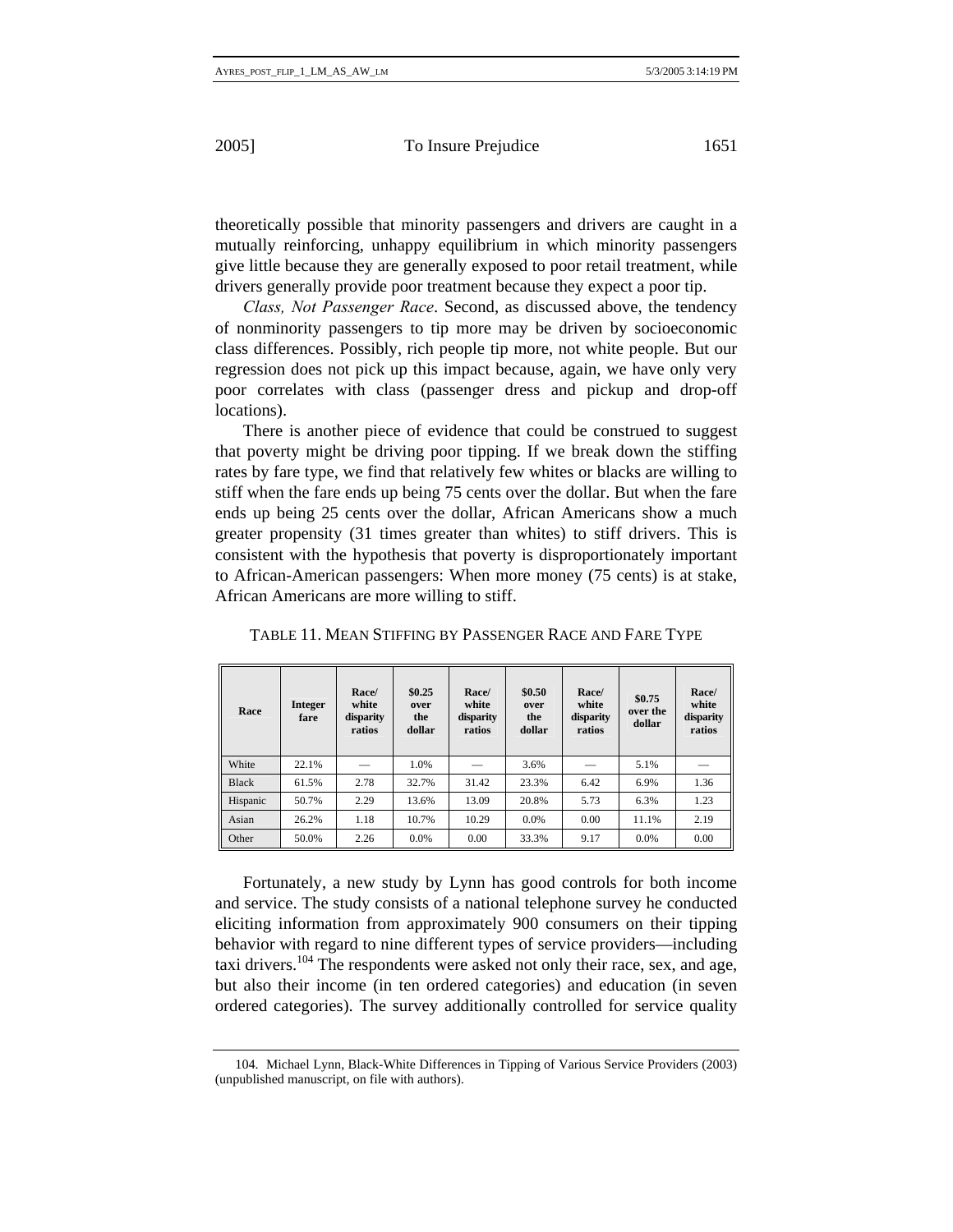theoretically possible that minority passengers and drivers are caught in a mutually reinforcing, unhappy equilibrium in which minority passengers give little because they are generally exposed to poor retail treatment, while drivers generally provide poor treatment because they expect a poor tip.

*Class, Not Passenger Race*. Second, as discussed above, the tendency of nonminority passengers to tip more may be driven by socioeconomic class differences. Possibly, rich people tip more, not white people. But our regression does not pick up this impact because, again, we have only very poor correlates with class (passenger dress and pickup and drop-off locations).

There is another piece of evidence that could be construed to suggest that poverty might be driving poor tipping. If we break down the stiffing rates by fare type, we find that relatively few whites or blacks are willing to stiff when the fare ends up being 75 cents over the dollar. But when the fare ends up being 25 cents over the dollar, African Americans show a much greater propensity (31 times greater than whites) to stiff drivers. This is consistent with the hypothesis that poverty is disproportionately important to African-American passengers: When more money (75 cents) is at stake, African Americans are more willing to stiff.

TABLE 11. MEAN STIFFING BY PASSENGER RACE AND FARE TYPE

| Race | Integer fare | Race/ white disparity ratios | $0.25 over the dollar | Race/ white disparity ratios | $0.50 over the dollar | Race/ white disparity ratios | $0.75 over the dollar | Race/ white disparity ratios |
|---|---|---|---|---|---|---|---|---|
| White | 22.1% | — | 1.0% | — | 3.6% | — | 5.1% | — |
| Black | 61.5% | 2.78 | 32.7% | 31.42 | 23.3% | 6.42 | 6.9% | 1.36 |
| Hispanic | 50.7% | 2.29 | 13.6% | 13.09 | 20.8% | 5.73 | 6.3% | 1.23 |
| Asian | 26.2% | 1.18 | 10.7% | 10.29 | 0.0% | 0.00 | 11.1% | 2.19 |
| Other | 50.0% | 2.26 | 0.0% | 0.00 | 33.3% | 9.17 | 0.0% | 0.00 |

Fortunately, a new study by Lynn has good controls for both income and service. The study consists of a national telephone survey he conducted eliciting information from approximately 900 consumers on their tipping behavior with regard to nine different types of service providers—including taxi drivers.[104] The respondents were asked not only their race, sex, and age, but also their income (in ten ordered categories) and education (in seven ordered categories). The survey additionally controlled for service quality

104. Michael Lynn, Black-White Differences in Tipping of Various Service Providers (2003) (unpublished manuscript, on file with authors).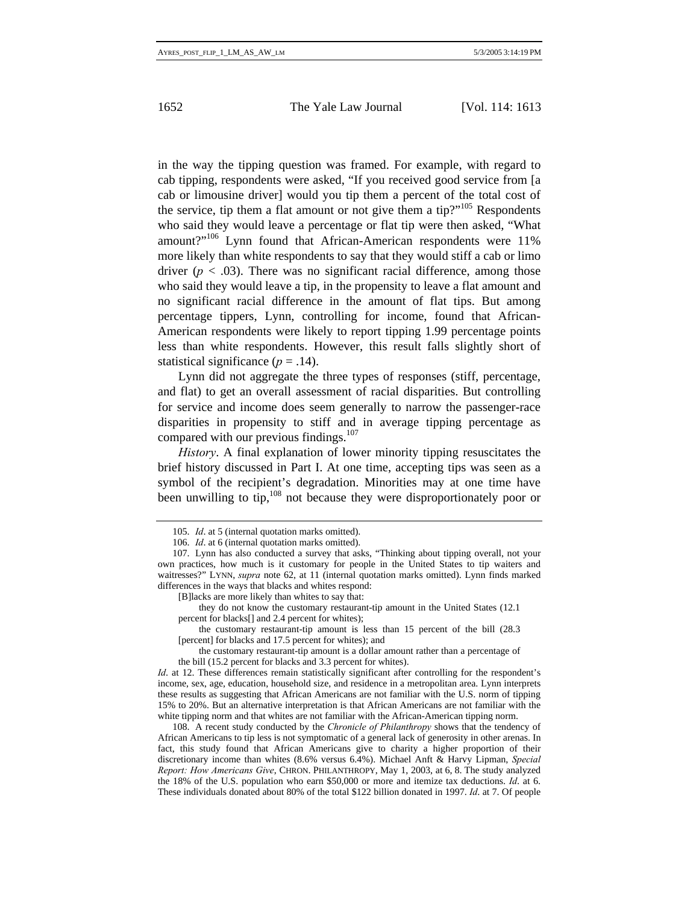in the way the tipping question was framed. For example, with regard to cab tipping, respondents were asked, "If you received good service from [a cab or limousine driver] would you tip them a percent of the total cost of the service, tip them a flat amount or not give them a tip?"[105] Respondents who said they would leave a percentage or flat tip were then asked, "What amount?"[106] Lynn found that African-American respondents were 11% more likely than white respondents to say that they would stiff a cab or limo driver ($p < .03$). There was no significant racial difference, among those who said they would leave a tip, in the propensity to leave a flat amount and no significant racial difference in the amount of flat tips. But among percentage tippers, Lynn, controlling for income, found that African-American respondents were likely to report tipping 1.99 percentage points less than white respondents. However, this result falls slightly short of statistical significance ($p = .14$).

Lynn did not aggregate the three types of responses (stiff, percentage, and flat) to get an overall assessment of racial disparities. But controlling for service and income does seem generally to narrow the passenger-race disparities in propensity to stiff and in average tipping percentage as compared with our previous findings.[107]

*History*. A final explanation of lower minority tipping resuscitates the brief history discussed in Part I. At one time, accepting tips was seen as a symbol of the recipient's degradation. Minorities may at one time have been unwilling to tip,[108] not because they were disproportionately poor or

---

105. *Id*. at 5 (internal quotation marks omitted).

106. *Id*. at 6 (internal quotation marks omitted).

107. Lynn has also conducted a survey that asks, "Thinking about tipping overall, not your own practices, how much is it customary for people in the United States to tip waiters and waitresses?" LYNN, *supra* note 62, at 11 (internal quotation marks omitted). Lynn finds marked differences in the ways that blacks and whites respond:

> [B]lacks are more likely than whites to say that:
>
> they do not know the customary restaurant-tip amount in the United States (12.1 percent for blacks[] and 2.4 percent for whites);
>
> the customary restaurant-tip amount is less than 15 percent of the bill (28.3 [percent] for blacks and 17.5 percent for whites); and
>
> the customary restaurant-tip amount is a dollar amount rather than a percentage of the bill (15.2 percent for blacks and 3.3 percent for whites).

*Id*. at 12. These differences remain statistically significant after controlling for the respondent's income, sex, age, education, household size, and residence in a metropolitan area. Lynn interprets these results as suggesting that African Americans are not familiar with the U.S. norm of tipping 15% to 20%. But an alternative interpretation is that African Americans are not familiar with the white tipping norm and that whites are not familiar with the African-American tipping norm.

108. A recent study conducted by the *Chronicle of Philanthropy* shows that the tendency of African Americans to tip less is not symptomatic of a general lack of generosity in other arenas. In fact, this study found that African Americans give to charity a higher proportion of their discretionary income than whites (8.6% versus 6.4%). Michael Anft & Harvy Lipman, *Special Report: How Americans Give*, CHRON. PHILANTHROPY, May 1, 2003, at 6, 8. The study analyzed the 18% of the U.S. population who earn $50,000 or more and itemize tax deductions. *Id*. at 6. These individuals donated about 80% of the total $122 billion donated in 1997. *Id*. at 7. Of people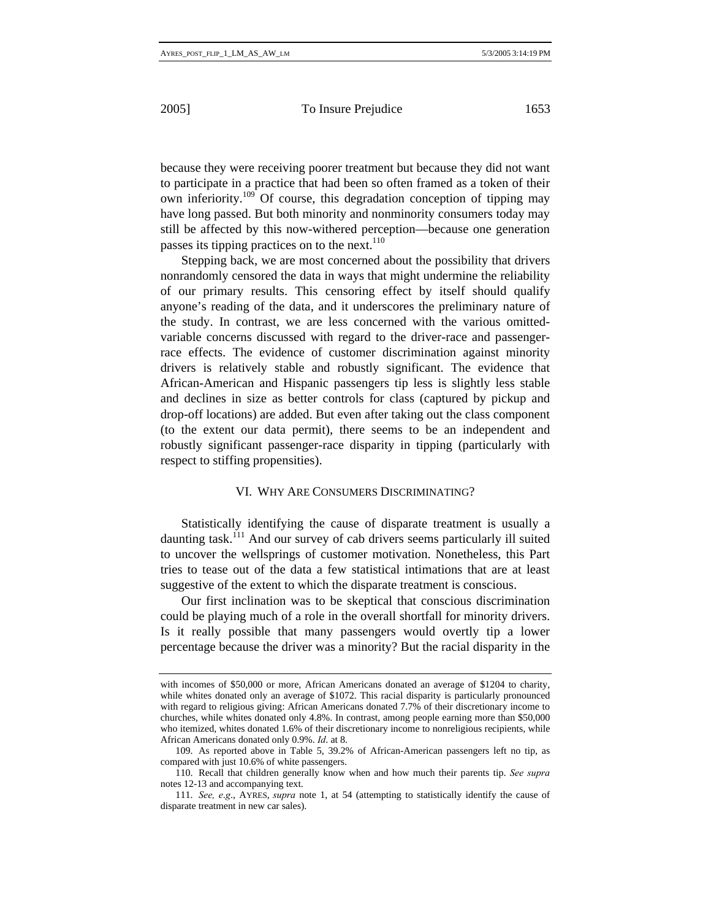because they were receiving poorer treatment but because they did not want to participate in a practice that had been so often framed as a token of their own inferiority.[109] Of course, this degradation conception of tipping may have long passed. But both minority and nonminority consumers today may still be affected by this now-withered perception—because one generation passes its tipping practices on to the next.[110]

Stepping back, we are most concerned about the possibility that drivers nonrandomly censored the data in ways that might undermine the reliability of our primary results. This censoring effect by itself should qualify anyone's reading of the data, and it underscores the preliminary nature of the study. In contrast, we are less concerned with the various omitted-variable concerns discussed with regard to the driver-race and passenger-race effects. The evidence of customer discrimination against minority drivers is relatively stable and robustly significant. The evidence that African-American and Hispanic passengers tip less is slightly less stable and declines in size as better controls for class (captured by pickup and drop-off locations) are added. But even after taking out the class component (to the extent our data permit), there seems to be an independent and robustly significant passenger-race disparity in tipping (particularly with respect to stiffing propensities).

## VI. Why Are Consumers Discriminating?

Statistically identifying the cause of disparate treatment is usually a daunting task.[111] And our survey of cab drivers seems particularly ill suited to uncover the wellsprings of customer motivation. Nonetheless, this Part tries to tease out of the data a few statistical intimations that are at least suggestive of the extent to which the disparate treatment is conscious.

Our first inclination was to be skeptical that conscious discrimination could be playing much of a role in the overall shortfall for minority drivers. Is it really possible that many passengers would overtly tip a lower percentage because the driver was a minority? But the racial disparity in the

---

with incomes of $50,000 or more, African Americans donated an average of $1204 to charity, while whites donated only an average of $1072. This racial disparity is particularly pronounced with regard to religious giving: African Americans donated 7.7% of their discretionary income to churches, while whites donated only 4.8%. In contrast, among people earning more than $50,000 who itemized, whites donated 1.6% of their discretionary income to nonreligious recipients, while African Americans donated only 0.9%. *Id.* at 8.

109. As reported above in Table 5, 39.2% of African-American passengers left no tip, as compared with just 10.6% of white passengers.

110. Recall that children generally know when and how much their parents tip. *See supra* notes 12-13 and accompanying text.

111. *See, e.g.*, AYRES, *supra* note 1, at 54 (attempting to statistically identify the cause of disparate treatment in new car sales).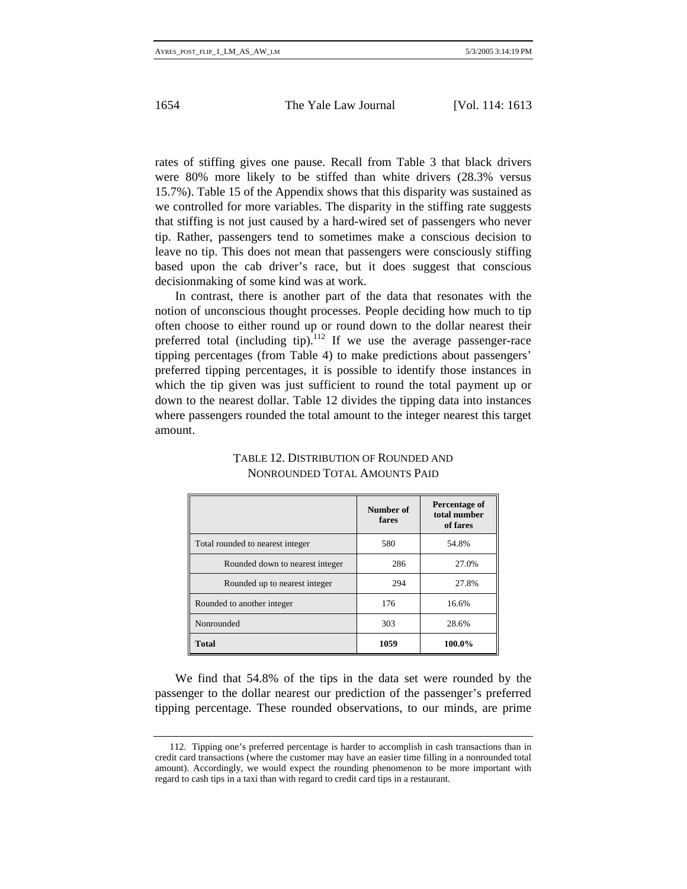rates of stiffing gives one pause. Recall from Table 3 that black drivers were 80% more likely to be stiffed than white drivers (28.3% versus 15.7%). Table 15 of the Appendix shows that this disparity was sustained as we controlled for more variables. The disparity in the stiffing rate suggests that stiffing is not just caused by a hard-wired set of passengers who never tip. Rather, passengers tend to sometimes make a conscious decision to leave no tip. This does not mean that passengers were consciously stiffing based upon the cab driver's race, but it does suggest that conscious decisionmaking of some kind was at work.

In contrast, there is another part of the data that resonates with the notion of unconscious thought processes. People deciding how much to tip often choose to either round up or round down to the dollar nearest their preferred total (including tip).[112] If we use the average passenger-race tipping percentages (from Table 4) to make predictions about passengers' preferred tipping percentages, it is possible to identify those instances in which the tip given was just sufficient to round the total payment up or down to the nearest dollar. Table 12 divides the tipping data into instances where passengers rounded the total amount to the integer nearest this target amount.

TABLE 12. DISTRIBUTION OF ROUNDED AND NONROUNDED TOTAL AMOUNTS PAID

| | Number of fares | Percentage of total number of fares |
|---|---|---|
| Total rounded to nearest integer | 580 | 54.8% |
| Rounded down to nearest integer | 286 | 27.0% |
| Rounded up to nearest integer | 294 | 27.8% |
| Rounded to another integer | 176 | 16.6% |
| Nonrounded | 303 | 28.6% |
| **Total** | **1059** | **100.0%** |

We find that 54.8% of the tips in the data set were rounded by the passenger to the dollar nearest our prediction of the passenger's preferred tipping percentage. These rounded observations, to our minds, are prime

112. Tipping one's preferred percentage is harder to accomplish in cash transactions than in credit card transactions (where the customer may have an easier time filling in a nonrounded total amount). Accordingly, we would expect the rounding phenomenon to be more important with regard to cash tips in a taxi than with regard to credit card tips in a restaurant.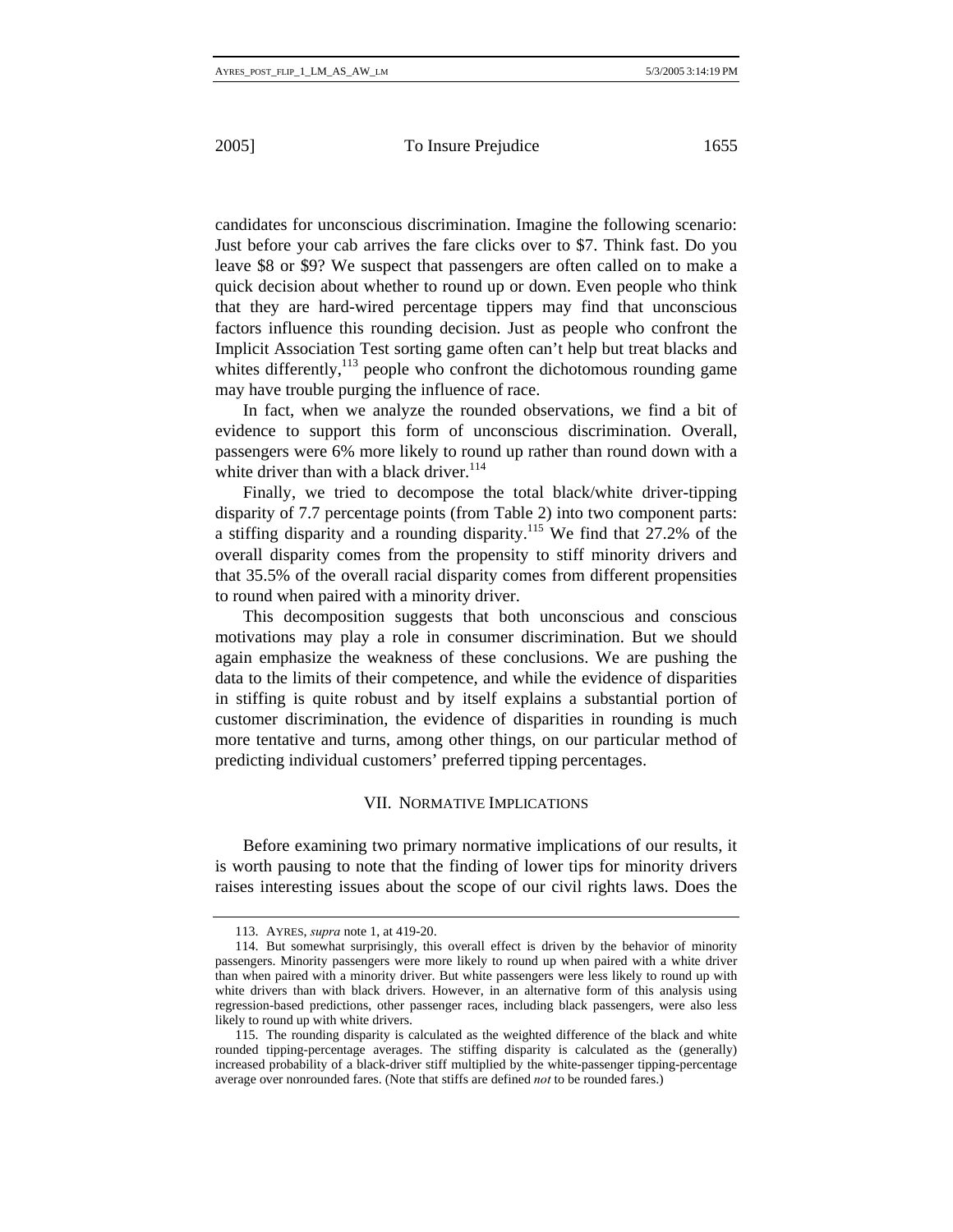candidates for unconscious discrimination. Imagine the following scenario: Just before your cab arrives the fare clicks over to $7. Think fast. Do you leave $8 or $9? We suspect that passengers are often called on to make a quick decision about whether to round up or down. Even people who think that they are hard-wired percentage tippers may find that unconscious factors influence this rounding decision. Just as people who confront the Implicit Association Test sorting game often can't help but treat blacks and whites differently,[113] people who confront the dichotomous rounding game may have trouble purging the influence of race.

In fact, when we analyze the rounded observations, we find a bit of evidence to support this form of unconscious discrimination. Overall, passengers were 6% more likely to round up rather than round down with a white driver than with a black driver.[114]

Finally, we tried to decompose the total black/white driver-tipping disparity of 7.7 percentage points (from Table 2) into two component parts: a stiffing disparity and a rounding disparity.[115] We find that 27.2% of the overall disparity comes from the propensity to stiff minority drivers and that 35.5% of the overall racial disparity comes from different propensities to round when paired with a minority driver.

This decomposition suggests that both unconscious and conscious motivations may play a role in consumer discrimination. But we should again emphasize the weakness of these conclusions. We are pushing the data to the limits of their competence, and while the evidence of disparities in stiffing is quite robust and by itself explains a substantial portion of customer discrimination, the evidence of disparities in rounding is much more tentative and turns, among other things, on our particular method of predicting individual customers' preferred tipping percentages.

## VII. NORMATIVE IMPLICATIONS

Before examining two primary normative implications of our results, it is worth pausing to note that the finding of lower tips for minority drivers raises interesting issues about the scope of our civil rights laws. Does the

---

113. AYRES, *supra* note 1, at 419-20.

114. But somewhat surprisingly, this overall effect is driven by the behavior of minority passengers. Minority passengers were more likely to round up when paired with a white driver than when paired with a minority driver. But white passengers were less likely to round up with white drivers than with black drivers. However, in an alternative form of this analysis using regression-based predictions, other passenger races, including black passengers, were also less likely to round up with white drivers.

115. The rounding disparity is calculated as the weighted difference of the black and white rounded tipping-percentage averages. The stiffing disparity is calculated as the (generally) increased probability of a black-driver stiff multiplied by the white-passenger tipping-percentage average over nonrounded fares. (Note that stiffs are defined *not* to be rounded fares.)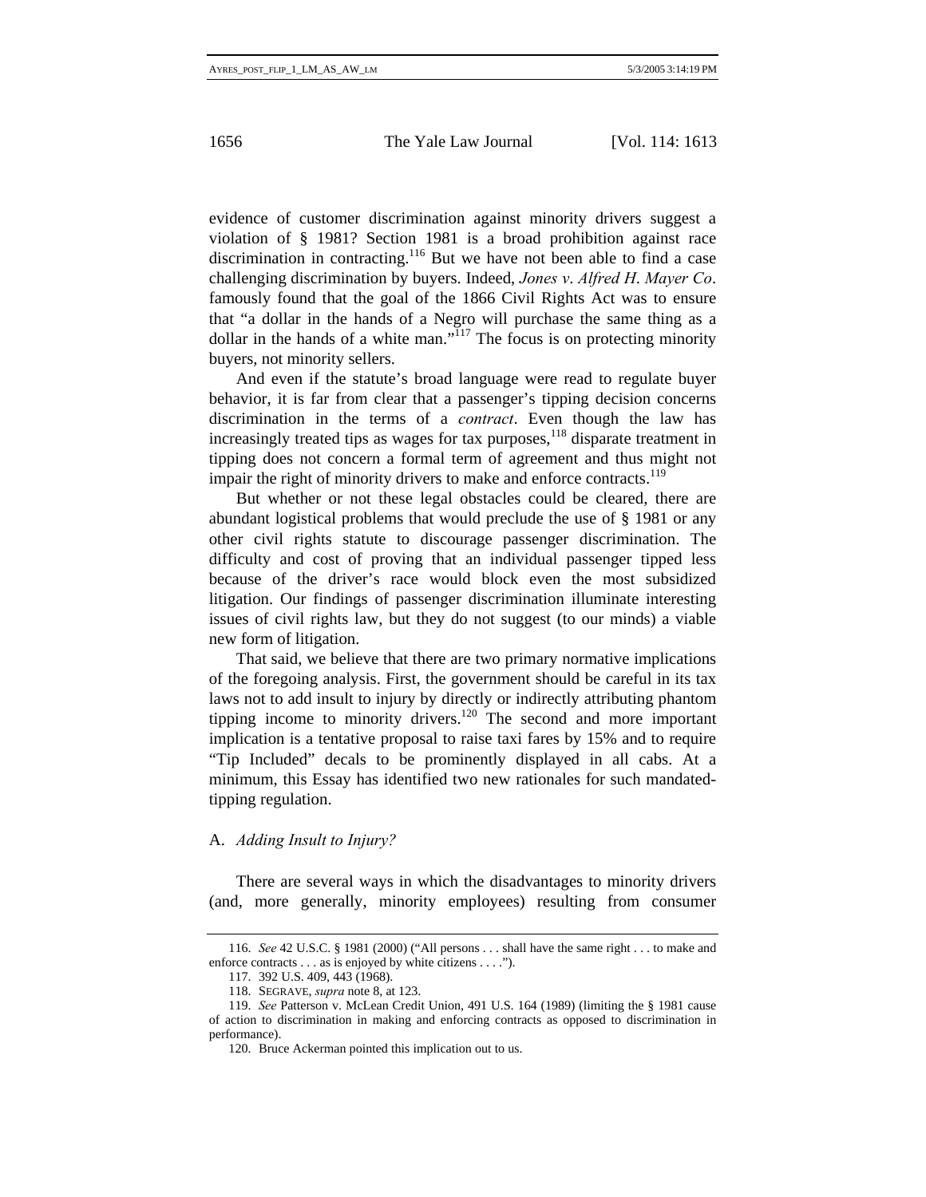evidence of customer discrimination against minority drivers suggest a violation of § 1981? Section 1981 is a broad prohibition against race discrimination in contracting.[116] But we have not been able to find a case challenging discrimination by buyers. Indeed, *Jones v. Alfred H. Mayer Co.* famously found that the goal of the 1866 Civil Rights Act was to ensure that "a dollar in the hands of a Negro will purchase the same thing as a dollar in the hands of a white man."[117] The focus is on protecting minority buyers, not minority sellers.

And even if the statute's broad language were read to regulate buyer behavior, it is far from clear that a passenger's tipping decision concerns discrimination in the terms of a *contract*. Even though the law has increasingly treated tips as wages for tax purposes,[118] disparate treatment in tipping does not concern a formal term of agreement and thus might not impair the right of minority drivers to make and enforce contracts.[119]

But whether or not these legal obstacles could be cleared, there are abundant logistical problems that would preclude the use of § 1981 or any other civil rights statute to discourage passenger discrimination. The difficulty and cost of proving that an individual passenger tipped less because of the driver's race would block even the most subsidized litigation. Our findings of passenger discrimination illuminate interesting issues of civil rights law, but they do not suggest (to our minds) a viable new form of litigation.

That said, we believe that there are two primary normative implications of the foregoing analysis. First, the government should be careful in its tax laws not to add insult to injury by directly or indirectly attributing phantom tipping income to minority drivers.[120] The second and more important implication is a tentative proposal to raise taxi fares by 15% and to require "Tip Included" decals to be prominently displayed in all cabs. At a minimum, this Essay has identified two new rationales for such mandated-tipping regulation.

## A. *Adding Insult to Injury?*

There are several ways in which the disadvantages to minority drivers (and, more generally, minority employees) resulting from consumer

---

116. *See* 42 U.S.C. § 1981 (2000) ("All persons . . . shall have the same right . . . to make and enforce contracts . . . as is enjoyed by white citizens . . . .").

117. 392 U.S. 409, 443 (1968).

118. SEGRAVE, *supra* note 8, at 123.

119. *See* Patterson v. McLean Credit Union, 491 U.S. 164 (1989) (limiting the § 1981 cause of action to discrimination in making and enforcing contracts as opposed to discrimination in performance).

120. Bruce Ackerman pointed this implication out to us.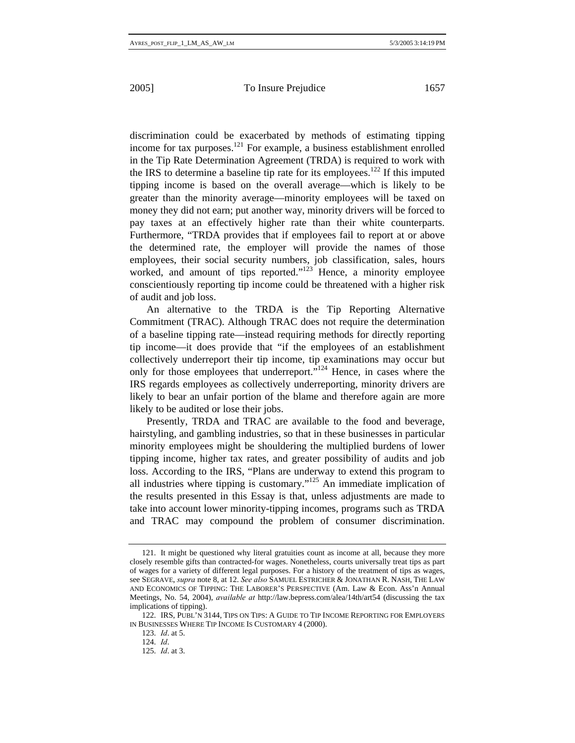discrimination could be exacerbated by methods of estimating tipping income for tax purposes.[121] For example, a business establishment enrolled in the Tip Rate Determination Agreement (TRDA) is required to work with the IRS to determine a baseline tip rate for its employees.[122] If this imputed tipping income is based on the overall average—which is likely to be greater than the minority average—minority employees will be taxed on money they did not earn; put another way, minority drivers will be forced to pay taxes at an effectively higher rate than their white counterparts. Furthermore, "TRDA provides that if employees fail to report at or above the determined rate, the employer will provide the names of those employees, their social security numbers, job classification, sales, hours worked, and amount of tips reported."[123] Hence, a minority employee conscientiously reporting tip income could be threatened with a higher risk of audit and job loss.

An alternative to the TRDA is the Tip Reporting Alternative Commitment (TRAC). Although TRAC does not require the determination of a baseline tipping rate—instead requiring methods for directly reporting tip income—it does provide that "if the employees of an establishment collectively underreport their tip income, tip examinations may occur but only for those employees that underreport."[124] Hence, in cases where the IRS regards employees as collectively underreporting, minority drivers are likely to bear an unfair portion of the blame and therefore again are more likely to be audited or lose their jobs.

Presently, TRDA and TRAC are available to the food and beverage, hairstyling, and gambling industries, so that in these businesses in particular minority employees might be shouldering the multiplied burdens of lower tipping income, higher tax rates, and greater possibility of audits and job loss. According to the IRS, "Plans are underway to extend this program to all industries where tipping is customary."[125] An immediate implication of the results presented in this Essay is that, unless adjustments are made to take into account lower minority-tipping incomes, programs such as TRDA and TRAC may compound the problem of consumer discrimination.

---

121. It might be questioned why literal gratuities count as income at all, because they more closely resemble gifts than contracted-for wages. Nonetheless, courts universally treat tips as part of wages for a variety of different legal purposes. For a history of the treatment of tips as wages, see SEGRAVE, *supra* note 8, at 12. *See also* SAMUEL ESTRICHER & JONATHAN R. NASH, THE LAW AND ECONOMICS OF TIPPING: THE LABORER'S PERSPECTIVE (Am. Law & Econ. Ass'n Annual Meetings, No. 54, 2004), *available at* http://law.bepress.com/alea/14th/art54 (discussing the tax implications of tipping).

122. IRS, PUBL'N 3144, TIPS ON TIPS: A GUIDE TO TIP INCOME REPORTING FOR EMPLOYERS IN BUSINESSES WHERE TIP INCOME IS CUSTOMARY 4 (2000).

123. *Id*. at 5.

124. *Id*.

125. *Id*. at 3.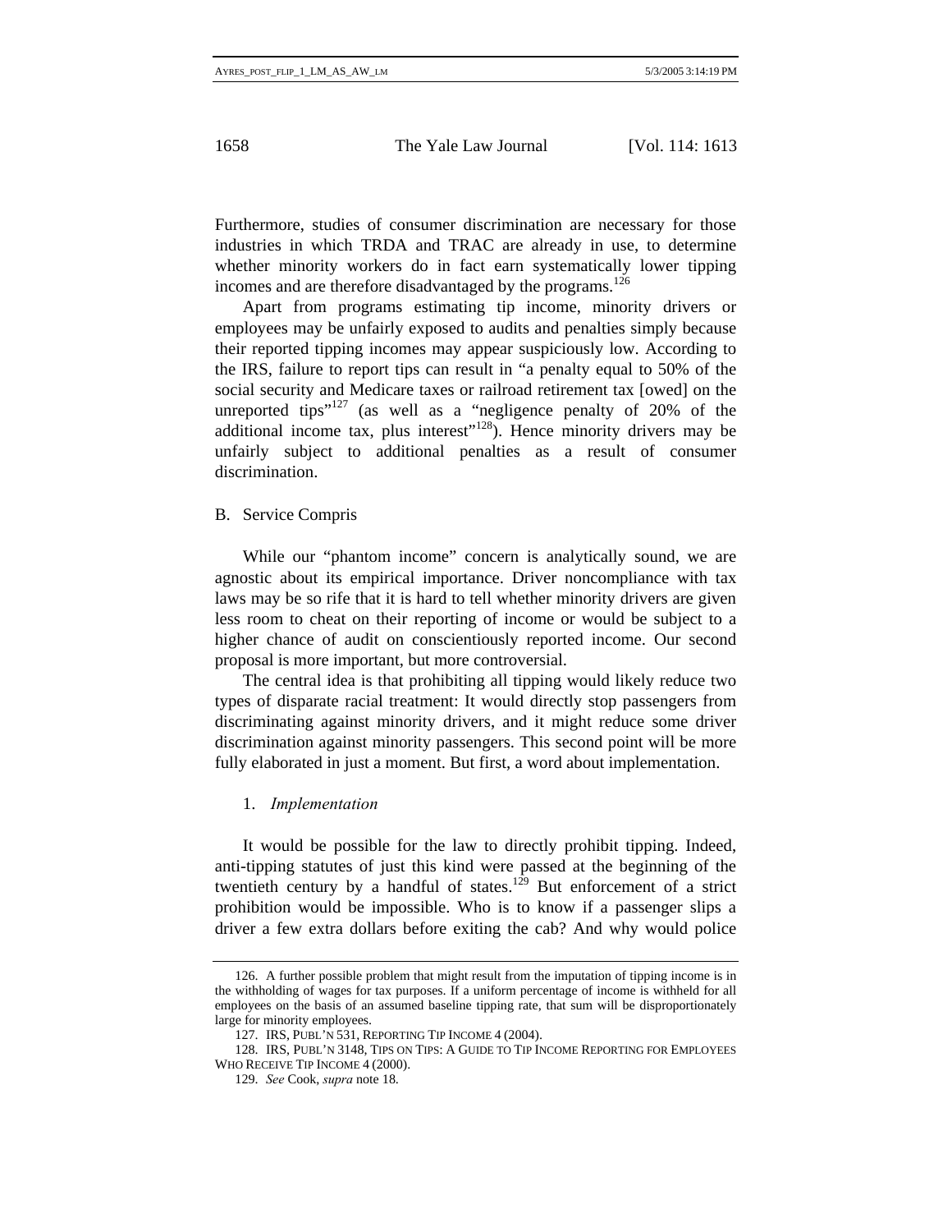Furthermore, studies of consumer discrimination are necessary for those industries in which TRDA and TRAC are already in use, to determine whether minority workers do in fact earn systematically lower tipping incomes and are therefore disadvantaged by the programs.[126]

Apart from programs estimating tip income, minority drivers or employees may be unfairly exposed to audits and penalties simply because their reported tipping incomes may appear suspiciously low. According to the IRS, failure to report tips can result in "a penalty equal to 50% of the social security and Medicare taxes or railroad retirement tax [owed] on the unreported tips"[127] (as well as a "negligence penalty of 20% of the additional income tax, plus interest"[128]). Hence minority drivers may be unfairly subject to additional penalties as a result of consumer discrimination.

## B. Service Compris

While our "phantom income" concern is analytically sound, we are agnostic about its empirical importance. Driver noncompliance with tax laws may be so rife that it is hard to tell whether minority drivers are given less room to cheat on their reporting of income or would be subject to a higher chance of audit on conscientiously reported income. Our second proposal is more important, but more controversial.

The central idea is that prohibiting all tipping would likely reduce two types of disparate racial treatment: It would directly stop passengers from discriminating against minority drivers, and it might reduce some driver discrimination against minority passengers. This second point will be more fully elaborated in just a moment. But first, a word about implementation.

### 1. *Implementation*

It would be possible for the law to directly prohibit tipping. Indeed, anti-tipping statutes of just this kind were passed at the beginning of the twentieth century by a handful of states.[129] But enforcement of a strict prohibition would be impossible. Who is to know if a passenger slips a driver a few extra dollars before exiting the cab? And why would police

---

126. A further possible problem that might result from the imputation of tipping income is in the withholding of wages for tax purposes. If a uniform percentage of income is withheld for all employees on the basis of an assumed baseline tipping rate, that sum will be disproportionately large for minority employees.

127. IRS, PUBL'N 531, REPORTING TIP INCOME 4 (2004).

128. IRS, PUBL'N 3148, TIPS ON TIPS: A GUIDE TO TIP INCOME REPORTING FOR EMPLOYEES WHO RECEIVE TIP INCOME 4 (2000).

129. *See* Cook, *supra* note 18.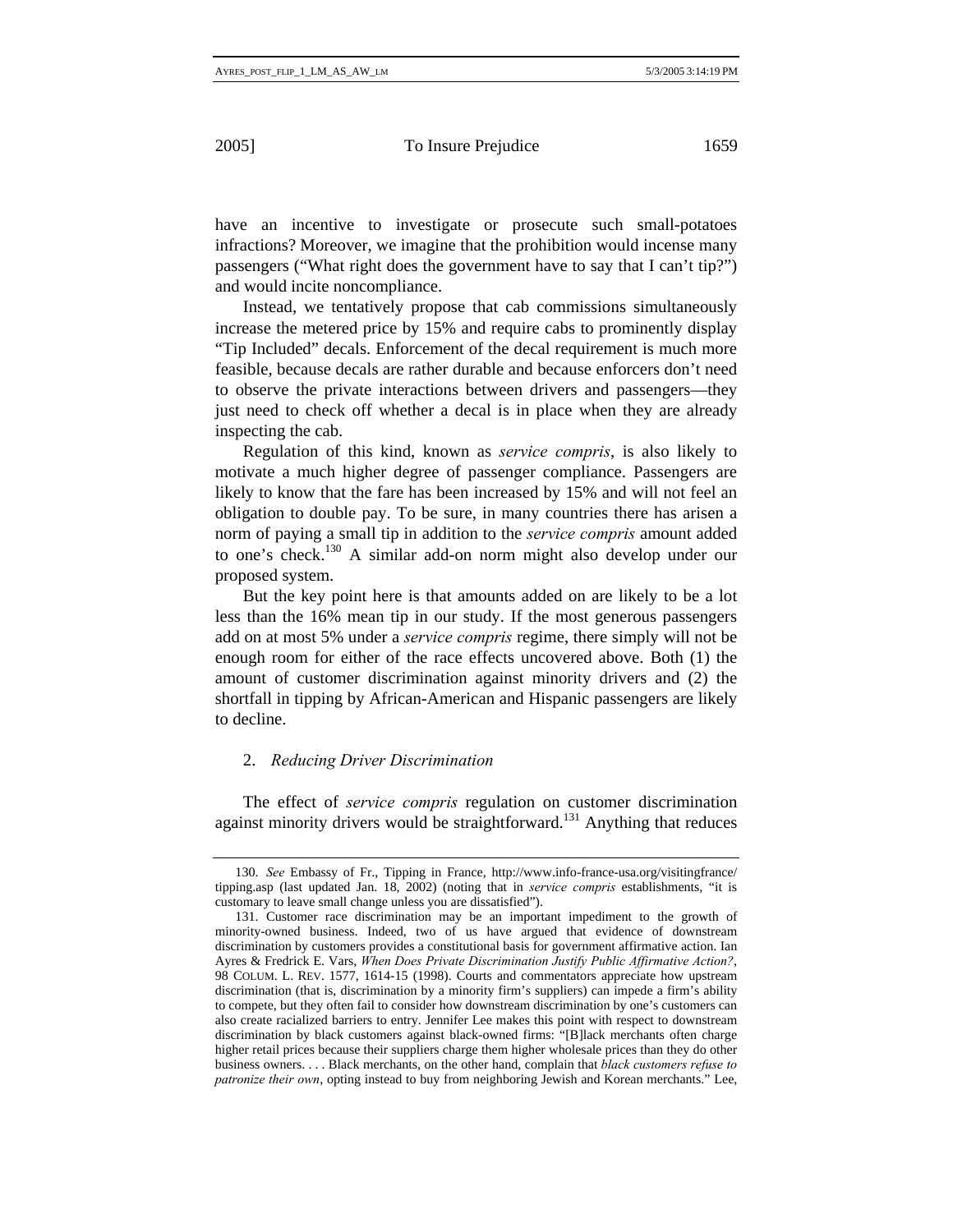have an incentive to investigate or prosecute such small-potatoes infractions? Moreover, we imagine that the prohibition would incense many passengers ("What right does the government have to say that I can't tip?") and would incite noncompliance.

Instead, we tentatively propose that cab commissions simultaneously increase the metered price by 15% and require cabs to prominently display "Tip Included" decals. Enforcement of the decal requirement is much more feasible, because decals are rather durable and because enforcers don't need to observe the private interactions between drivers and passengers—they just need to check off whether a decal is in place when they are already inspecting the cab.

Regulation of this kind, known as *service compris*, is also likely to motivate a much higher degree of passenger compliance. Passengers are likely to know that the fare has been increased by 15% and will not feel an obligation to double pay. To be sure, in many countries there has arisen a norm of paying a small tip in addition to the *service compris* amount added to one's check.[130] A similar add-on norm might also develop under our proposed system.

But the key point here is that amounts added on are likely to be a lot less than the 16% mean tip in our study. If the most generous passengers add on at most 5% under a *service compris* regime, there simply will not be enough room for either of the race effects uncovered above. Both (1) the amount of customer discrimination against minority drivers and (2) the shortfall in tipping by African-American and Hispanic passengers are likely to decline.

### 2. *Reducing Driver Discrimination*

The effect of *service compris* regulation on customer discrimination against minority drivers would be straightforward.[131] Anything that reduces

---

130. *See* Embassy of Fr., Tipping in France, http://www.info-france-usa.org/visitingfrance/tipping.asp (last updated Jan. 18, 2002) (noting that in *service compris* establishments, "it is customary to leave small change unless you are dissatisfied").

131. Customer race discrimination may be an important impediment to the growth of minority-owned business. Indeed, two of us have argued that evidence of downstream discrimination by customers provides a constitutional basis for government affirmative action. Ian Ayres & Fredrick E. Vars, *When Does Private Discrimination Justify Public Affirmative Action?*, 98 COLUM. L. REV. 1577, 1614-15 (1998). Courts and commentators appreciate how upstream discrimination (that is, discrimination by a minority firm's suppliers) can impede a firm's ability to compete, but they often fail to consider how downstream discrimination by one's customers can also create racialized barriers to entry. Jennifer Lee makes this point with respect to downstream discrimination by black customers against black-owned firms: "[B]lack merchants often charge higher retail prices because their suppliers charge them higher wholesale prices than they do other business owners. . . . Black merchants, on the other hand, complain that *black customers refuse to patronize their own*, opting instead to buy from neighboring Jewish and Korean merchants." Lee,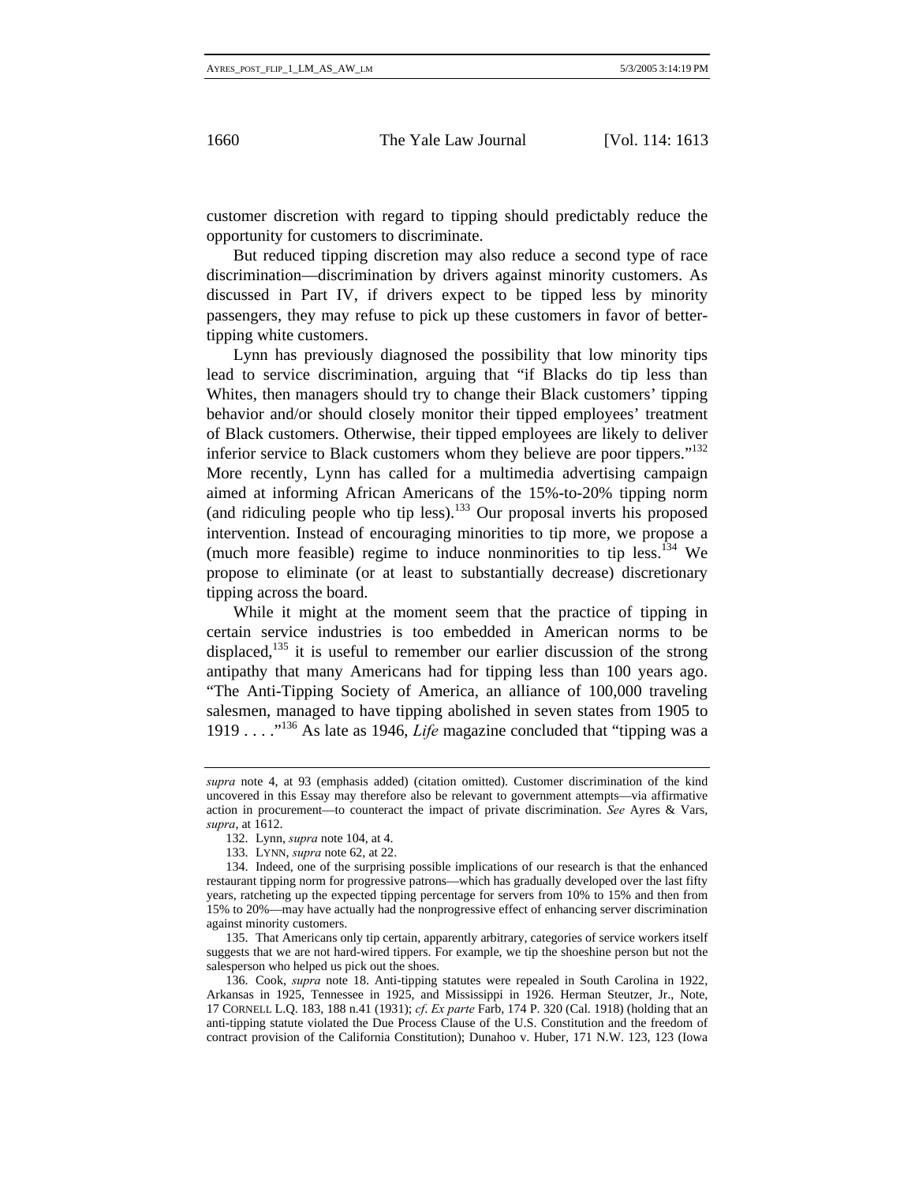customer discretion with regard to tipping should predictably reduce the opportunity for customers to discriminate.

But reduced tipping discretion may also reduce a second type of race discrimination—discrimination by drivers against minority customers. As discussed in Part IV, if drivers expect to be tipped less by minority passengers, they may refuse to pick up these customers in favor of better-tipping white customers.

Lynn has previously diagnosed the possibility that low minority tips lead to service discrimination, arguing that "if Blacks do tip less than Whites, then managers should try to change their Black customers' tipping behavior and/or should closely monitor their tipped employees' treatment of Black customers. Otherwise, their tipped employees are likely to deliver inferior service to Black customers whom they believe are poor tippers."[132] More recently, Lynn has called for a multimedia advertising campaign aimed at informing African Americans of the 15%-to-20% tipping norm (and ridiculing people who tip less).[133] Our proposal inverts his proposed intervention. Instead of encouraging minorities to tip more, we propose a (much more feasible) regime to induce nonminorities to tip less.[134] We propose to eliminate (or at least to substantially decrease) discretionary tipping across the board.

While it might at the moment seem that the practice of tipping in certain service industries is too embedded in American norms to be displaced,[135] it is useful to remember our earlier discussion of the strong antipathy that many Americans had for tipping less than 100 years ago. "The Anti-Tipping Society of America, an alliance of 100,000 traveling salesmen, managed to have tipping abolished in seven states from 1905 to 1919 . . . ."[136] As late as 1946, *Life* magazine concluded that "tipping was a

---

*supra* note 4, at 93 (emphasis added) (citation omitted). Customer discrimination of the kind uncovered in this Essay may therefore also be relevant to government attempts—via affirmative action in procurement—to counteract the impact of private discrimination. *See* Ayres & Vars, *supra*, at 1612.

132. Lynn, *supra* note 104, at 4.

133. LYNN, *supra* note 62, at 22.

134. Indeed, one of the surprising possible implications of our research is that the enhanced restaurant tipping norm for progressive patrons—which has gradually developed over the last fifty years, ratcheting up the expected tipping percentage for servers from 10% to 15% and then from 15% to 20%—may have actually had the nonprogressive effect of enhancing server discrimination against minority customers.

135. That Americans only tip certain, apparently arbitrary, categories of service workers itself suggests that we are not hard-wired tippers. For example, we tip the shoeshine person but not the salesperson who helped us pick out the shoes.

136. Cook, *supra* note 18. Anti-tipping statutes were repealed in South Carolina in 1922, Arkansas in 1925, Tennessee in 1925, and Mississippi in 1926. Herman Steutzer, Jr., Note, 17 CORNELL L.Q. 183, 188 n.41 (1931); *cf. Ex parte* Farb, 174 P. 320 (Cal. 1918) (holding that an anti-tipping statute violated the Due Process Clause of the U.S. Constitution and the freedom of contract provision of the California Constitution); Dunahoo v. Huber, 171 N.W. 123, 123 (Iowa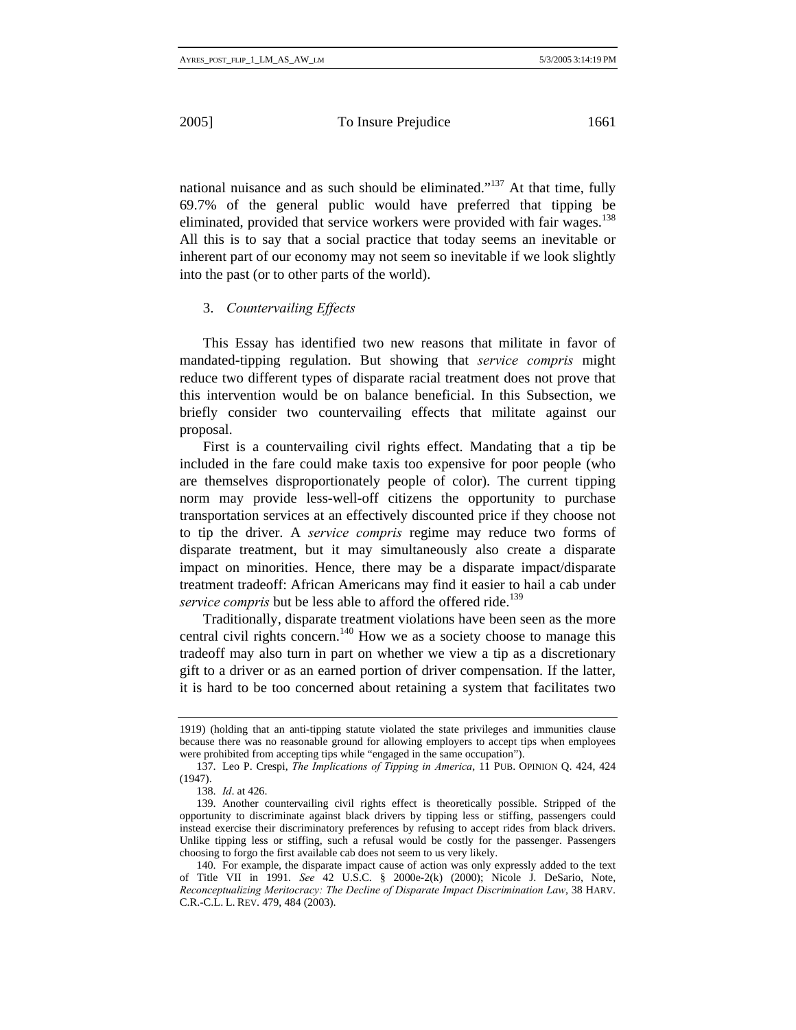national nuisance and as such should be eliminated."[137] At that time, fully 69.7% of the general public would have preferred that tipping be eliminated, provided that service workers were provided with fair wages.[138] All this is to say that a social practice that today seems an inevitable or inherent part of our economy may not seem so inevitable if we look slightly into the past (or to other parts of the world).

### 3. *Countervailing Effects*

This Essay has identified two new reasons that militate in favor of mandated-tipping regulation. But showing that *service compris* might reduce two different types of disparate racial treatment does not prove that this intervention would be on balance beneficial. In this Subsection, we briefly consider two countervailing effects that militate against our proposal.

First is a countervailing civil rights effect. Mandating that a tip be included in the fare could make taxis too expensive for poor people (who are themselves disproportionately people of color). The current tipping norm may provide less-well-off citizens the opportunity to purchase transportation services at an effectively discounted price if they choose not to tip the driver. A *service compris* regime may reduce two forms of disparate treatment, but it may simultaneously also create a disparate impact on minorities. Hence, there may be a disparate impact/disparate treatment tradeoff: African Americans may find it easier to hail a cab under *service compris* but be less able to afford the offered ride.[139]

Traditionally, disparate treatment violations have been seen as the more central civil rights concern.[140] How we as a society choose to manage this tradeoff may also turn in part on whether we view a tip as a discretionary gift to a driver or as an earned portion of driver compensation. If the latter, it is hard to be too concerned about retaining a system that facilitates two

---

1919) (holding that an anti-tipping statute violated the state privileges and immunities clause because there was no reasonable ground for allowing employers to accept tips when employees were prohibited from accepting tips while "engaged in the same occupation").

137. Leo P. Crespi, *The Implications of Tipping in America*, 11 PUB. OPINION Q. 424, 424 (1947).

138. *Id*. at 426.

139. Another countervailing civil rights effect is theoretically possible. Stripped of the opportunity to discriminate against black drivers by tipping less or stiffing, passengers could instead exercise their discriminatory preferences by refusing to accept rides from black drivers. Unlike tipping less or stiffing, such a refusal would be costly for the passenger. Passengers choosing to forgo the first available cab does not seem to us very likely.

140. For example, the disparate impact cause of action was only expressly added to the text of Title VII in 1991. *See* 42 U.S.C. § 2000e-2(k) (2000); Nicole J. DeSario, Note, *Reconceptualizing Meritocracy: The Decline of Disparate Impact Discrimination Law*, 38 HARV. C.R.-C.L. L. REV. 479, 484 (2003).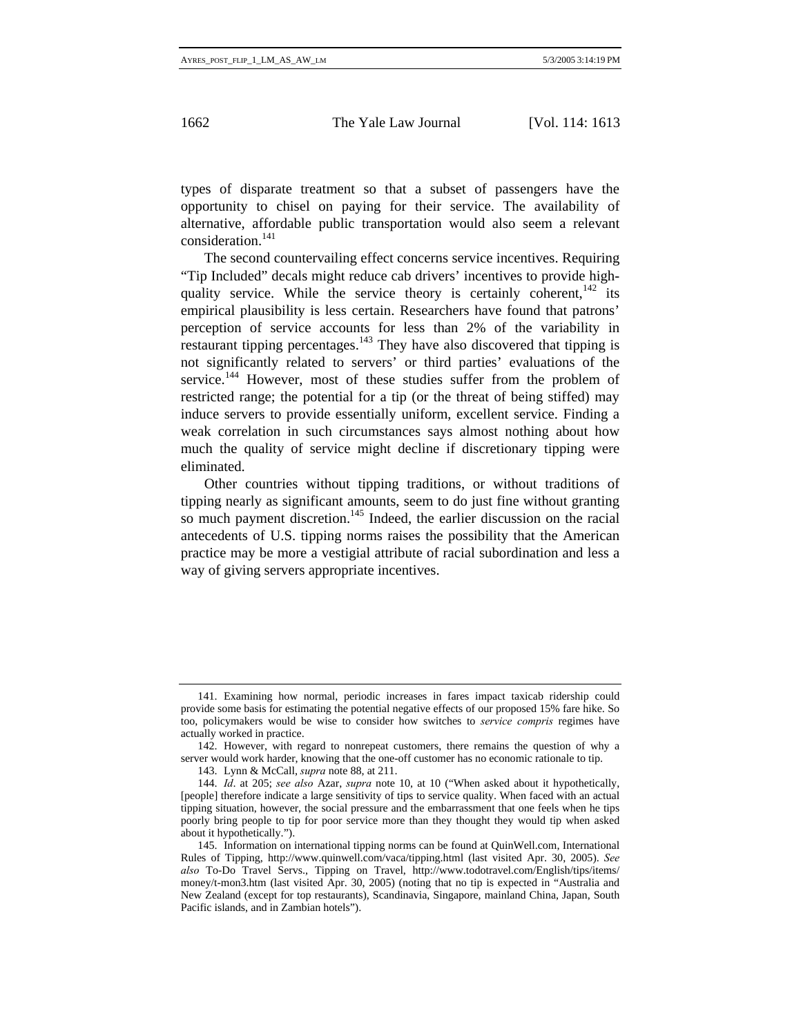types of disparate treatment so that a subset of passengers have the opportunity to chisel on paying for their service. The availability of alternative, affordable public transportation would also seem a relevant consideration.[141]

The second countervailing effect concerns service incentives. Requiring "Tip Included" decals might reduce cab drivers' incentives to provide high-quality service. While the service theory is certainly coherent,[142] its empirical plausibility is less certain. Researchers have found that patrons' perception of service accounts for less than 2% of the variability in restaurant tipping percentages.[143] They have also discovered that tipping is not significantly related to servers' or third parties' evaluations of the service.[144] However, most of these studies suffer from the problem of restricted range; the potential for a tip (or the threat of being stiffed) may induce servers to provide essentially uniform, excellent service. Finding a weak correlation in such circumstances says almost nothing about how much the quality of service might decline if discretionary tipping were eliminated.

Other countries without tipping traditions, or without traditions of tipping nearly as significant amounts, seem to do just fine without granting so much payment discretion.[145] Indeed, the earlier discussion on the racial antecedents of U.S. tipping norms raises the possibility that the American practice may be more a vestigial attribute of racial subordination and less a way of giving servers appropriate incentives.

---

141. Examining how normal, periodic increases in fares impact taxicab ridership could provide some basis for estimating the potential negative effects of our proposed 15% fare hike. So too, policymakers would be wise to consider how switches to *service compris* regimes have actually worked in practice.

142. However, with regard to nonrepeat customers, there remains the question of why a server would work harder, knowing that the one-off customer has no economic rationale to tip.

143. Lynn & McCall, *supra* note 88, at 211.

144. *Id*. at 205; *see also* Azar, *supra* note 10, at 10 ("When asked about it hypothetically, [people] therefore indicate a large sensitivity of tips to service quality. When faced with an actual tipping situation, however, the social pressure and the embarrassment that one feels when he tips poorly bring people to tip for poor service more than they thought they would tip when asked about it hypothetically.").

145. Information on international tipping norms can be found at QuinWell.com, International Rules of Tipping, http://www.quinwell.com/vaca/tipping.html (last visited Apr. 30, 2005). *See also* To-Do Travel Servs., Tipping on Travel, http://www.todotravel.com/English/tips/items/money/t-mon3.htm (last visited Apr. 30, 2005) (noting that no tip is expected in "Australia and New Zealand (except for top restaurants), Scandinavia, Singapore, mainland China, Japan, South Pacific islands, and in Zambian hotels").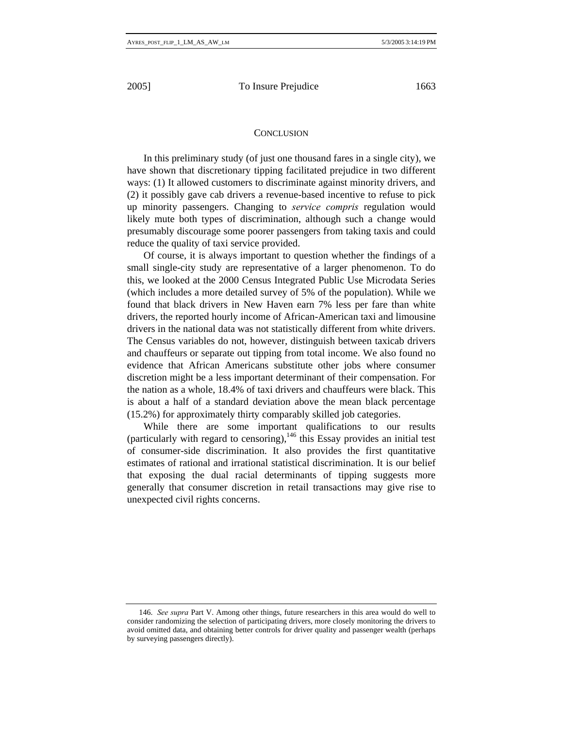## CONCLUSION

In this preliminary study (of just one thousand fares in a single city), we have shown that discretionary tipping facilitated prejudice in two different ways: (1) It allowed customers to discriminate against minority drivers, and (2) it possibly gave cab drivers a revenue-based incentive to refuse to pick up minority passengers. Changing to *service compris* regulation would likely mute both types of discrimination, although such a change would presumably discourage some poorer passengers from taking taxis and could reduce the quality of taxi service provided.

Of course, it is always important to question whether the findings of a small single-city study are representative of a larger phenomenon. To do this, we looked at the 2000 Census Integrated Public Use Microdata Series (which includes a more detailed survey of 5% of the population). While we found that black drivers in New Haven earn 7% less per fare than white drivers, the reported hourly income of African-American taxi and limousine drivers in the national data was not statistically different from white drivers. The Census variables do not, however, distinguish between taxicab drivers and chauffeurs or separate out tipping from total income. We also found no evidence that African Americans substitute other jobs where consumer discretion might be a less important determinant of their compensation. For the nation as a whole, 18.4% of taxi drivers and chauffeurs were black. This is about a half of a standard deviation above the mean black percentage (15.2%) for approximately thirty comparably skilled job categories.

While there are some important qualifications to our results (particularly with regard to censoring),[146] this Essay provides an initial test of consumer-side discrimination. It also provides the first quantitative estimates of rational and irrational statistical discrimination. It is our belief that exposing the dual racial determinants of tipping suggests more generally that consumer discretion in retail transactions may give rise to unexpected civil rights concerns.

---

146. *See supra* Part V. Among other things, future researchers in this area would do well to consider randomizing the selection of participating drivers, more closely monitoring the drivers to avoid omitted data, and obtaining better controls for driver quality and passenger wealth (perhaps by surveying passengers directly).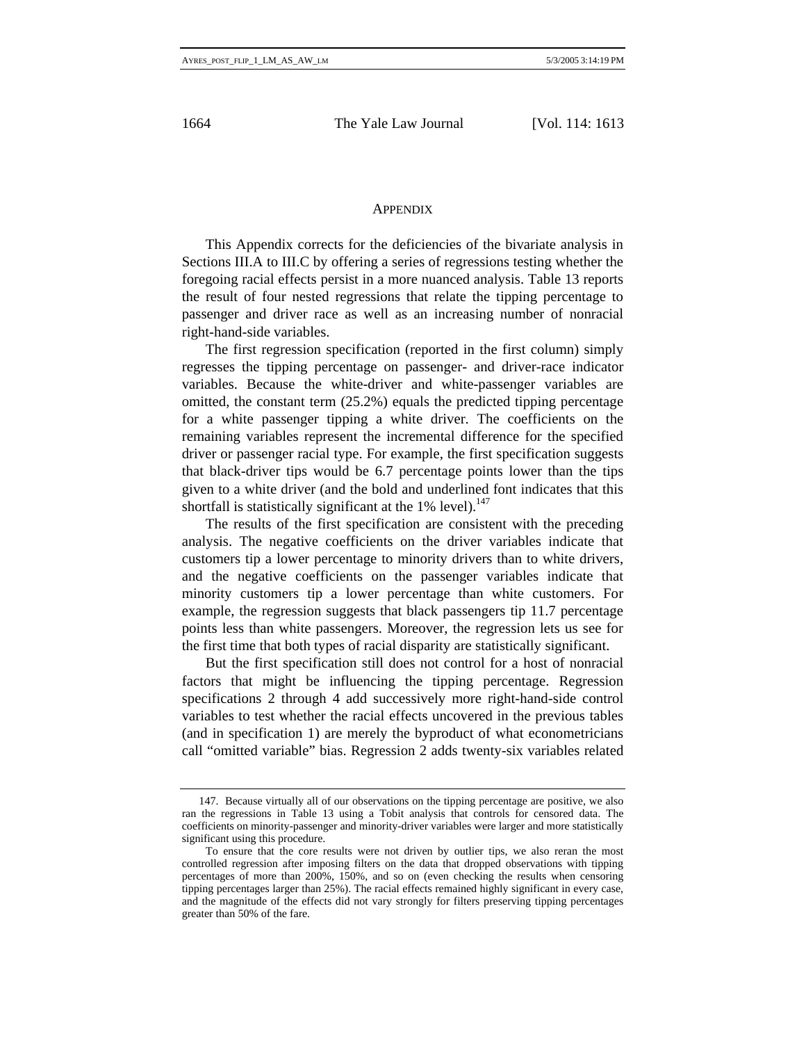## APPENDIX

This Appendix corrects for the deficiencies of the bivariate analysis in Sections III.A to III.C by offering a series of regressions testing whether the foregoing racial effects persist in a more nuanced analysis. Table 13 reports the result of four nested regressions that relate the tipping percentage to passenger and driver race as well as an increasing number of nonracial right-hand-side variables.

The first regression specification (reported in the first column) simply regresses the tipping percentage on passenger- and driver-race indicator variables. Because the white-driver and white-passenger variables are omitted, the constant term (25.2%) equals the predicted tipping percentage for a white passenger tipping a white driver. The coefficients on the remaining variables represent the incremental difference for the specified driver or passenger racial type. For example, the first specification suggests that black-driver tips would be 6.7 percentage points lower than the tips given to a white driver (and the bold and underlined font indicates that this shortfall is statistically significant at the 1% level).[147]

The results of the first specification are consistent with the preceding analysis. The negative coefficients on the driver variables indicate that customers tip a lower percentage to minority drivers than to white drivers, and the negative coefficients on the passenger variables indicate that minority customers tip a lower percentage than white customers. For example, the regression suggests that black passengers tip 11.7 percentage points less than white passengers. Moreover, the regression lets us see for the first time that both types of racial disparity are statistically significant.

But the first specification still does not control for a host of nonracial factors that might be influencing the tipping percentage. Regression specifications 2 through 4 add successively more right-hand-side control variables to test whether the racial effects uncovered in the previous tables (and in specification 1) are merely the byproduct of what econometricians call "omitted variable" bias. Regression 2 adds twenty-six variables related

---

147. Because virtually all of our observations on the tipping percentage are positive, we also ran the regressions in Table 13 using a Tobit analysis that controls for censored data. The coefficients on minority-passenger and minority-driver variables were larger and more statistically significant using this procedure.

To ensure that the core results were not driven by outlier tips, we also reran the most controlled regression after imposing filters on the data that dropped observations with tipping percentages of more than 200%, 150%, and so on (even checking the results when censoring tipping percentages larger than 25%). The racial effects remained highly significant in every case, and the magnitude of the effects did not vary strongly for filters preserving tipping percentages greater than 50% of the fare.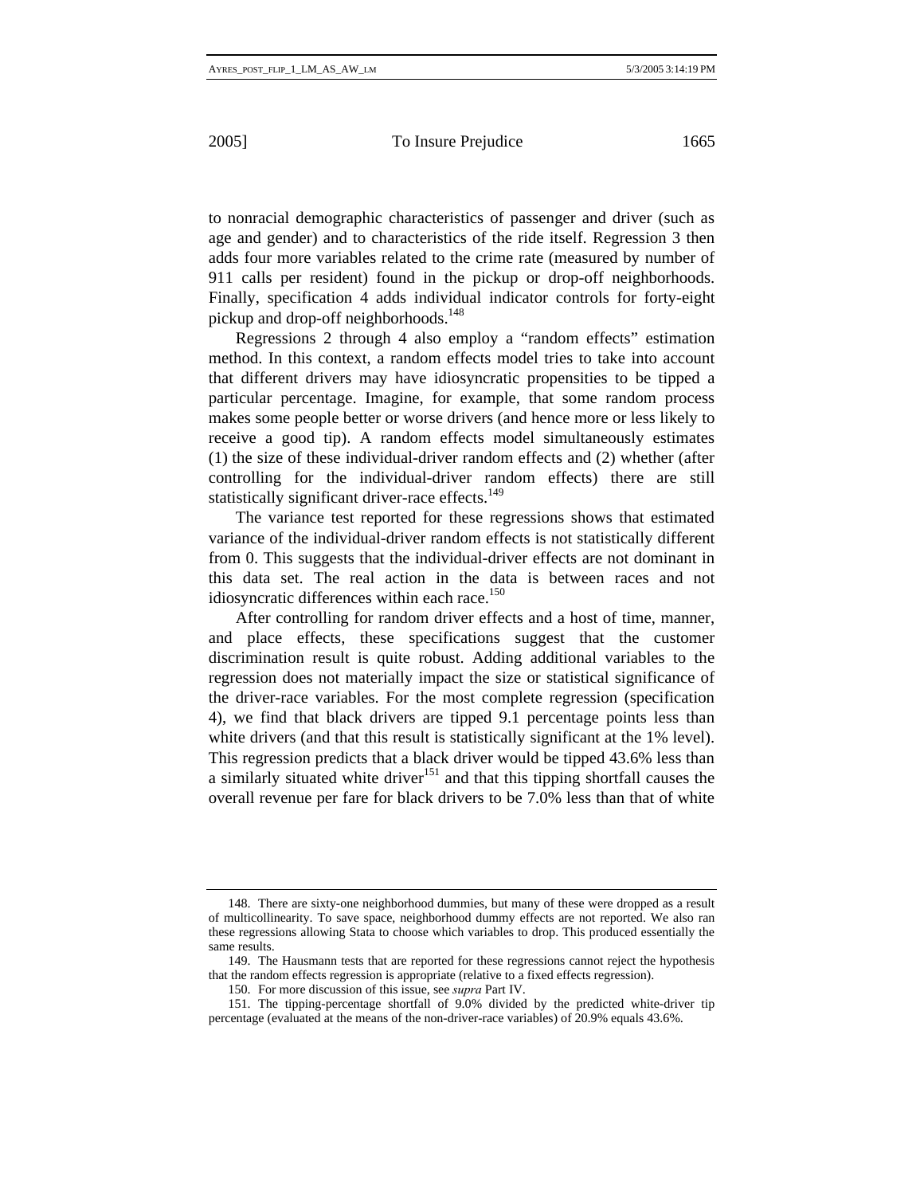to nonracial demographic characteristics of passenger and driver (such as age and gender) and to characteristics of the ride itself. Regression 3 then adds four more variables related to the crime rate (measured by number of 911 calls per resident) found in the pickup or drop-off neighborhoods. Finally, specification 4 adds individual indicator controls for forty-eight pickup and drop-off neighborhoods.[148]

Regressions 2 through 4 also employ a "random effects" estimation method. In this context, a random effects model tries to take into account that different drivers may have idiosyncratic propensities to be tipped a particular percentage. Imagine, for example, that some random process makes some people better or worse drivers (and hence more or less likely to receive a good tip). A random effects model simultaneously estimates (1) the size of these individual-driver random effects and (2) whether (after controlling for the individual-driver random effects) there are still statistically significant driver-race effects.[149]

The variance test reported for these regressions shows that estimated variance of the individual-driver random effects is not statistically different from 0. This suggests that the individual-driver effects are not dominant in this data set. The real action in the data is between races and not idiosyncratic differences within each race.[150]

After controlling for random driver effects and a host of time, manner, and place effects, these specifications suggest that the customer discrimination result is quite robust. Adding additional variables to the regression does not materially impact the size or statistical significance of the driver-race variables. For the most complete regression (specification 4), we find that black drivers are tipped 9.1 percentage points less than white drivers (and that this result is statistically significant at the 1% level). This regression predicts that a black driver would be tipped 43.6% less than a similarly situated white driver[151] and that this tipping shortfall causes the overall revenue per fare for black drivers to be 7.0% less than that of white

---

148. There are sixty-one neighborhood dummies, but many of these were dropped as a result of multicollinearity. To save space, neighborhood dummy effects are not reported. We also ran these regressions allowing Stata to choose which variables to drop. This produced essentially the same results.

149. The Hausmann tests that are reported for these regressions cannot reject the hypothesis that the random effects regression is appropriate (relative to a fixed effects regression).

150. For more discussion of this issue, see *supra* Part IV.

151. The tipping-percentage shortfall of 9.0% divided by the predicted white-driver tip percentage (evaluated at the means of the non-driver-race variables) of 20.9% equals 43.6%.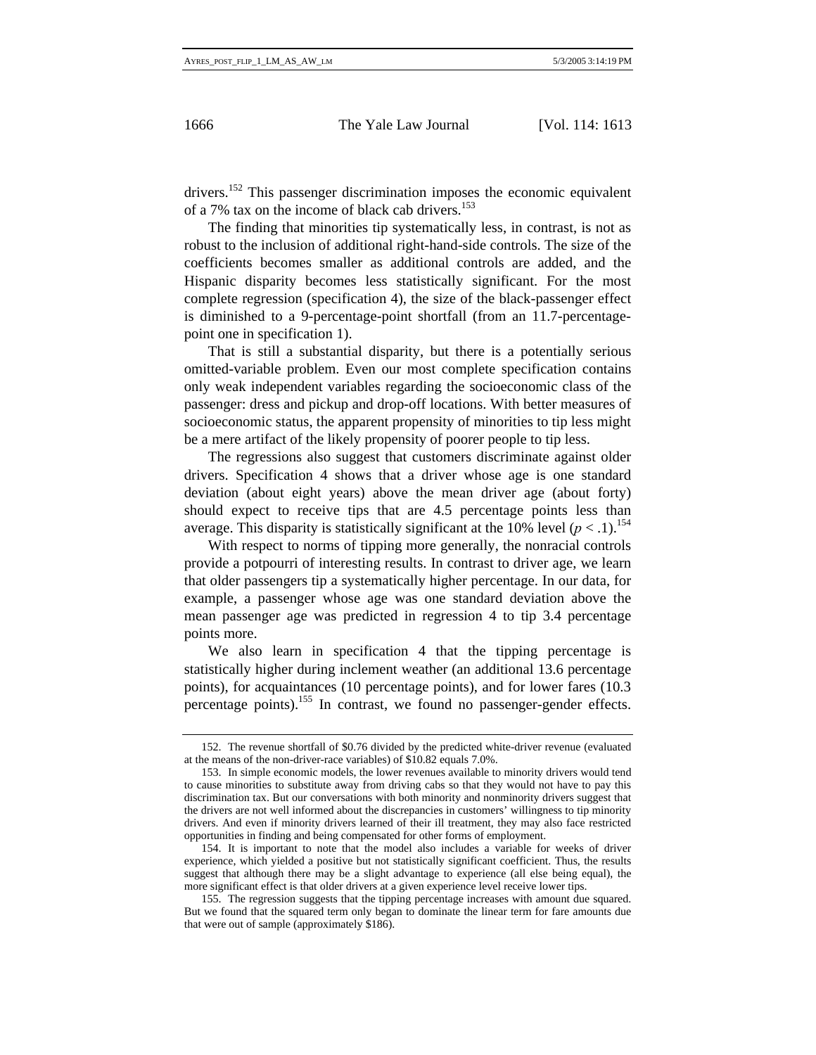drivers.[152] This passenger discrimination imposes the economic equivalent of a 7% tax on the income of black cab drivers.[153]

The finding that minorities tip systematically less, in contrast, is not as robust to the inclusion of additional right-hand-side controls. The size of the coefficients becomes smaller as additional controls are added, and the Hispanic disparity becomes less statistically significant. For the most complete regression (specification 4), the size of the black-passenger effect is diminished to a 9-percentage-point shortfall (from an 11.7-percentage-point one in specification 1).

That is still a substantial disparity, but there is a potentially serious omitted-variable problem. Even our most complete specification contains only weak independent variables regarding the socioeconomic class of the passenger: dress and pickup and drop-off locations. With better measures of socioeconomic status, the apparent propensity of minorities to tip less might be a mere artifact of the likely propensity of poorer people to tip less.

The regressions also suggest that customers discriminate against older drivers. Specification 4 shows that a driver whose age is one standard deviation (about eight years) above the mean driver age (about forty) should expect to receive tips that are 4.5 percentage points less than average. This disparity is statistically significant at the 10% level ($p < .1$).[154]

With respect to norms of tipping more generally, the nonracial controls provide a potpourri of interesting results. In contrast to driver age, we learn that older passengers tip a systematically higher percentage. In our data, for example, a passenger whose age was one standard deviation above the mean passenger age was predicted in regression 4 to tip 3.4 percentage points more.

We also learn in specification 4 that the tipping percentage is statistically higher during inclement weather (an additional 13.6 percentage points), for acquaintances (10 percentage points), and for lower fares (10.3 percentage points).[155] In contrast, we found no passenger-gender effects.

---

152. The revenue shortfall of $0.76 divided by the predicted white-driver revenue (evaluated at the means of the non-driver-race variables) of $10.82 equals 7.0%.

153. In simple economic models, the lower revenues available to minority drivers would tend to cause minorities to substitute away from driving cabs so that they would not have to pay this discrimination tax. But our conversations with both minority and nonminority drivers suggest that the drivers are not well informed about the discrepancies in customers' willingness to tip minority drivers. And even if minority drivers learned of their ill treatment, they may also face restricted opportunities in finding and being compensated for other forms of employment.

154. It is important to note that the model also includes a variable for weeks of driver experience, which yielded a positive but not statistically significant coefficient. Thus, the results suggest that although there may be a slight advantage to experience (all else being equal), the more significant effect is that older drivers at a given experience level receive lower tips.

155. The regression suggests that the tipping percentage increases with amount due squared. But we found that the squared term only began to dominate the linear term for fare amounts due that were out of sample (approximately $186).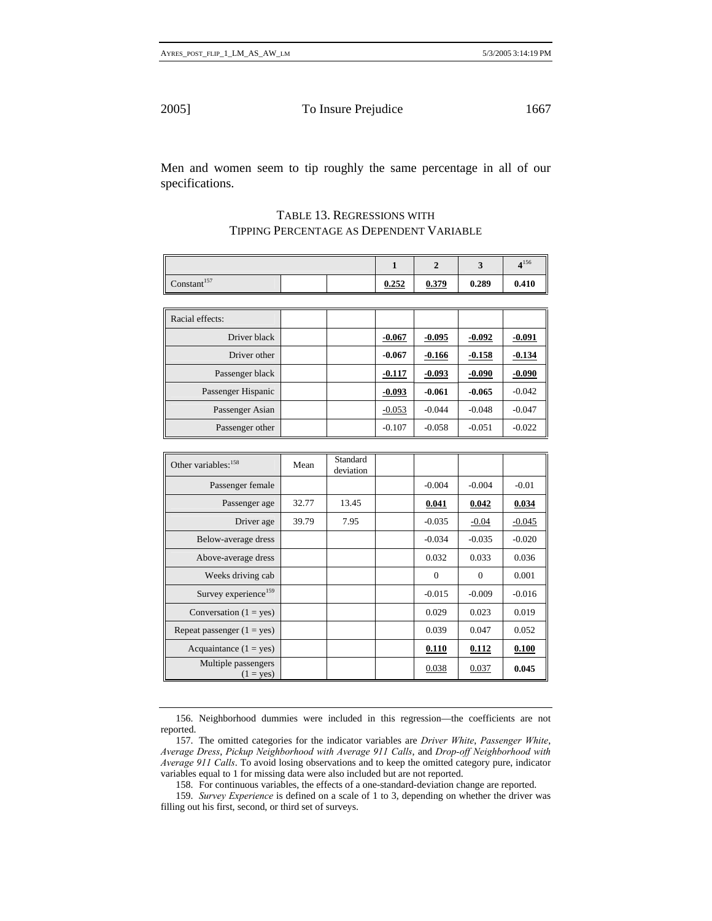Men and women seem to tip roughly the same percentage in all of our specifications.

TABLE 13. REGRESSIONS WITH TIPPING PERCENTAGE AS DEPENDENT VARIABLE

| | | | 1 | 2 | 3 | 4[156] |
|---|---|---|---|---|---|---|
| Constant[157] | | | **0.252** | **0.379** | **0.289** | **0.410** |
| Racial effects: | | | | | | |
| Driver black | | | **-0.067** | **-0.095** | **-0.092** | **-0.091** |
| Driver other | | | **-0.067** | **-0.166** | **-0.158** | **-0.134** |
| Passenger black | | | **-0.117** | **-0.093** | **-0.090** | **-0.090** |
| Passenger Hispanic | | | **-0.093** | **-0.061** | **-0.065** | -0.042 |
| Passenger Asian | | | -0.053 | -0.044 | -0.048 | -0.047 |
| Passenger other | | | -0.107 | -0.058 | -0.051 | -0.022 |
| Other variables:[158] | Mean | Standard deviation | | | | |
| Passenger female | | | | -0.004 | -0.004 | -0.01 |
| Passenger age | 32.77 | 13.45 | | **0.041** | **0.042** | **0.034** |
| Driver age | 39.79 | 7.95 | | -0.035 | -0.04 | -0.045 |
| Below-average dress | | | | -0.034 | -0.035 | -0.020 |
| Above-average dress | | | | 0.032 | 0.033 | 0.036 |
| Weeks driving cab | | | | 0 | 0 | 0.001 |
| Survey experience[159] | | | | -0.015 | -0.009 | -0.016 |
| Conversation (1 = yes) | | | | 0.029 | 0.023 | 0.019 |
| Repeat passenger (1 = yes) | | | | 0.039 | 0.047 | 0.052 |
| Acquaintance (1 = yes) | | | | **0.110** | **0.112** | **0.100** |
| Multiple passengers (1 = yes) | | | | 0.038 | 0.037 | **0.045** |

156. Neighborhood dummies were included in this regression—the coefficients are not reported.

157. The omitted categories for the indicator variables are *Driver White*, *Passenger White*, *Average Dress*, *Pickup Neighborhood with Average 911 Calls*, and *Drop-off Neighborhood with Average 911 Calls*. To avoid losing observations and to keep the omitted category pure, indicator variables equal to 1 for missing data were also included but are not reported.

158. For continuous variables, the effects of a one-standard-deviation change are reported.

159. *Survey Experience* is defined on a scale of 1 to 3, depending on whether the driver was filling out his first, second, or third set of surveys.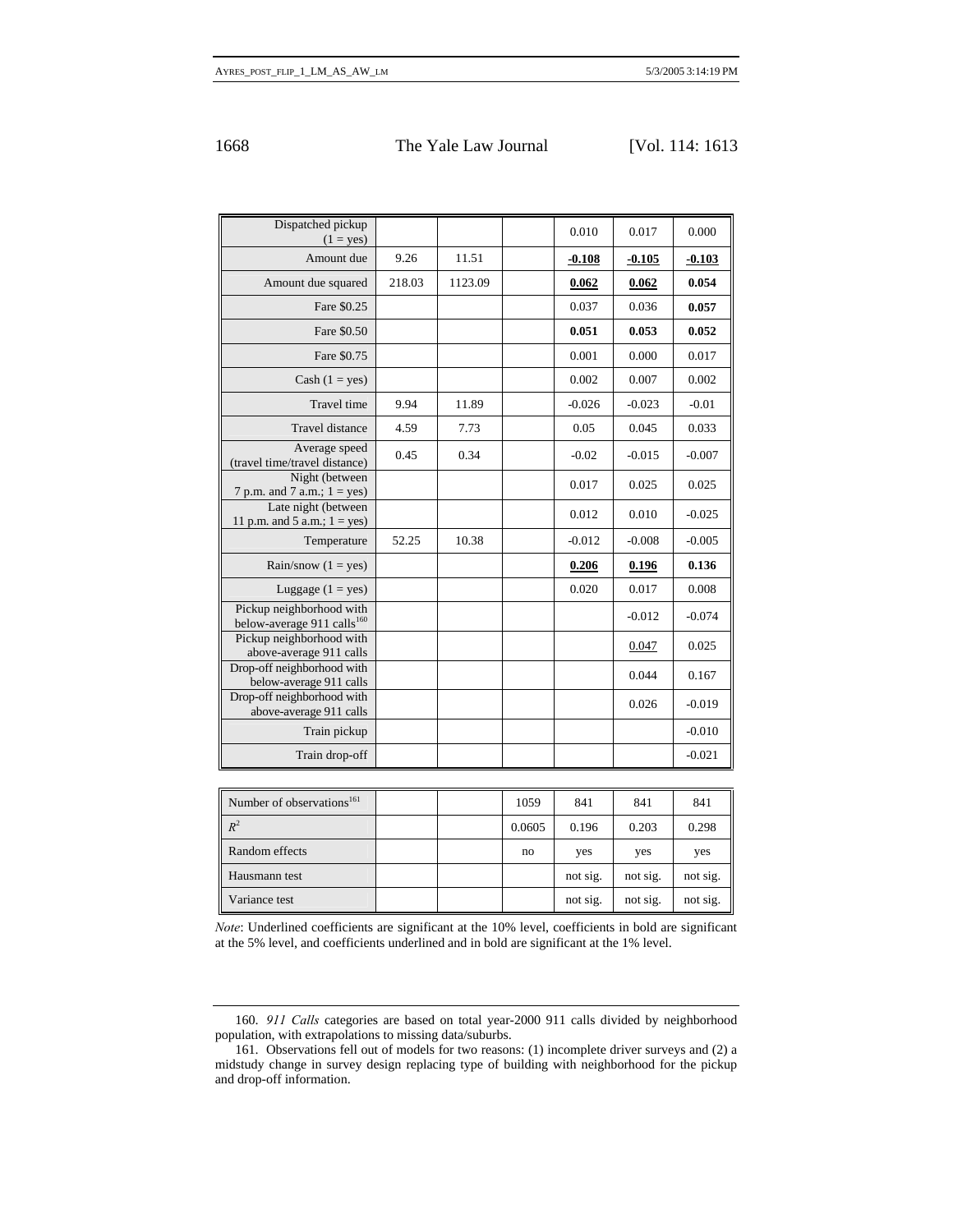| | | | | | | |
|---|---|---|---|---|---|---|
| Dispatched pickup (1 = yes) | | | | 0.010 | 0.017 | 0.000 |
| Amount due | 9.26 | 11.51 | | <u>**-0.108**</u> | <u>**-0.105**</u> | <u>**-0.103**</u> |
| Amount due squared | 218.03 | 1123.09 | | <u>**0.062**</u> | <u>**0.062**</u> | **0.054** |
| Fare $0.25 | | | | 0.037 | 0.036 | **0.057** |
| Fare $0.50 | | | | **0.051** | **0.053** | **0.052** |
| Fare $0.75 | | | | 0.001 | 0.000 | 0.017 |
| Cash (1 = yes) | | | | 0.002 | 0.007 | 0.002 |
| Travel time | 9.94 | 11.89 | | -0.026 | -0.023 | -0.01 |
| Travel distance | 4.59 | 7.73 | | 0.05 | 0.045 | 0.033 |
| Average speed (travel time/travel distance) | 0.45 | 0.34 | | -0.02 | -0.015 | -0.007 |
| Night (between 7 p.m. and 7 a.m.; 1 = yes) | | | | 0.017 | 0.025 | 0.025 |
| Late night (between 11 p.m. and 5 a.m.; 1 = yes) | | | | 0.012 | 0.010 | -0.025 |
| Temperature | 52.25 | 10.38 | | -0.012 | -0.008 | -0.005 |
| Rain/snow (1 = yes) | | | | <u>**0.206**</u> | <u>**0.196**</u> | **0.136** |
| Luggage (1 = yes) | | | | 0.020 | 0.017 | 0.008 |
| Pickup neighborhood with below-average 911 calls[160] | | | | | -0.012 | -0.074 |
| Pickup neighborhood with above-average 911 calls | | | | | <u>0.047</u> | 0.025 |
| Drop-off neighborhood with below-average 911 calls | | | | | 0.044 | 0.167 |
| Drop-off neighborhood with above-average 911 calls | | | | | 0.026 | -0.019 |
| Train pickup | | | | | | -0.010 |
| Train drop-off | | | | | | -0.021 |
| Number of observations[161] | | | 1059 | 841 | 841 | 841 |
| $R^2$ | | | 0.0605 | 0.196 | 0.203 | 0.298 |
| Random effects | | | no | yes | yes | yes |
| Hausmann test | | | | not sig. | not sig. | not sig. |
| Variance test | | | | not sig. | not sig. | not sig. |

*Note*: Underlined coefficients are significant at the 10% level, coefficients in bold are significant at the 5% level, and coefficients underlined and in bold are significant at the 1% level.

160. *911 Calls* categories are based on total year-2000 911 calls divided by neighborhood population, with extrapolations to missing data/suburbs.

161. Observations fell out of models for two reasons: (1) incomplete driver surveys and (2) a midstudy change in survey design replacing type of building with neighborhood for the pickup and drop-off information.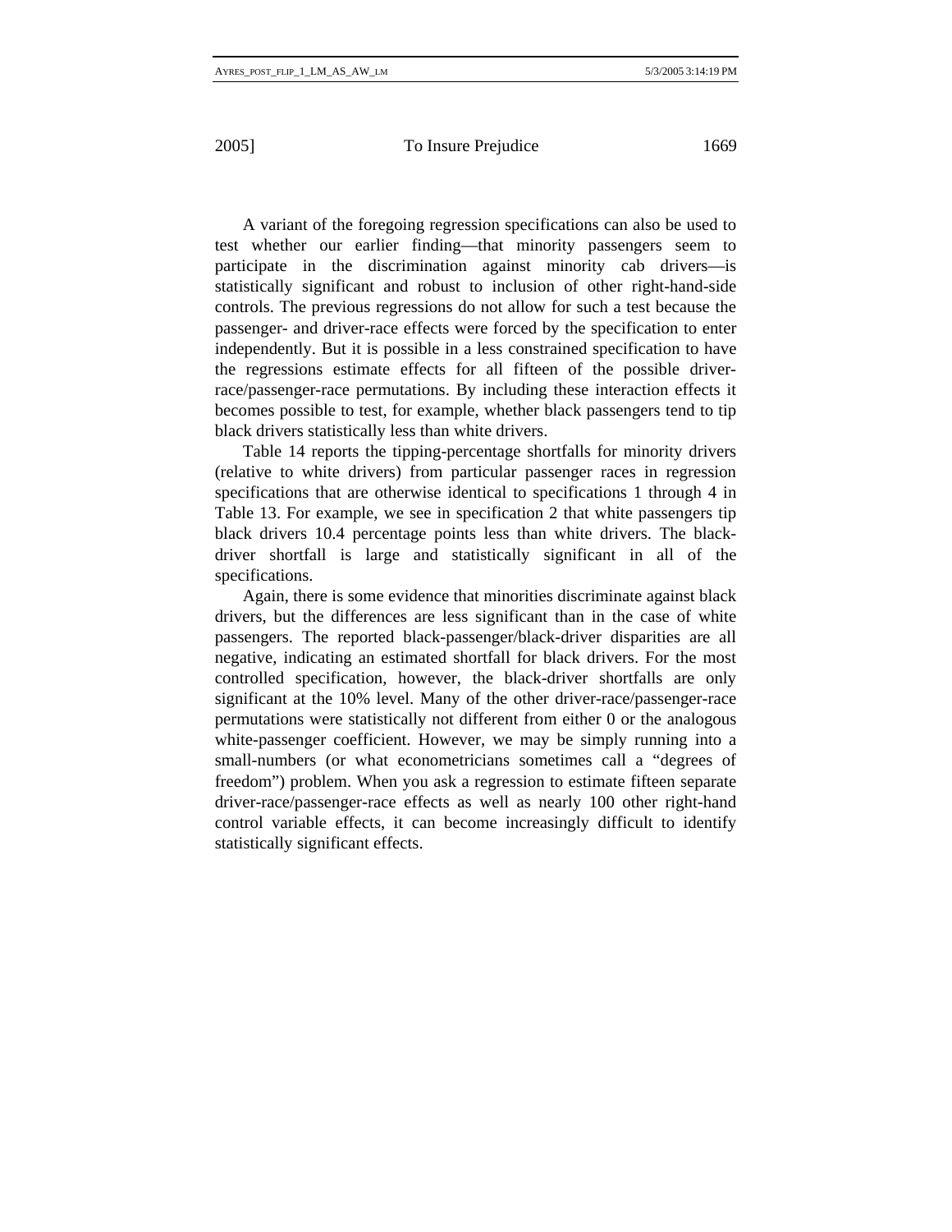A variant of the foregoing regression specifications can also be used to test whether our earlier finding—that minority passengers seem to participate in the discrimination against minority cab drivers—is statistically significant and robust to inclusion of other right-hand-side controls. The previous regressions do not allow for such a test because the passenger- and driver-race effects were forced by the specification to enter independently. But it is possible in a less constrained specification to have the regressions estimate effects for all fifteen of the possible driver-race/passenger-race permutations. By including these interaction effects it becomes possible to test, for example, whether black passengers tend to tip black drivers statistically less than white drivers.

Table 14 reports the tipping-percentage shortfalls for minority drivers (relative to white drivers) from particular passenger races in regression specifications that are otherwise identical to specifications 1 through 4 in Table 13. For example, we see in specification 2 that white passengers tip black drivers 10.4 percentage points less than white drivers. The black-driver shortfall is large and statistically significant in all of the specifications.

Again, there is some evidence that minorities discriminate against black drivers, but the differences are less significant than in the case of white passengers. The reported black-passenger/black-driver disparities are all negative, indicating an estimated shortfall for black drivers. For the most controlled specification, however, the black-driver shortfalls are only significant at the 10% level. Many of the other driver-race/passenger-race permutations were statistically not different from either 0 or the analogous white-passenger coefficient. However, we may be simply running into a small-numbers (or what econometricians sometimes call a "degrees of freedom") problem. When you ask a regression to estimate fifteen separate driver-race/passenger-race effects as well as nearly 100 other right-hand control variable effects, it can become increasingly difficult to identify statistically significant effects.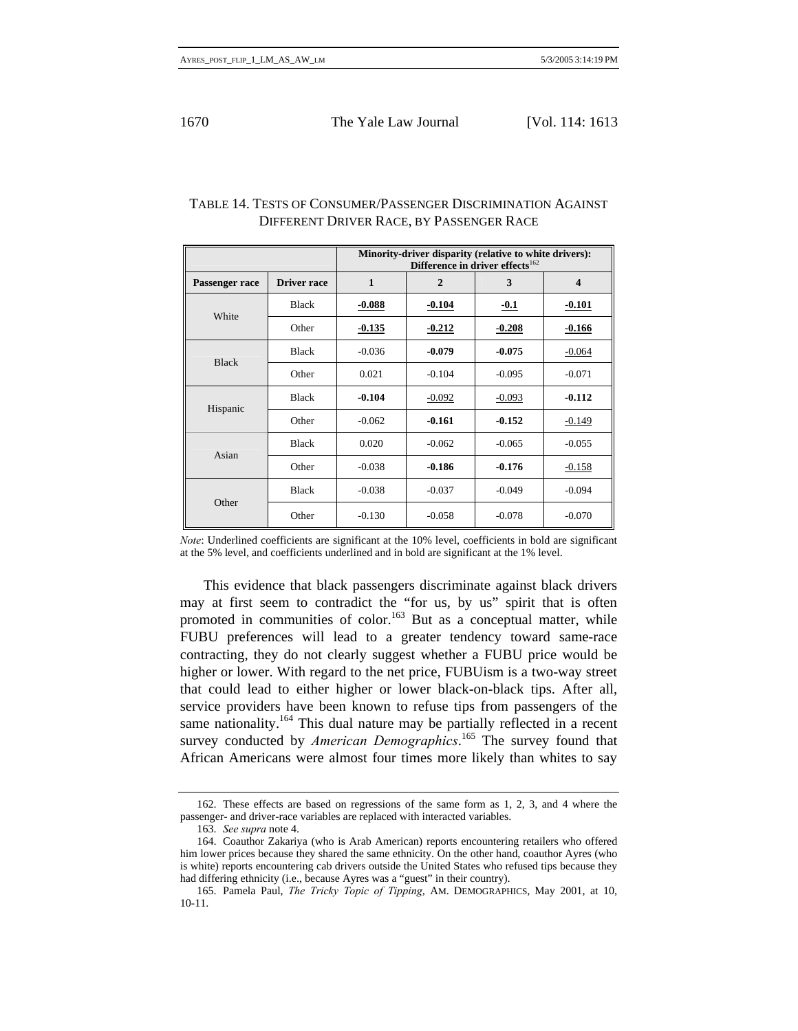TABLE 14. TESTS OF CONSUMER/PASSENGER DISCRIMINATION AGAINST DIFFERENT DRIVER RACE, BY PASSENGER RACE

| | | Minority-driver disparity (relative to white drivers): Difference in driver effects[162] | | | |
|---|---|---|---|---|---|
| **Passenger race** | **Driver race** | **1** | **2** | **3** | **4** |
| White | Black | **-0.088** | **-0.104** | **-0.1** | **-0.101** |
| | Other | **-0.135** | **-0.212** | **-0.208** | **-0.166** |
| Black | Black | -0.036 | **-0.079** | **-0.075** | -0.064 |
| | Other | 0.021 | -0.104 | -0.095 | -0.071 |
| Hispanic | Black | **-0.104** | -0.092 | -0.093 | **-0.112** |
| | Other | -0.062 | **-0.161** | **-0.152** | -0.149 |
| Asian | Black | 0.020 | -0.062 | -0.065 | -0.055 |
| | Other | -0.038 | **-0.186** | **-0.176** | -0.158 |
| Other | Black | -0.038 | -0.037 | -0.049 | -0.094 |
| | Other | -0.130 | -0.058 | -0.078 | -0.070 |

*Note*: Underlined coefficients are significant at the 10% level, coefficients in bold are significant at the 5% level, and coefficients underlined and in bold are significant at the 1% level.

This evidence that black passengers discriminate against black drivers may at first seem to contradict the "for us, by us" spirit that is often promoted in communities of color.[163] But as a conceptual matter, while FUBU preferences will lead to a greater tendency toward same-race contracting, they do not clearly suggest whether a FUBU price would be higher or lower. With regard to the net price, FUBUism is a two-way street that could lead to either higher or lower black-on-black tips. After all, service providers have been known to refuse tips from passengers of the same nationality.[164] This dual nature may be partially reflected in a recent survey conducted by *American Demographics*.[165] The survey found that African Americans were almost four times more likely than whites to say

162. These effects are based on regressions of the same form as 1, 2, 3, and 4 where the passenger- and driver-race variables are replaced with interacted variables.

163. *See supra* note 4.

164. Coauthor Zakariya (who is Arab American) reports encountering retailers who offered him lower prices because they shared the same ethnicity. On the other hand, coauthor Ayres (who is white) reports encountering cab drivers outside the United States who refused tips because they had differing ethnicity (i.e., because Ayres was a "guest" in their country).

165. Pamela Paul, *The Tricky Topic of Tipping*, AM. DEMOGRAPHICS, May 2001, at 10, 10-11.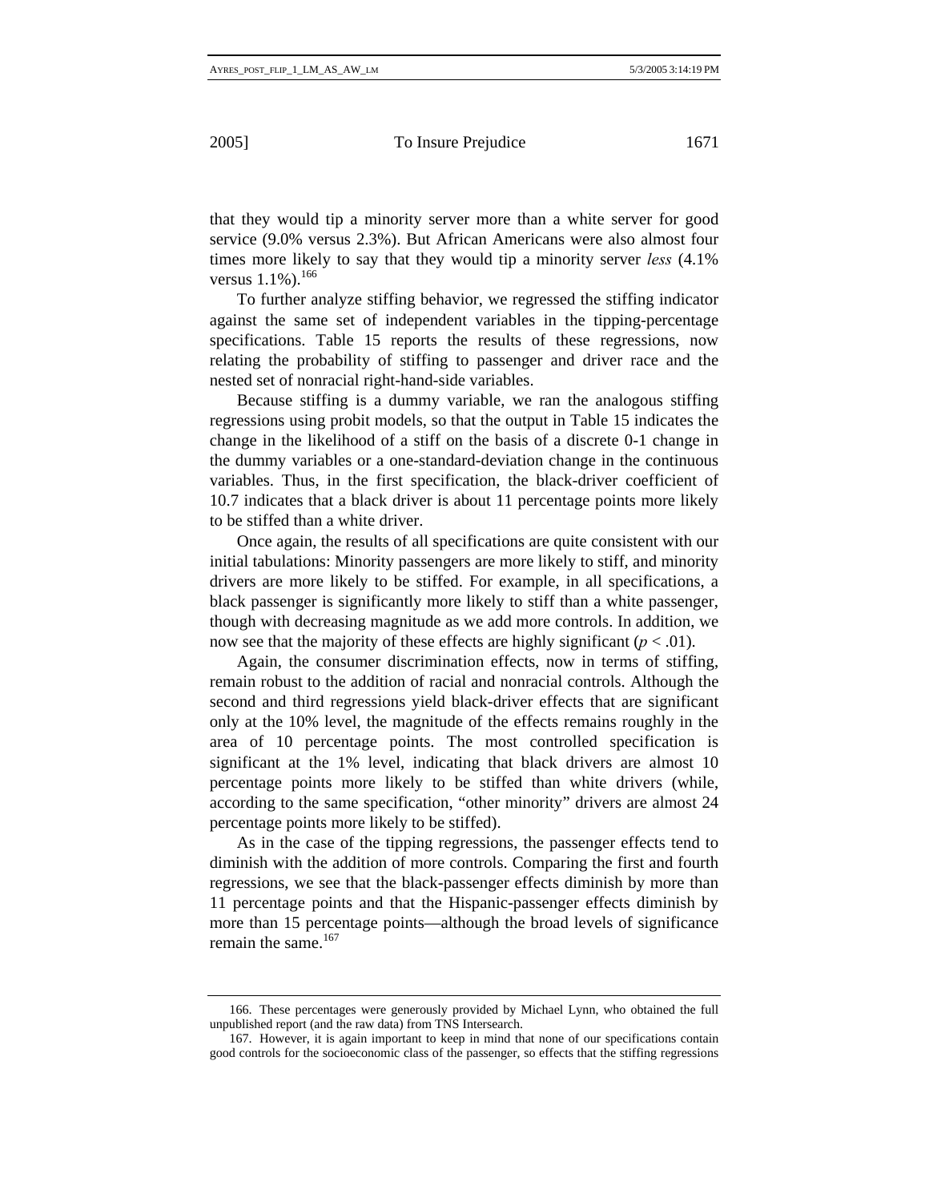that they would tip a minority server more than a white server for good service (9.0% versus 2.3%). But African Americans were also almost four times more likely to say that they would tip a minority server *less* (4.1% versus 1.1%).[166]

To further analyze stiffing behavior, we regressed the stiffing indicator against the same set of independent variables in the tipping-percentage specifications. Table 15 reports the results of these regressions, now relating the probability of stiffing to passenger and driver race and the nested set of nonracial right-hand-side variables.

Because stiffing is a dummy variable, we ran the analogous stiffing regressions using probit models, so that the output in Table 15 indicates the change in the likelihood of a stiff on the basis of a discrete 0-1 change in the dummy variables or a one-standard-deviation change in the continuous variables. Thus, in the first specification, the black-driver coefficient of 10.7 indicates that a black driver is about 11 percentage points more likely to be stiffed than a white driver.

Once again, the results of all specifications are quite consistent with our initial tabulations: Minority passengers are more likely to stiff, and minority drivers are more likely to be stiffed. For example, in all specifications, a black passenger is significantly more likely to stiff than a white passenger, though with decreasing magnitude as we add more controls. In addition, we now see that the majority of these effects are highly significant ($p < .01$).

Again, the consumer discrimination effects, now in terms of stiffing, remain robust to the addition of racial and nonracial controls. Although the second and third regressions yield black-driver effects that are significant only at the 10% level, the magnitude of the effects remains roughly in the area of 10 percentage points. The most controlled specification is significant at the 1% level, indicating that black drivers are almost 10 percentage points more likely to be stiffed than white drivers (while, according to the same specification, "other minority" drivers are almost 24 percentage points more likely to be stiffed).

As in the case of the tipping regressions, the passenger effects tend to diminish with the addition of more controls. Comparing the first and fourth regressions, we see that the black-passenger effects diminish by more than 11 percentage points and that the Hispanic-passenger effects diminish by more than 15 percentage points—although the broad levels of significance remain the same.[167]

---

166. These percentages were generously provided by Michael Lynn, who obtained the full unpublished report (and the raw data) from TNS Intersearch.

167. However, it is again important to keep in mind that none of our specifications contain good controls for the socioeconomic class of the passenger, so effects that the stiffing regressions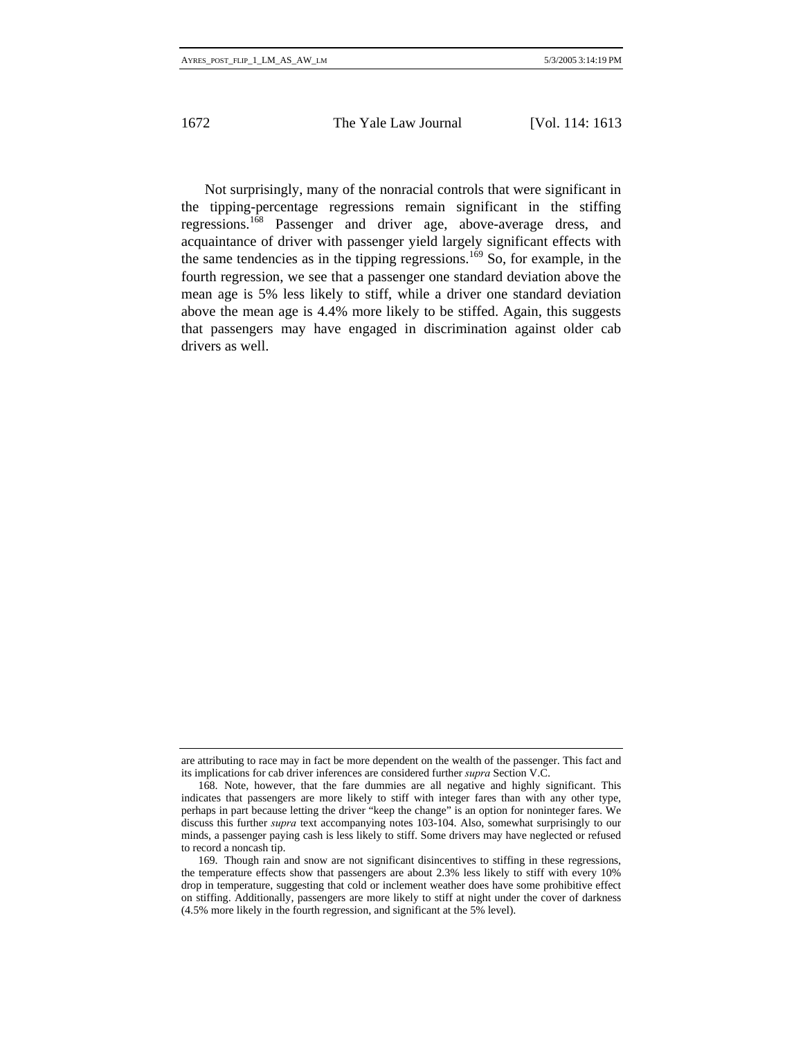Not surprisingly, many of the nonracial controls that were significant in the tipping-percentage regressions remain significant in the stiffing regressions.[168] Passenger and driver age, above-average dress, and acquaintance of driver with passenger yield largely significant effects with the same tendencies as in the tipping regressions.[169] So, for example, in the fourth regression, we see that a passenger one standard deviation above the mean age is 5% less likely to stiff, while a driver one standard deviation above the mean age is 4.4% more likely to be stiffed. Again, this suggests that passengers may have engaged in discrimination against older cab drivers as well.

---

are attributing to race may in fact be more dependent on the wealth of the passenger. This fact and its implications for cab driver inferences are considered further *supra* Section V.C.

168. Note, however, that the fare dummies are all negative and highly significant. This indicates that passengers are more likely to stiff with integer fares than with any other type, perhaps in part because letting the driver "keep the change" is an option for noninteger fares. We discuss this further *supra* text accompanying notes 103-104. Also, somewhat surprisingly to our minds, a passenger paying cash is less likely to stiff. Some drivers may have neglected or refused to record a noncash tip.

169. Though rain and snow are not significant disincentives to stiffing in these regressions, the temperature effects show that passengers are about 2.3% less likely to stiff with every 10% drop in temperature, suggesting that cold or inclement weather does have some prohibitive effect on stiffing. Additionally, passengers are more likely to stiff at night under the cover of darkness (4.5% more likely in the fourth regression, and significant at the 5% level).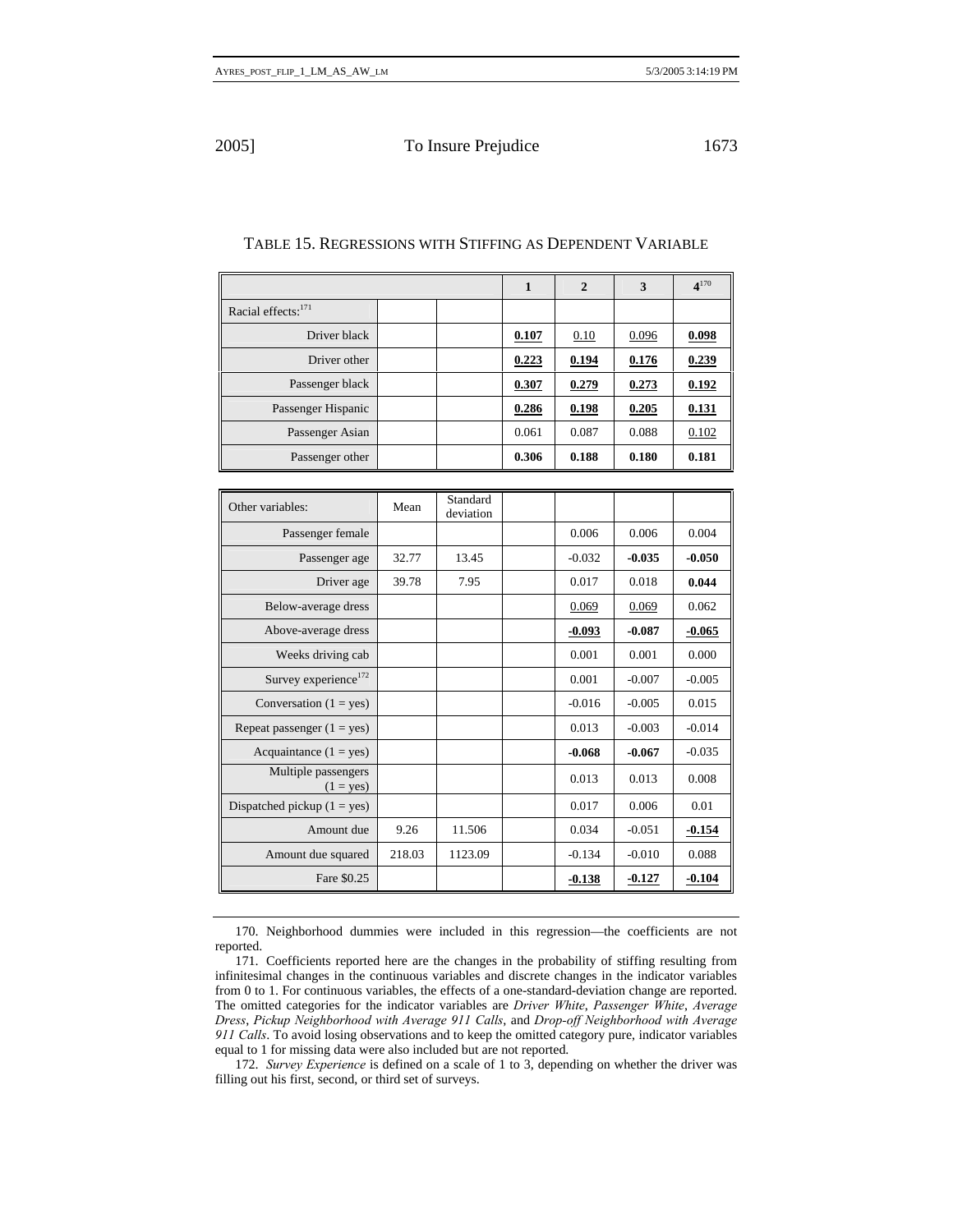TABLE 15. REGRESSIONS WITH STIFFING AS DEPENDENT VARIABLE

| | | | 1 | 2 | 3 | 4[170] |
|---|---|---|---|---|---|---|
| Racial effects:[171] | | | | | | |
| Driver black | | | <u>**0.107**</u> | <u>0.10</u> | <u>0.096</u> | <u>**0.098**</u> |
| Driver other | | | <u>**0.223**</u> | <u>**0.194**</u> | <u>**0.176**</u> | <u>**0.239**</u> |
| Passenger black | | | <u>**0.307**</u> | <u>**0.279**</u> | <u>**0.273**</u> | <u>**0.192**</u> |
| Passenger Hispanic | | | <u>**0.286**</u> | <u>**0.198**</u> | <u>**0.205**</u> | <u>**0.131**</u> |
| Passenger Asian | | | 0.061 | 0.087 | 0.088 | <u>0.102</u> |
| Passenger other | | | **0.306** | **0.188** | **0.180** | **0.181** |
| Other variables: | Mean | Standard deviation | | | | |
| Passenger female | | | | 0.006 | 0.006 | 0.004 |
| Passenger age | 32.77 | 13.45 | | -0.032 | **-0.035** | **-0.050** |
| Driver age | 39.78 | 7.95 | | 0.017 | 0.018 | **0.044** |
| Below-average dress | | | | <u>0.069</u> | <u>0.069</u> | 0.062 |
| Above-average dress | | | | <u>**-0.093**</u> | **-0.087** | <u>**-0.065**</u> |
| Weeks driving cab | | | | 0.001 | 0.001 | 0.000 |
| Survey experience[172] | | | | 0.001 | -0.007 | -0.005 |
| Conversation (1 = yes) | | | | -0.016 | -0.005 | 0.015 |
| Repeat passenger (1 = yes) | | | | 0.013 | -0.003 | -0.014 |
| Acquaintance (1 = yes) | | | | **-0.068** | **-0.067** | -0.035 |
| Multiple passengers (1 = yes) | | | | 0.013 | 0.013 | 0.008 |
| Dispatched pickup (1 = yes) | | | | 0.017 | 0.006 | 0.01 |
| Amount due | 9.26 | 11.506 | | 0.034 | -0.051 | <u>**-0.154**</u> |
| Amount due squared | 218.03 | 1123.09 | | -0.134 | -0.010 | 0.088 |
| Fare $0.25 | | | | <u>**-0.138**</u> | <u>**-0.127**</u> | <u>**-0.104**</u> |

170. Neighborhood dummies were included in this regression—the coefficients are not reported.

171. Coefficients reported here are the changes in the probability of stiffing resulting from infinitesimal changes in the continuous variables and discrete changes in the indicator variables from 0 to 1. For continuous variables, the effects of a one-standard-deviation change are reported. The omitted categories for the indicator variables are *Driver White*, *Passenger White*, *Average Dress*, *Pickup Neighborhood with Average 911 Calls*, and *Drop-off Neighborhood with Average 911 Calls*. To avoid losing observations and to keep the omitted category pure, indicator variables equal to 1 for missing data were also included but are not reported.

172. *Survey Experience* is defined on a scale of 1 to 3, depending on whether the driver was filling out his first, second, or third set of surveys.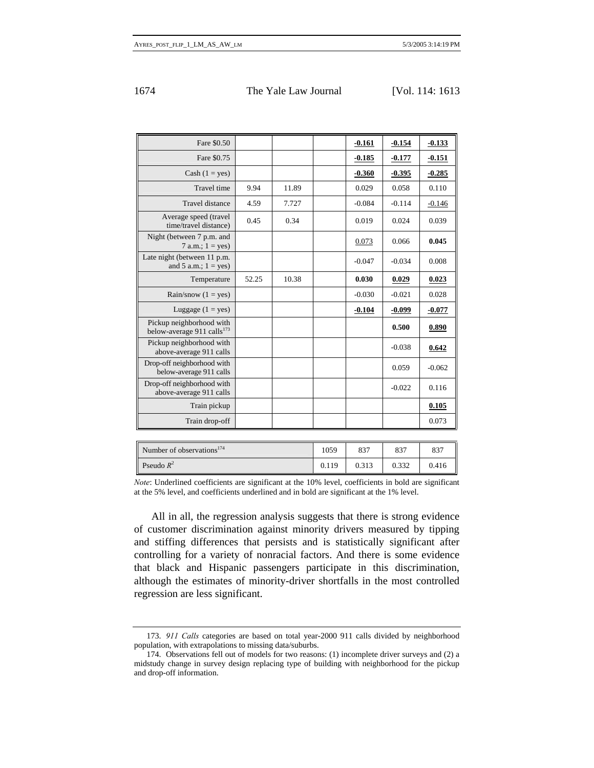| | | | | | | |
|---|---|---|---|---|---|---|
| Fare $0.50 | | | | **<u>-0.161</u>** | **<u>-0.154</u>** | **<u>-0.133</u>** |
| Fare $0.75 | | | | **<u>-0.185</u>** | **<u>-0.177</u>** | **<u>-0.151</u>** |
| Cash (1 = yes) | | | | **<u>-0.360</u>** | **<u>-0.395</u>** | **<u>-0.285</u>** |
| Travel time | 9.94 | 11.89 | | 0.029 | 0.058 | 0.110 |
| Travel distance | 4.59 | 7.727 | | -0.084 | -0.114 | <u>-0.146</u> |
| Average speed (travel time/travel distance) | 0.45 | 0.34 | | 0.019 | 0.024 | 0.039 |
| Night (between 7 p.m. and 7 a.m.; 1 = yes) | | | | <u>0.073</u> | 0.066 | **0.045** |
| Late night (between 11 p.m. and 5 a.m.; 1 = yes) | | | | -0.047 | -0.034 | 0.008 |
| Temperature | 52.25 | 10.38 | | **0.030** | **<u>0.029</u>** | **<u>0.023</u>** |
| Rain/snow (1 = yes) | | | | -0.030 | -0.021 | 0.028 |
| Luggage (1 = yes) | | | | **<u>-0.104</u>** | **<u>-0.099</u>** | **<u>-0.077</u>** |
| Pickup neighborhood with below-average 911 calls[173] | | | | | **0.500** | **<u>0.890</u>** |
| Pickup neighborhood with above-average 911 calls | | | | | -0.038 | **<u>0.642</u>** |
| Drop-off neighborhood with below-average 911 calls | | | | | 0.059 | -0.062 |
| Drop-off neighborhood with above-average 911 calls | | | | | -0.022 | 0.116 |
| Train pickup | | | | | | **<u>0.105</u>** |
| Train drop-off | | | | | | 0.073 |
| Number of observations[174] | | | 1059 | 837 | 837 | 837 |
| Pseudo $R^2$ | | | 0.119 | 0.313 | 0.332 | 0.416 |

*Note*: Underlined coefficients are significant at the 10% level, coefficients in bold are significant at the 5% level, and coefficients underlined and in bold are significant at the 1% level.

All in all, the regression analysis suggests that there is strong evidence of customer discrimination against minority drivers measured by tipping and stiffing differences that persists and is statistically significant after controlling for a variety of nonracial factors. And there is some evidence that black and Hispanic passengers participate in this discrimination, although the estimates of minority-driver shortfalls in the most controlled regression are less significant.

173. *911 Calls* categories are based on total year-2000 911 calls divided by neighborhood population, with extrapolations to missing data/suburbs.

174. Observations fell out of models for two reasons: (1) incomplete driver surveys and (2) a midstudy change in survey design replacing type of building with neighborhood for the pickup and drop-off information.